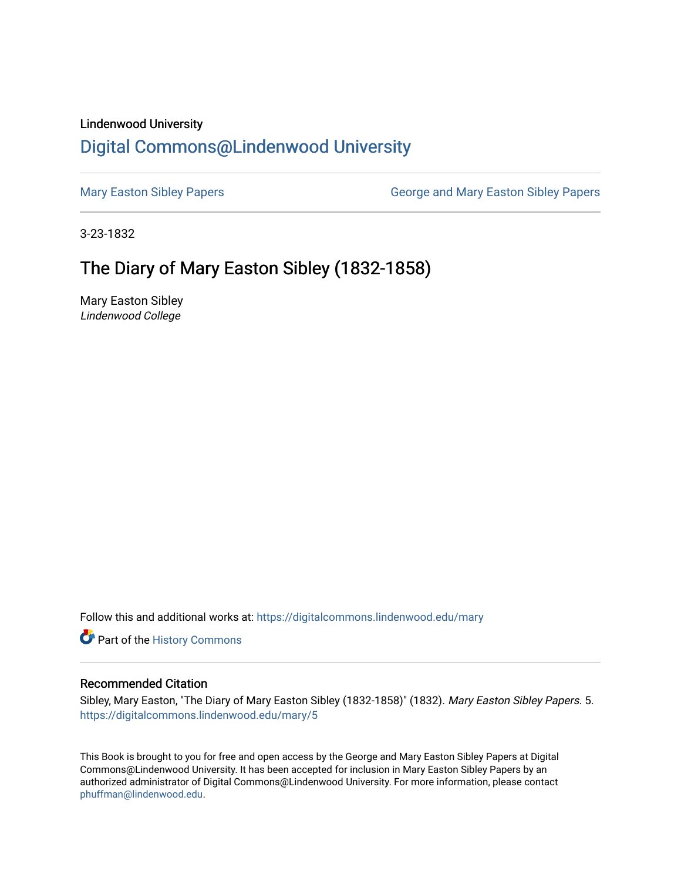Lindenwood University

# Digital Commons@Lindenwood University

Mary Easton Sibley Papers

George and Mary Easton Sibley Papers

3-23-1832

## The Diary of Mary Easton Sibley (1832-1858)

Mary Easton Sibley
*Lindenwood College*

Follow this and additional works at: https://digitalcommons.lindenwood.edu/mary

Part of the History Commons

### Recommended Citation

Sibley, Mary Easton, "The Diary of Mary Easton Sibley (1832-1858)" (1832). *Mary Easton Sibley Papers*. 5.
https://digitalcommons.lindenwood.edu/mary/5

This Book is brought to you for free and open access by the George and Mary Easton Sibley Papers at Digital Commons@Lindenwood University. It has been accepted for inclusion in Mary Easton Sibley Papers by an authorized administrator of Digital Commons@Lindenwood University. For more information, please contact phuffman@lindenwood.edu.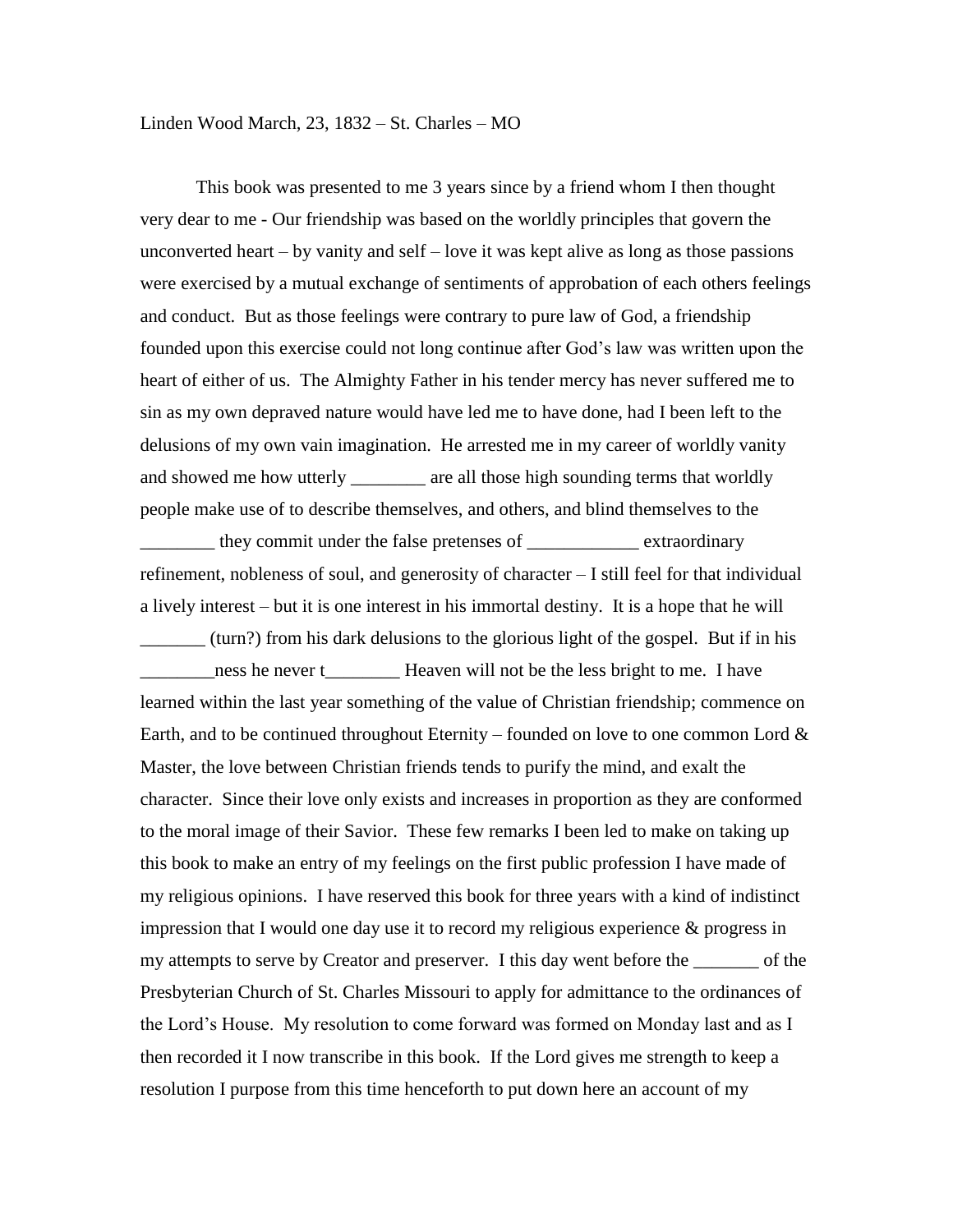Linden Wood March, 23, 1832 – St. Charles – MO

This book was presented to me 3 years since by a friend whom I then thought very dear to me - Our friendship was based on the worldly principles that govern the unconverted heart – by vanity and self – love it was kept alive as long as those passions were exercised by a mutual exchange of sentiments of approbation of each others feelings and conduct. But as those feelings were contrary to pure law of God, a friendship founded upon this exercise could not long continue after God's law was written upon the heart of either of us. The Almighty Father in his tender mercy has never suffered me to sin as my own depraved nature would have led me to have done, had I been left to the delusions of my own vain imagination. He arrested me in my career of worldly vanity and showed me how utterly ________ are all those high sounding terms that worldly people make use of to describe themselves, and others, and blind themselves to the ________ they commit under the false pretenses of ____________ extraordinary refinement, nobleness of soul, and generosity of character – I still feel for that individual a lively interest – but it is one interest in his immortal destiny. It is a hope that he will _______ (turn?) from his dark delusions to the glorious light of the gospel. But if in his ________ness he never t________ Heaven will not be the less bright to me. I have learned within the last year something of the value of Christian friendship; commence on Earth, and to be continued throughout Eternity – founded on love to one common Lord & Master, the love between Christian friends tends to purify the mind, and exalt the character. Since their love only exists and increases in proportion as they are conformed to the moral image of their Savior. These few remarks I been led to make on taking up this book to make an entry of my feelings on the first public profession I have made of my religious opinions. I have reserved this book for three years with a kind of indistinct impression that I would one day use it to record my religious experience & progress in my attempts to serve by Creator and preserver. I this day went before the _______ of the Presbyterian Church of St. Charles Missouri to apply for admittance to the ordinances of the Lord's House. My resolution to come forward was formed on Monday last and as I then recorded it I now transcribe in this book. If the Lord gives me strength to keep a resolution I purpose from this time henceforth to put down here an account of my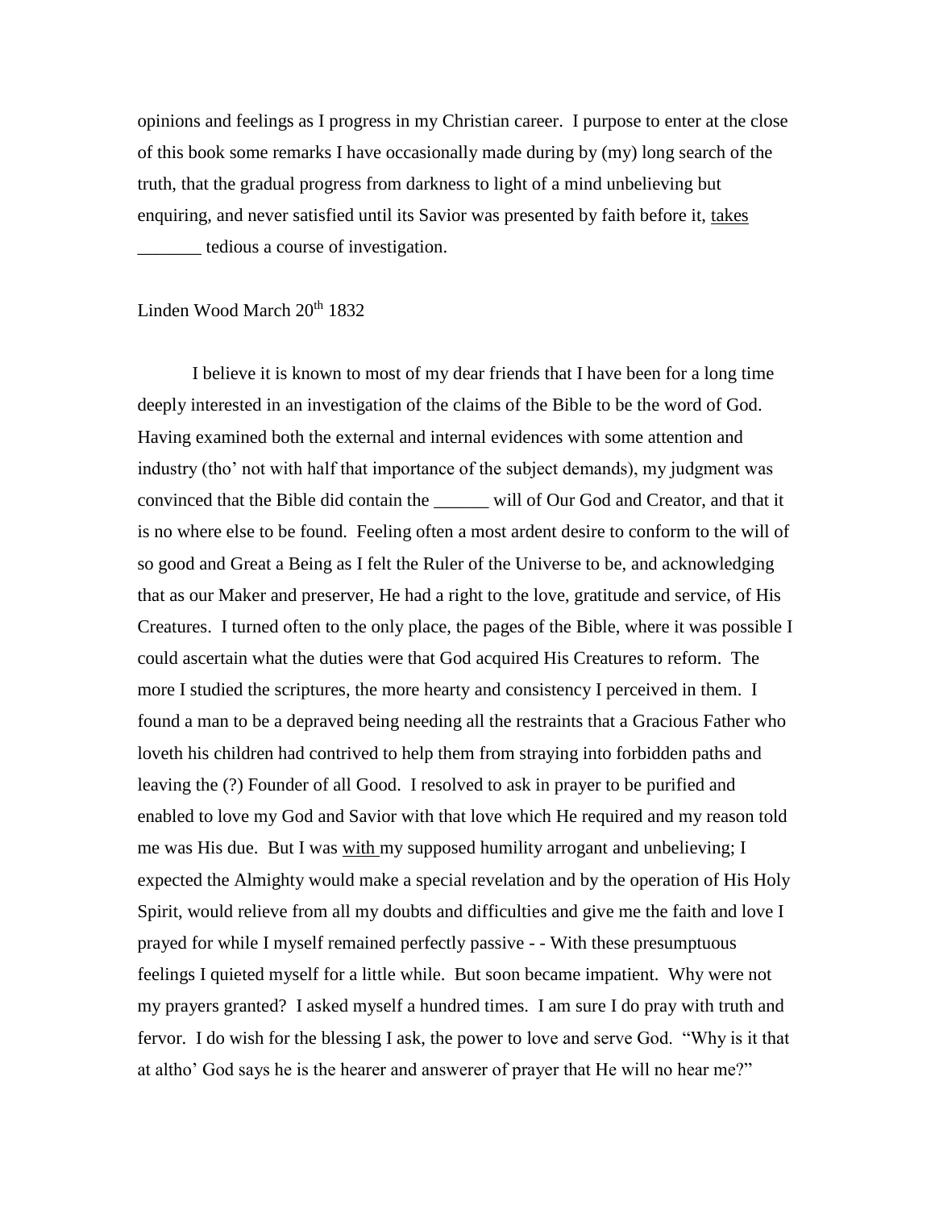opinions and feelings as I progress in my Christian career. I purpose to enter at the close of this book some remarks I have occasionally made during by (my) long search of the truth, that the gradual progress from darkness to light of a mind unbelieving but enquiring, and never satisfied until its Savior was presented by faith before it, <u>takes</u> _______ tedious a course of investigation.

Linden Wood March 20th 1832

I believe it is known to most of my dear friends that I have been for a long time deeply interested in an investigation of the claims of the Bible to be the word of God. Having examined both the external and internal evidences with some attention and industry (tho' not with half that importance of the subject demands), my judgment was convinced that the Bible did contain the ______ will of Our God and Creator, and that it is no where else to be found. Feeling often a most ardent desire to conform to the will of so good and Great a Being as I felt the Ruler of the Universe to be, and acknowledging that as our Maker and preserver, He had a right to the love, gratitude and service, of His Creatures. I turned often to the only place, the pages of the Bible, where it was possible I could ascertain what the duties were that God acquired His Creatures to reform. The more I studied the scriptures, the more hearty and consistency I perceived in them. I found a man to be a depraved being needing all the restraints that a Gracious Father who loveth his children had contrived to help them from straying into forbidden paths and leaving the (?) Founder of all Good. I resolved to ask in prayer to be purified and enabled to love my God and Savior with that love which He required and my reason told me was His due. But I was <u>with</u> my supposed humility arrogant and unbelieving; I expected the Almighty would make a special revelation and by the operation of His Holy Spirit, would relieve from all my doubts and difficulties and give me the faith and love I prayed for while I myself remained perfectly passive - - With these presumptuous feelings I quieted myself for a little while. But soon became impatient. Why were not my prayers granted? I asked myself a hundred times. I am sure I do pray with truth and fervor. I do wish for the blessing I ask, the power to love and serve God. "Why is it that at altho' God says he is the hearer and answerer of prayer that He will no hear me?"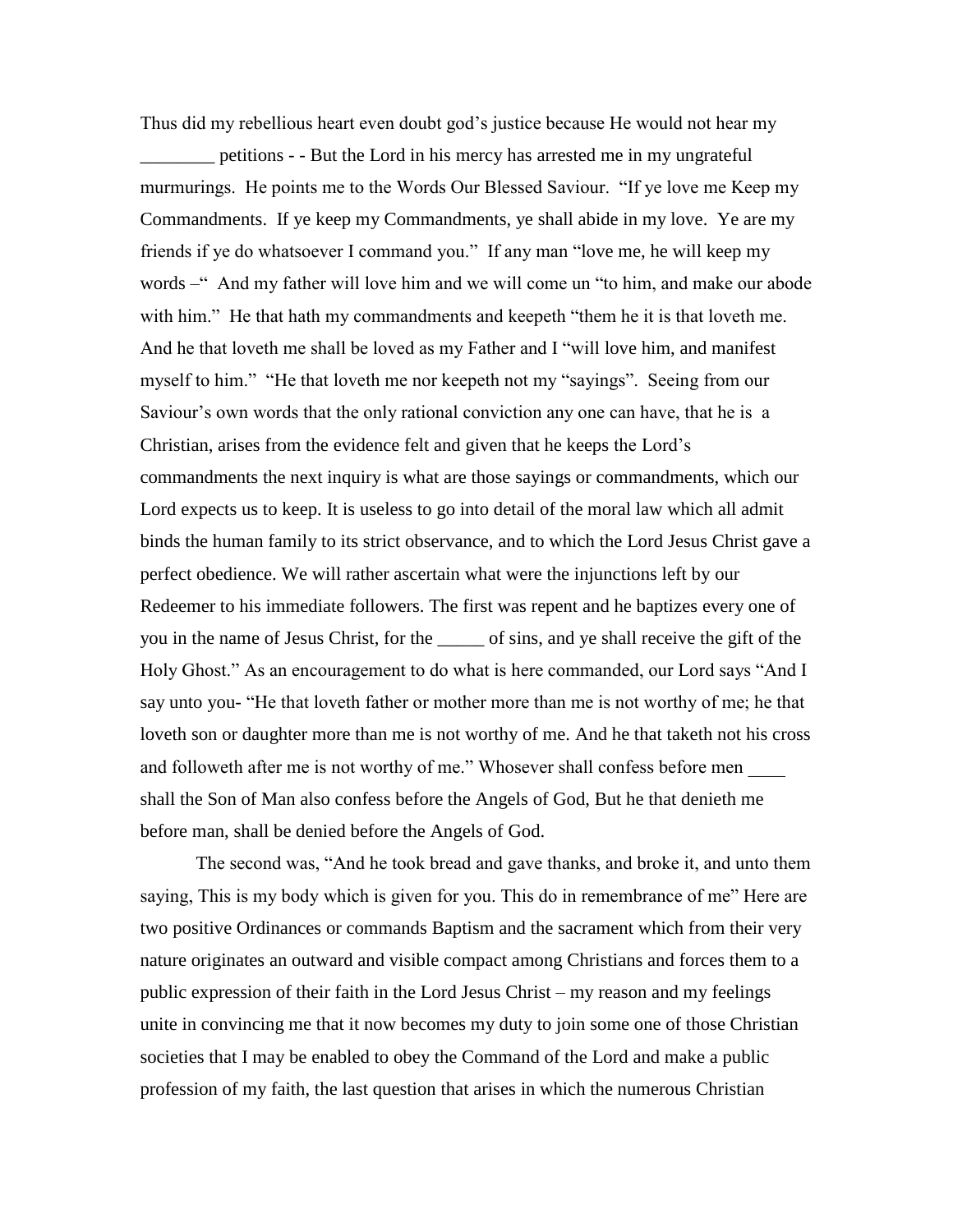Thus did my rebellious heart even doubt god's justice because He would not hear my ________ petitions - - But the Lord in his mercy has arrested me in my ungrateful murmurings. He points me to the Words Our Blessed Saviour. "If ye love me Keep my Commandments. If ye keep my Commandments, ye shall abide in my love. Ye are my friends if ye do whatsoever I command you." If any man "love me, he will keep my words –" And my father will love him and we will come un "to him, and make our abode with him." He that hath my commandments and keepeth "them he it is that loveth me. And he that loveth me shall be loved as my Father and I "will love him, and manifest myself to him." "He that loveth me nor keepeth not my "sayings". Seeing from our Saviour's own words that the only rational conviction any one can have, that he is a Christian, arises from the evidence felt and given that he keeps the Lord's commandments the next inquiry is what are those sayings or commandments, which our Lord expects us to keep. It is useless to go into detail of the moral law which all admit binds the human family to its strict observance, and to which the Lord Jesus Christ gave a perfect obedience. We will rather ascertain what were the injunctions left by our Redeemer to his immediate followers. The first was repent and he baptizes every one of you in the name of Jesus Christ, for the _____ of sins, and ye shall receive the gift of the Holy Ghost." As an encouragement to do what is here commanded, our Lord says "And I say unto you- "He that loveth father or mother more than me is not worthy of me; he that loveth son or daughter more than me is not worthy of me. And he that taketh not his cross and followeth after me is not worthy of me." Whosever shall confess before men ____ shall the Son of Man also confess before the Angels of God, But he that denieth me before man, shall be denied before the Angels of God.

The second was, "And he took bread and gave thanks, and broke it, and unto them saying, This is my body which is given for you. This do in remembrance of me" Here are two positive Ordinances or commands Baptism and the sacrament which from their very nature originates an outward and visible compact among Christians and forces them to a public expression of their faith in the Lord Jesus Christ – my reason and my feelings unite in convincing me that it now becomes my duty to join some one of those Christian societies that I may be enabled to obey the Command of the Lord and make a public profession of my faith, the last question that arises in which the numerous Christian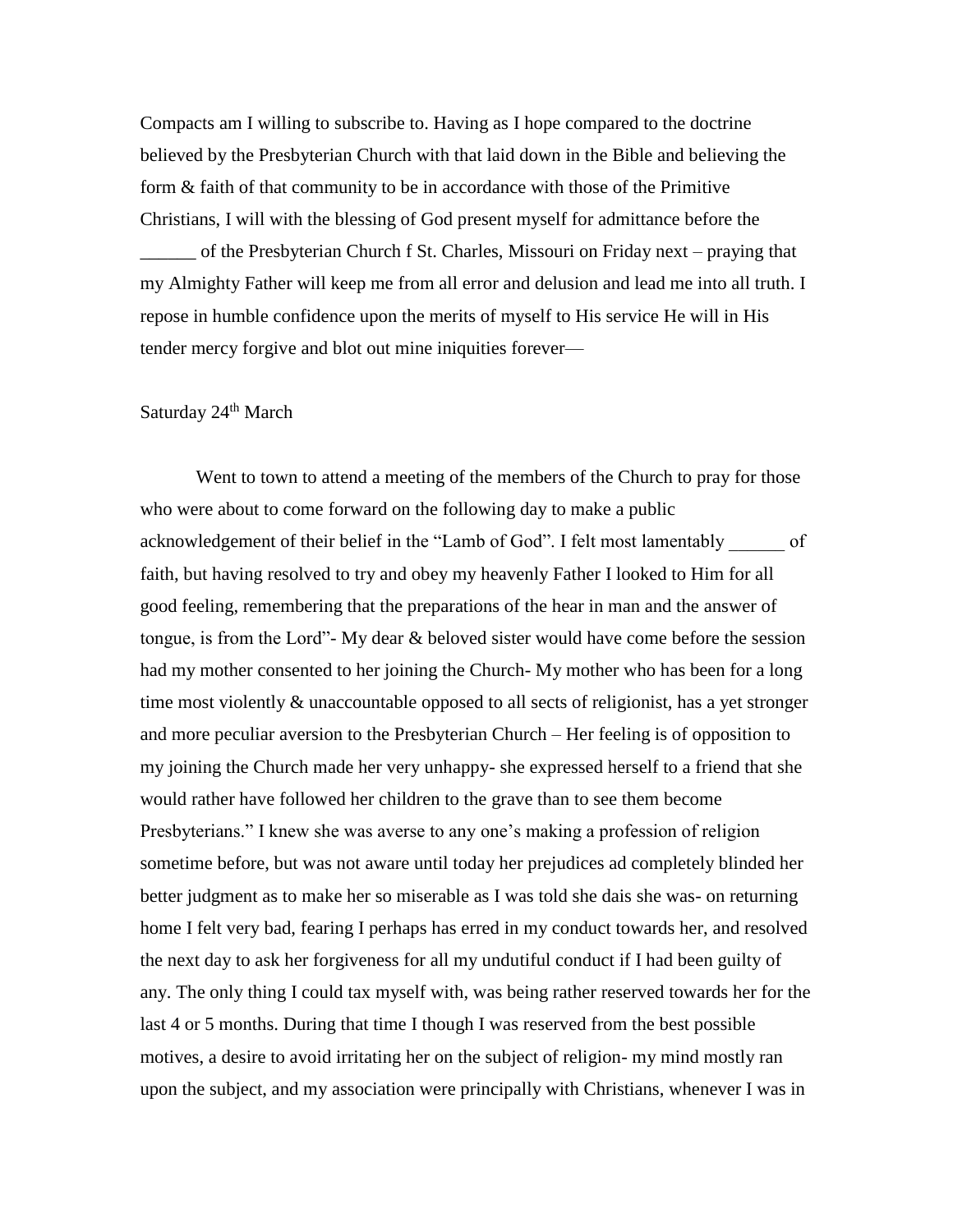Compacts am I willing to subscribe to. Having as I hope compared to the doctrine believed by the Presbyterian Church with that laid down in the Bible and believing the form & faith of that community to be in accordance with those of the Primitive Christians, I will with the blessing of God present myself for admittance before the ______ of the Presbyterian Church f St. Charles, Missouri on Friday next – praying that my Almighty Father will keep me from all error and delusion and lead me into all truth. I repose in humble confidence upon the merits of myself to His service He will in His tender mercy forgive and blot out mine iniquities forever—

Saturday 24th March

Went to town to attend a meeting of the members of the Church to pray for those who were about to come forward on the following day to make a public acknowledgement of their belief in the "Lamb of God". I felt most lamentably ______ of faith, but having resolved to try and obey my heavenly Father I looked to Him for all good feeling, remembering that the preparations of the hear in man and the answer of tongue, is from the Lord"- My dear & beloved sister would have come before the session had my mother consented to her joining the Church- My mother who has been for a long time most violently & unaccountable opposed to all sects of religionist, has a yet stronger and more peculiar aversion to the Presbyterian Church – Her feeling is of opposition to my joining the Church made her very unhappy- she expressed herself to a friend that she would rather have followed her children to the grave than to see them become Presbyterians." I knew she was averse to any one's making a profession of religion sometime before, but was not aware until today her prejudices ad completely blinded her better judgment as to make her so miserable as I was told she dais she was- on returning home I felt very bad, fearing I perhaps has erred in my conduct towards her, and resolved the next day to ask her forgiveness for all my undutiful conduct if I had been guilty of any. The only thing I could tax myself with, was being rather reserved towards her for the last 4 or 5 months. During that time I though I was reserved from the best possible motives, a desire to avoid irritating her on the subject of religion- my mind mostly ran upon the subject, and my association were principally with Christians, whenever I was in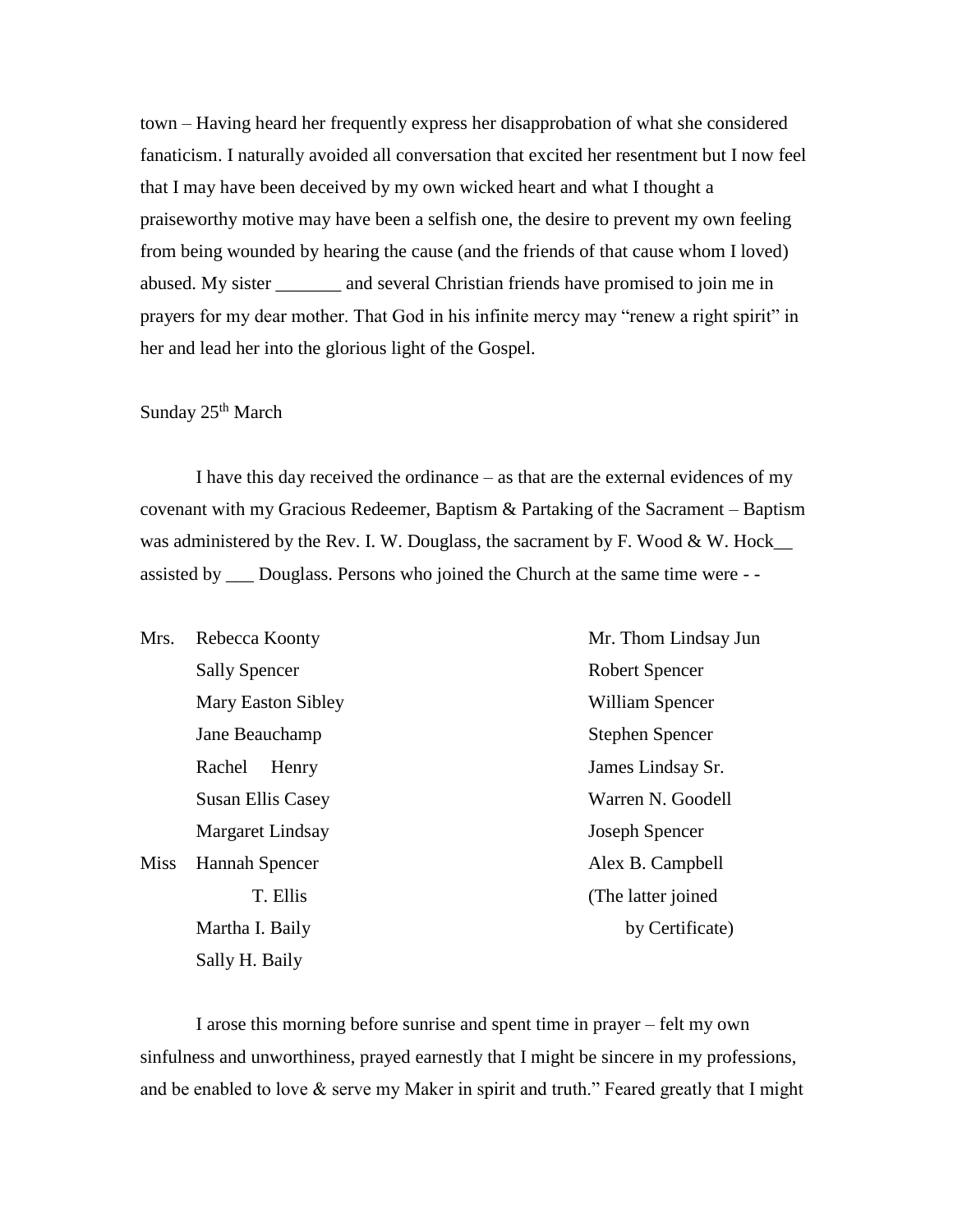town – Having heard her frequently express her disapprobation of what she considered fanaticism. I naturally avoided all conversation that excited her resentment but I now feel that I may have been deceived by my own wicked heart and what I thought a praiseworthy motive may have been a selfish one, the desire to prevent my own feeling from being wounded by hearing the cause (and the friends of that cause whom I loved) abused. My sister _______ and several Christian friends have promised to join me in prayers for my dear mother. That God in his infinite mercy may "renew a right spirit" in her and lead her into the glorious light of the Gospel.

Sunday 25th March

I have this day received the ordinance – as that are the external evidences of my covenant with my Gracious Redeemer, Baptism & Partaking of the Sacrament – Baptism was administered by the Rev. I. W. Douglass, the sacrament by F. Wood & W. Hock__ assisted by ___ Douglass. Persons who joined the Church at the same time were - -

| | | |
|---|---|---|
| Mrs. | Rebecca Koonty | Mr. Thom Lindsay Jun |
| | Sally Spencer | Robert Spencer |
| | Mary Easton Sibley | William Spencer |
| | Jane Beauchamp | Stephen Spencer |
| | Rachel Henry | James Lindsay Sr. |
| | Susan Ellis Casey | Warren N. Goodell |
| | Margaret Lindsay | Joseph Spencer |
| Miss | Hannah Spencer | Alex B. Campbell |
| | T. Ellis | (The latter joined |
| | Martha I. Baily | by Certificate) |
| | Sally H. Baily | |

I arose this morning before sunrise and spent time in prayer – felt my own sinfulness and unworthiness, prayed earnestly that I might be sincere in my professions, and be enabled to love & serve my Maker in spirit and truth." Feared greatly that I might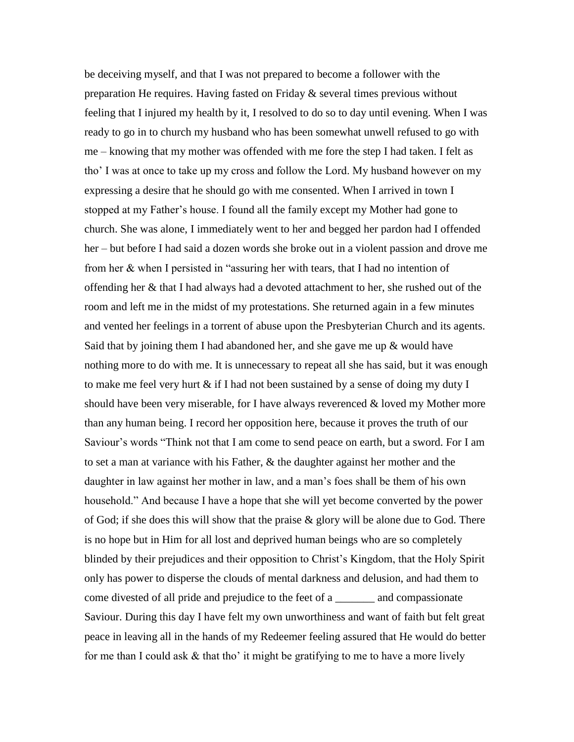be deceiving myself, and that I was not prepared to become a follower with the preparation He requires. Having fasted on Friday & several times previous without feeling that I injured my health by it, I resolved to do so to day until evening. When I was ready to go in to church my husband who has been somewhat unwell refused to go with me – knowing that my mother was offended with me fore the step I had taken. I felt as tho' I was at once to take up my cross and follow the Lord. My husband however on my expressing a desire that he should go with me consented. When I arrived in town I stopped at my Father's house. I found all the family except my Mother had gone to church. She was alone, I immediately went to her and begged her pardon had I offended her – but before I had said a dozen words she broke out in a violent passion and drove me from her & when I persisted in "assuring her with tears, that I had no intention of offending her & that I had always had a devoted attachment to her, she rushed out of the room and left me in the midst of my protestations. She returned again in a few minutes and vented her feelings in a torrent of abuse upon the Presbyterian Church and its agents. Said that by joining them I had abandoned her, and she gave me up & would have nothing more to do with me. It is unnecessary to repeat all she has said, but it was enough to make me feel very hurt & if I had not been sustained by a sense of doing my duty I should have been very miserable, for I have always reverenced & loved my Mother more than any human being. I record her opposition here, because it proves the truth of our Saviour's words "Think not that I am come to send peace on earth, but a sword. For I am to set a man at variance with his Father, & the daughter against her mother and the daughter in law against her mother in law, and a man's foes shall be them of his own household." And because I have a hope that she will yet become converted by the power of God; if she does this will show that the praise & glory will be alone due to God. There is no hope but in Him for all lost and deprived human beings who are so completely blinded by their prejudices and their opposition to Christ's Kingdom, that the Holy Spirit only has power to disperse the clouds of mental darkness and delusion, and had them to come divested of all pride and prejudice to the feet of a _______ and compassionate Saviour. During this day I have felt my own unworthiness and want of faith but felt great peace in leaving all in the hands of my Redeemer feeling assured that He would do better for me than I could ask & that tho' it might be gratifying to me to have a more lively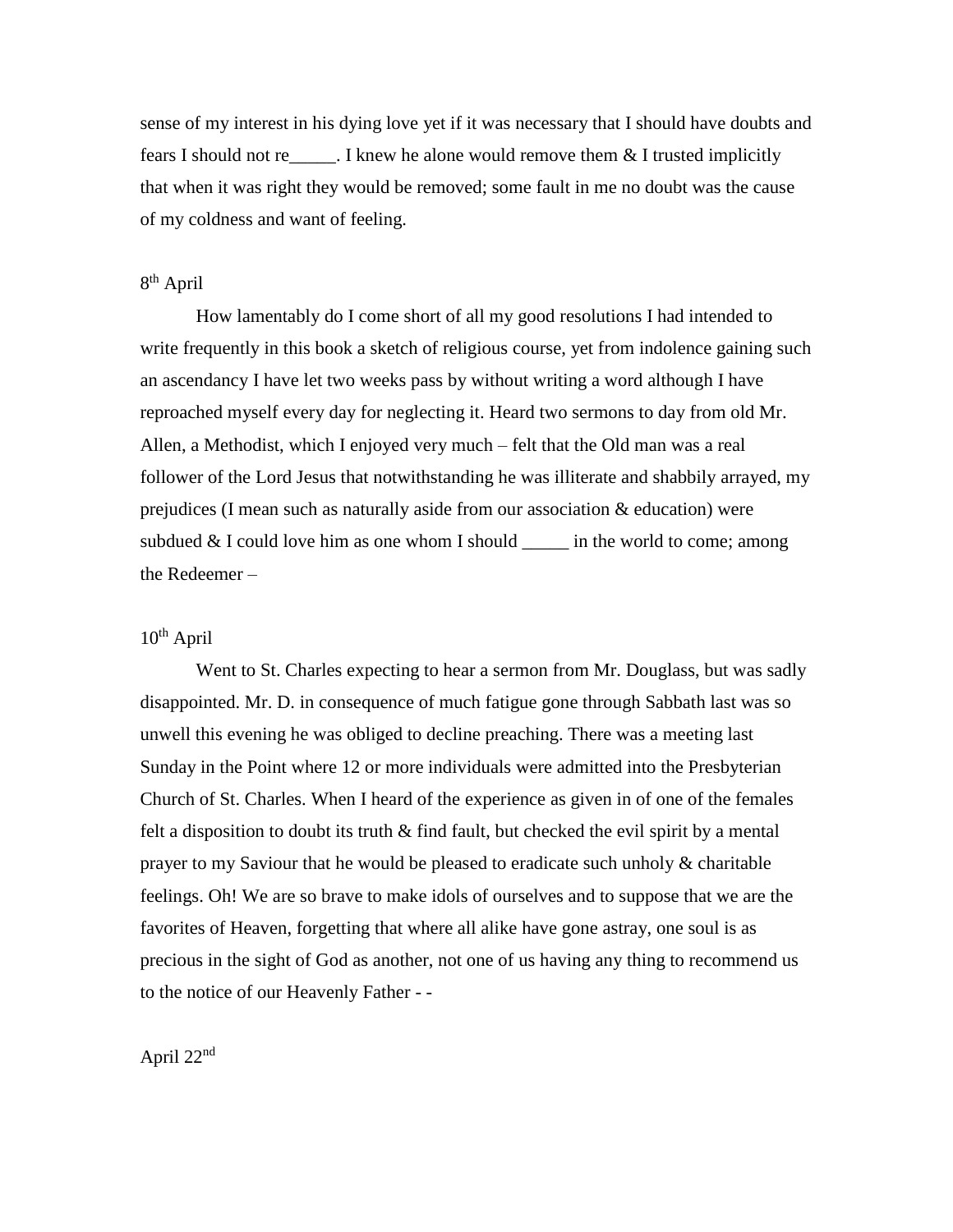sense of my interest in his dying love yet if it was necessary that I should have doubts and fears I should not re_____. I knew he alone would remove them & I trusted implicitly that when it was right they would be removed; some fault in me no doubt was the cause of my coldness and want of feeling.

8th April

How lamentably do I come short of all my good resolutions I had intended to write frequently in this book a sketch of religious course, yet from indolence gaining such an ascendancy I have let two weeks pass by without writing a word although I have reproached myself every day for neglecting it. Heard two sermons to day from old Mr. Allen, a Methodist, which I enjoyed very much – felt that the Old man was a real follower of the Lord Jesus that notwithstanding he was illiterate and shabbily arrayed, my prejudices (I mean such as naturally aside from our association & education) were subdued & I could love him as one whom I should _____ in the world to come; among the Redeemer –

10th April

Went to St. Charles expecting to hear a sermon from Mr. Douglass, but was sadly disappointed. Mr. D. in consequence of much fatigue gone through Sabbath last was so unwell this evening he was obliged to decline preaching. There was a meeting last Sunday in the Point where 12 or more individuals were admitted into the Presbyterian Church of St. Charles. When I heard of the experience as given in of one of the females felt a disposition to doubt its truth & find fault, but checked the evil spirit by a mental prayer to my Saviour that he would be pleased to eradicate such unholy & charitable feelings. Oh! We are so brave to make idols of ourselves and to suppose that we are the favorites of Heaven, forgetting that where all alike have gone astray, one soul is as precious in the sight of God as another, not one of us having any thing to recommend us to the notice of our Heavenly Father - -

April 22nd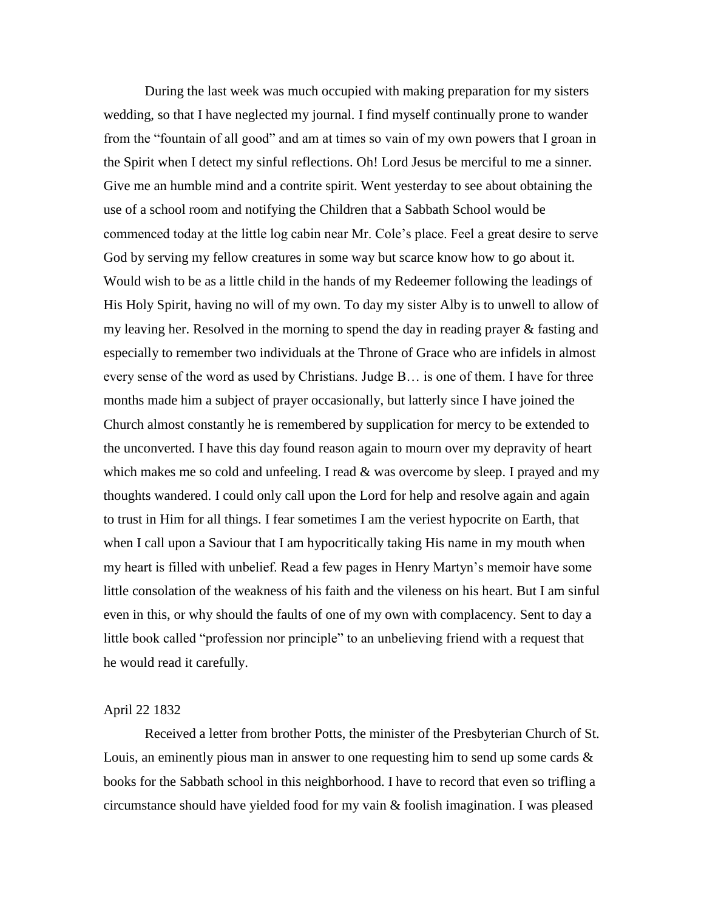During the last week was much occupied with making preparation for my sisters wedding, so that I have neglected my journal. I find myself continually prone to wander from the "fountain of all good" and am at times so vain of my own powers that I groan in the Spirit when I detect my sinful reflections. Oh! Lord Jesus be merciful to me a sinner. Give me an humble mind and a contrite spirit. Went yesterday to see about obtaining the use of a school room and notifying the Children that a Sabbath School would be commenced today at the little log cabin near Mr. Cole's place. Feel a great desire to serve God by serving my fellow creatures in some way but scarce know how to go about it. Would wish to be as a little child in the hands of my Redeemer following the leadings of His Holy Spirit, having no will of my own. To day my sister Alby is to unwell to allow of my leaving her. Resolved in the morning to spend the day in reading prayer & fasting and especially to remember two individuals at the Throne of Grace who are infidels in almost every sense of the word as used by Christians. Judge B… is one of them. I have for three months made him a subject of prayer occasionally, but latterly since I have joined the Church almost constantly he is remembered by supplication for mercy to be extended to the unconverted. I have this day found reason again to mourn over my depravity of heart which makes me so cold and unfeeling. I read & was overcome by sleep. I prayed and my thoughts wandered. I could only call upon the Lord for help and resolve again and again to trust in Him for all things. I fear sometimes I am the veriest hypocrite on Earth, that when I call upon a Saviour that I am hypocritically taking His name in my mouth when my heart is filled with unbelief. Read a few pages in Henry Martyn's memoir have some little consolation of the weakness of his faith and the vileness on his heart. But I am sinful even in this, or why should the faults of one of my own with complacency. Sent to day a little book called "profession nor principle" to an unbelieving friend with a request that he would read it carefully.

April 22 1832

Received a letter from brother Potts, the minister of the Presbyterian Church of St. Louis, an eminently pious man in answer to one requesting him to send up some cards & books for the Sabbath school in this neighborhood. I have to record that even so trifling a circumstance should have yielded food for my vain & foolish imagination. I was pleased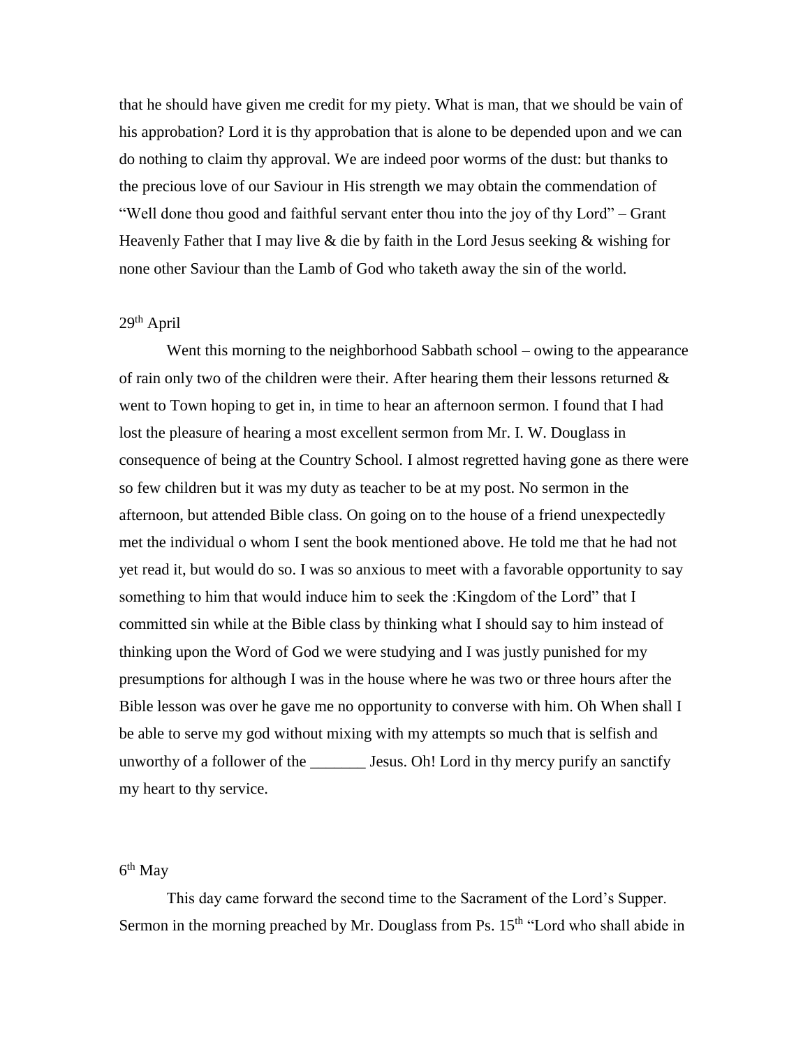that he should have given me credit for my piety. What is man, that we should be vain of his approbation? Lord it is thy approbation that is alone to be depended upon and we can do nothing to claim thy approval. We are indeed poor worms of the dust: but thanks to the precious love of our Saviour in His strength we may obtain the commendation of "Well done thou good and faithful servant enter thou into the joy of thy Lord" – Grant Heavenly Father that I may live & die by faith in the Lord Jesus seeking & wishing for none other Saviour than the Lamb of God who taketh away the sin of the world.

29th April

Went this morning to the neighborhood Sabbath school – owing to the appearance of rain only two of the children were their. After hearing them their lessons returned & went to Town hoping to get in, in time to hear an afternoon sermon. I found that I had lost the pleasure of hearing a most excellent sermon from Mr. I. W. Douglass in consequence of being at the Country School. I almost regretted having gone as there were so few children but it was my duty as teacher to be at my post. No sermon in the afternoon, but attended Bible class. On going on to the house of a friend unexpectedly met the individual o whom I sent the book mentioned above. He told me that he had not yet read it, but would do so. I was so anxious to meet with a favorable opportunity to say something to him that would induce him to seek the :Kingdom of the Lord" that I committed sin while at the Bible class by thinking what I should say to him instead of thinking upon the Word of God we were studying and I was justly punished for my presumptions for although I was in the house where he was two or three hours after the Bible lesson was over he gave me no opportunity to converse with him. Oh When shall I be able to serve my god without mixing with my attempts so much that is selfish and unworthy of a follower of the _______ Jesus. Oh! Lord in thy mercy purify an sanctify my heart to thy service.

6th May

This day came forward the second time to the Sacrament of the Lord's Supper. Sermon in the morning preached by Mr. Douglass from Ps. 15th "Lord who shall abide in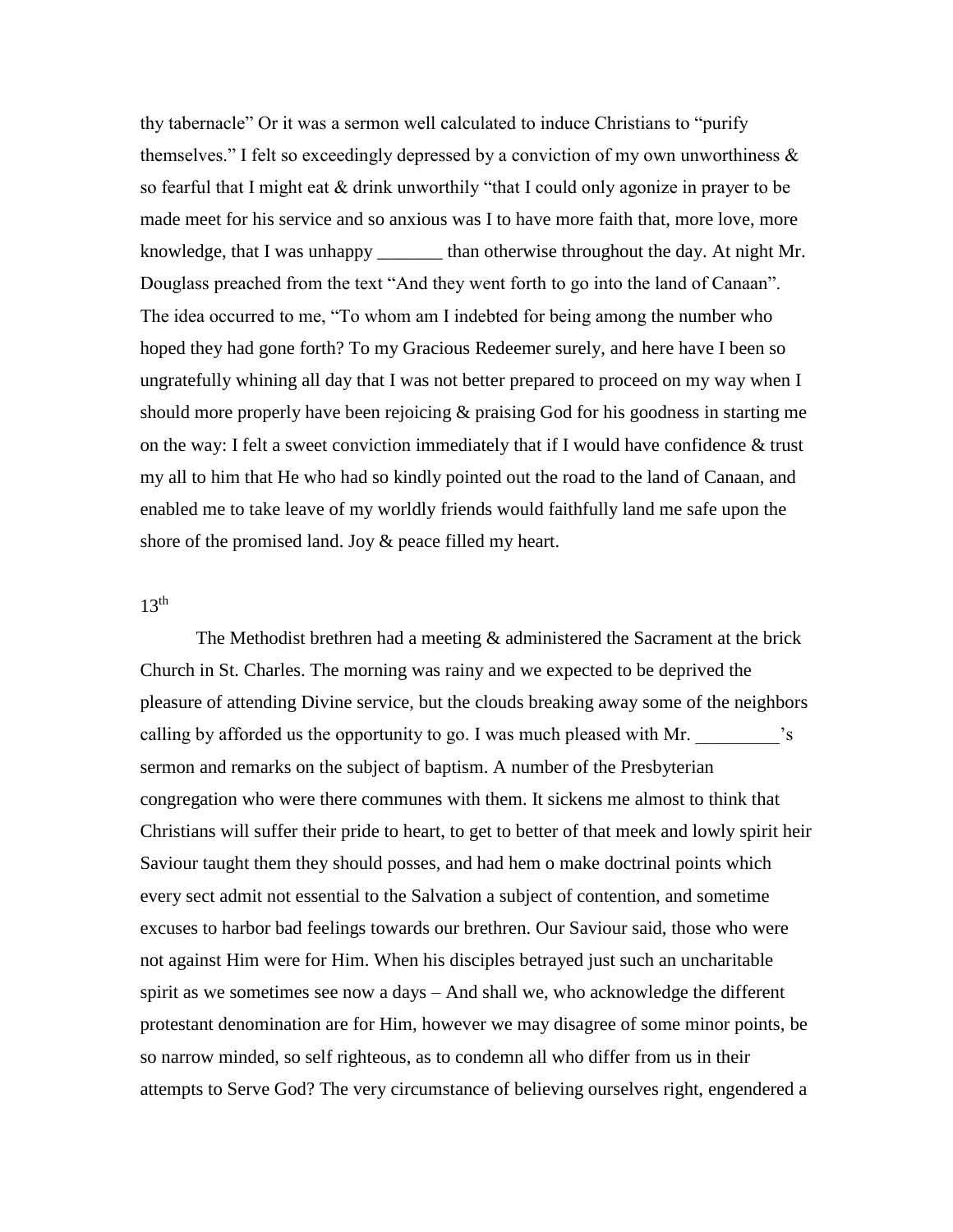thy tabernacle" Or it was a sermon well calculated to induce Christians to "purify themselves." I felt so exceedingly depressed by a conviction of my own unworthiness & so fearful that I might eat & drink unworthily "that I could only agonize in prayer to be made meet for his service and so anxious was I to have more faith that, more love, more knowledge, that I was unhappy _______ than otherwise throughout the day. At night Mr. Douglass preached from the text "And they went forth to go into the land of Canaan". The idea occurred to me, "To whom am I indebted for being among the number who hoped they had gone forth? To my Gracious Redeemer surely, and here have I been so ungratefully whining all day that I was not better prepared to proceed on my way when I should more properly have been rejoicing & praising God for his goodness in starting me on the way: I felt a sweet conviction immediately that if I would have confidence & trust my all to him that He who had so kindly pointed out the road to the land of Canaan, and enabled me to take leave of my worldly friends would faithfully land me safe upon the shore of the promised land. Joy & peace filled my heart.

13th

The Methodist brethren had a meeting & administered the Sacrament at the brick Church in St. Charles. The morning was rainy and we expected to be deprived the pleasure of attending Divine service, but the clouds breaking away some of the neighbors calling by afforded us the opportunity to go. I was much pleased with Mr. _________'s sermon and remarks on the subject of baptism. A number of the Presbyterian congregation who were there communes with them. It sickens me almost to think that Christians will suffer their pride to heart, to get to better of that meek and lowly spirit heir Saviour taught them they should posses, and had hem o make doctrinal points which every sect admit not essential to the Salvation a subject of contention, and sometime excuses to harbor bad feelings towards our brethren. Our Saviour said, those who were not against Him were for Him. When his disciples betrayed just such an uncharitable spirit as we sometimes see now a days – And shall we, who acknowledge the different protestant denomination are for Him, however we may disagree of some minor points, be so narrow minded, so self righteous, as to condemn all who differ from us in their attempts to Serve God? The very circumstance of believing ourselves right, engendered a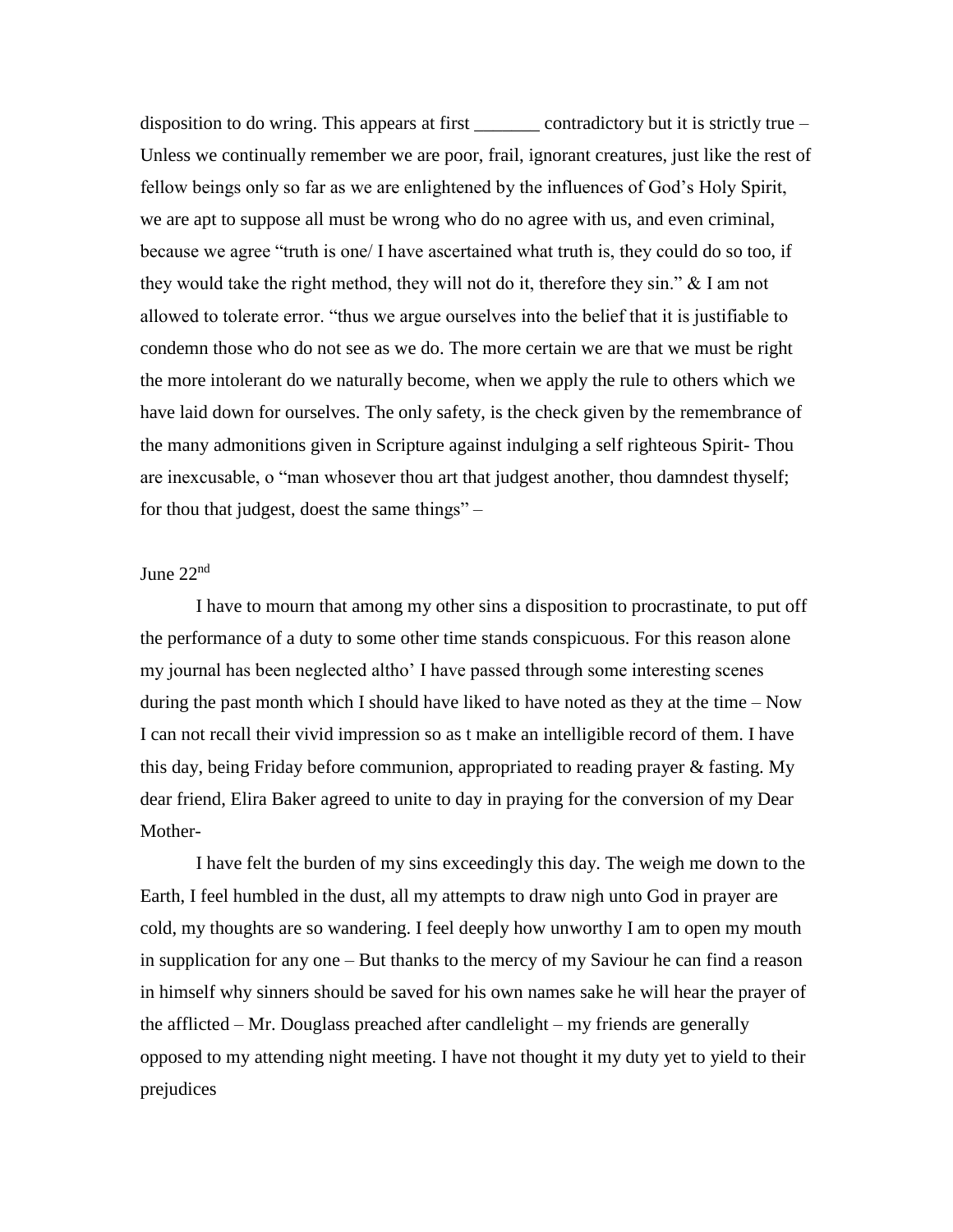disposition to do wring. This appears at first _______ contradictory but it is strictly true – Unless we continually remember we are poor, frail, ignorant creatures, just like the rest of fellow beings only so far as we are enlightened by the influences of God's Holy Spirit, we are apt to suppose all must be wrong who do no agree with us, and even criminal, because we agree "truth is one/ I have ascertained what truth is, they could do so too, if they would take the right method, they will not do it, therefore they sin." & I am not allowed to tolerate error. "thus we argue ourselves into the belief that it is justifiable to condemn those who do not see as we do. The more certain we are that we must be right the more intolerant do we naturally become, when we apply the rule to others which we have laid down for ourselves. The only safety, is the check given by the remembrance of the many admonitions given in Scripture against indulging a self righteous Spirit- Thou are inexcusable, o "man whosever thou art that judgest another, thou damndest thyself; for thou that judgest, doest the same things" –

June 22nd

I have to mourn that among my other sins a disposition to procrastinate, to put off the performance of a duty to some other time stands conspicuous. For this reason alone my journal has been neglected altho' I have passed through some interesting scenes during the past month which I should have liked to have noted as they at the time – Now I can not recall their vivid impression so as t make an intelligible record of them. I have this day, being Friday before communion, appropriated to reading prayer & fasting. My dear friend, Elira Baker agreed to unite to day in praying for the conversion of my Dear Mother-

I have felt the burden of my sins exceedingly this day. The weigh me down to the Earth, I feel humbled in the dust, all my attempts to draw nigh unto God in prayer are cold, my thoughts are so wandering. I feel deeply how unworthy I am to open my mouth in supplication for any one – But thanks to the mercy of my Saviour he can find a reason in himself why sinners should be saved for his own names sake he will hear the prayer of the afflicted – Mr. Douglass preached after candlelight – my friends are generally opposed to my attending night meeting. I have not thought it my duty yet to yield to their prejudices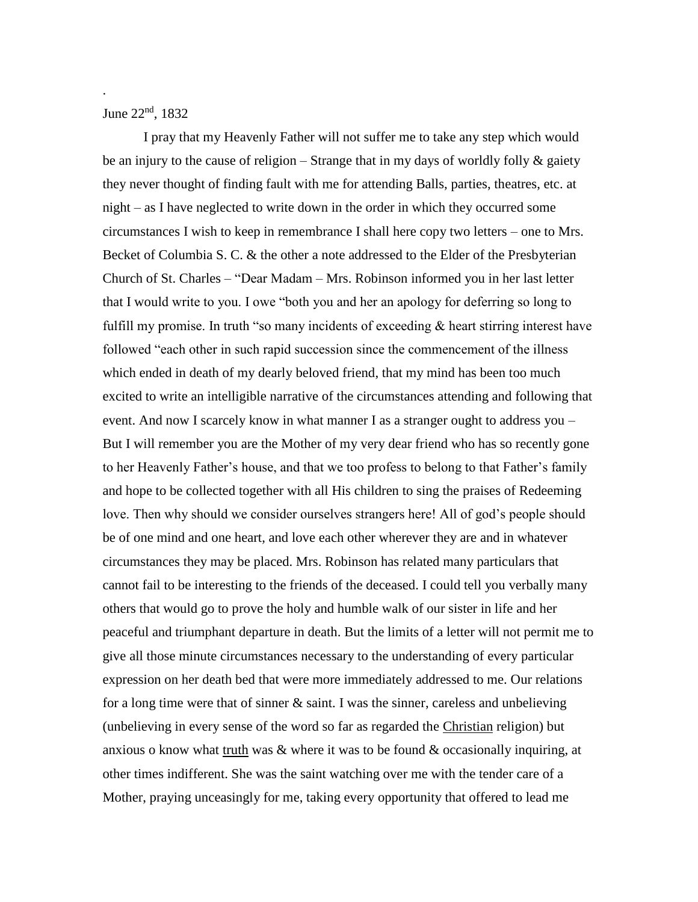.

June 22nd, 1832

I pray that my Heavenly Father will not suffer me to take any step which would be an injury to the cause of religion – Strange that in my days of worldly folly & gaiety they never thought of finding fault with me for attending Balls, parties, theatres, etc. at night – as I have neglected to write down in the order in which they occurred some circumstances I wish to keep in remembrance I shall here copy two letters – one to Mrs. Becket of Columbia S. C. & the other a note addressed to the Elder of the Presbyterian Church of St. Charles – "Dear Madam – Mrs. Robinson informed you in her last letter that I would write to you. I owe "both you and her an apology for deferring so long to fulfill my promise. In truth "so many incidents of exceeding & heart stirring interest have followed "each other in such rapid succession since the commencement of the illness which ended in death of my dearly beloved friend, that my mind has been too much excited to write an intelligible narrative of the circumstances attending and following that event. And now I scarcely know in what manner I as a stranger ought to address you – But I will remember you are the Mother of my very dear friend who has so recently gone to her Heavenly Father's house, and that we too profess to belong to that Father's family and hope to be collected together with all His children to sing the praises of Redeeming love. Then why should we consider ourselves strangers here! All of god's people should be of one mind and one heart, and love each other wherever they are and in whatever circumstances they may be placed. Mrs. Robinson has related many particulars that cannot fail to be interesting to the friends of the deceased. I could tell you verbally many others that would go to prove the holy and humble walk of our sister in life and her peaceful and triumphant departure in death. But the limits of a letter will not permit me to give all those minute circumstances necessary to the understanding of every particular expression on her death bed that were more immediately addressed to me. Our relations for a long time were that of sinner & saint. I was the sinner, careless and unbelieving (unbelieving in every sense of the word so far as regarded the <u>Christian</u> religion) but anxious o know what <u>truth</u> was & where it was to be found & occasionally inquiring, at other times indifferent. She was the saint watching over me with the tender care of a Mother, praying unceasingly for me, taking every opportunity that offered to lead me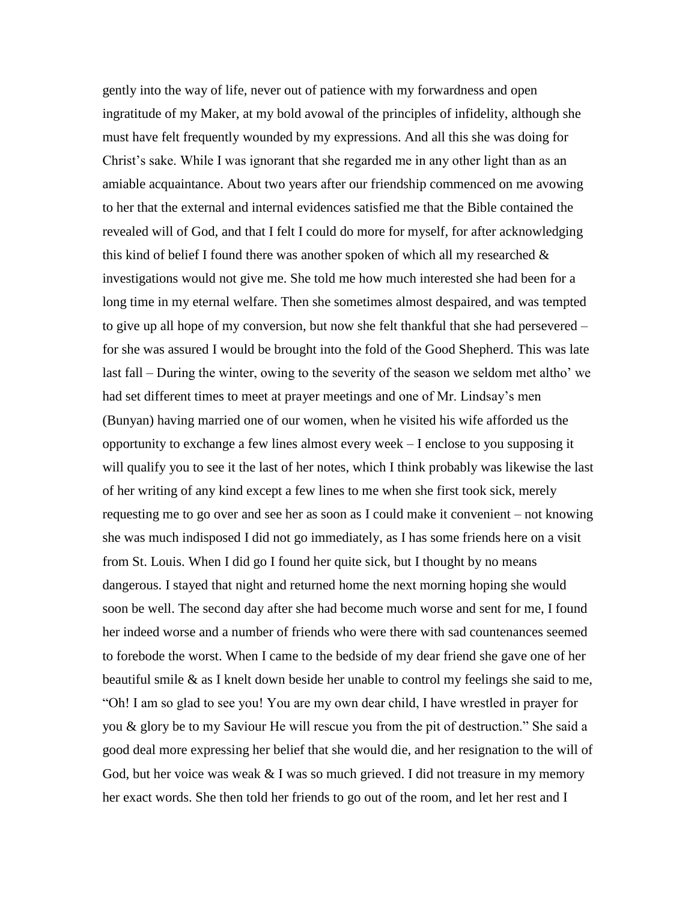gently into the way of life, never out of patience with my forwardness and open ingratitude of my Maker, at my bold avowal of the principles of infidelity, although she must have felt frequently wounded by my expressions. And all this she was doing for Christ's sake. While I was ignorant that she regarded me in any other light than as an amiable acquaintance. About two years after our friendship commenced on me avowing to her that the external and internal evidences satisfied me that the Bible contained the revealed will of God, and that I felt I could do more for myself, for after acknowledging this kind of belief I found there was another spoken of which all my researched & investigations would not give me. She told me how much interested she had been for a long time in my eternal welfare. Then she sometimes almost despaired, and was tempted to give up all hope of my conversion, but now she felt thankful that she had persevered – for she was assured I would be brought into the fold of the Good Shepherd. This was late last fall – During the winter, owing to the severity of the season we seldom met altho' we had set different times to meet at prayer meetings and one of Mr. Lindsay's men (Bunyan) having married one of our women, when he visited his wife afforded us the opportunity to exchange a few lines almost every week – I enclose to you supposing it will qualify you to see it the last of her notes, which I think probably was likewise the last of her writing of any kind except a few lines to me when she first took sick, merely requesting me to go over and see her as soon as I could make it convenient – not knowing she was much indisposed I did not go immediately, as I has some friends here on a visit from St. Louis. When I did go I found her quite sick, but I thought by no means dangerous. I stayed that night and returned home the next morning hoping she would soon be well. The second day after she had become much worse and sent for me, I found her indeed worse and a number of friends who were there with sad countenances seemed to forebode the worst. When I came to the bedside of my dear friend she gave one of her beautiful smile & as I knelt down beside her unable to control my feelings she said to me, "Oh! I am so glad to see you! You are my own dear child, I have wrestled in prayer for you & glory be to my Saviour He will rescue you from the pit of destruction." She said a good deal more expressing her belief that she would die, and her resignation to the will of God, but her voice was weak & I was so much grieved. I did not treasure in my memory her exact words. She then told her friends to go out of the room, and let her rest and I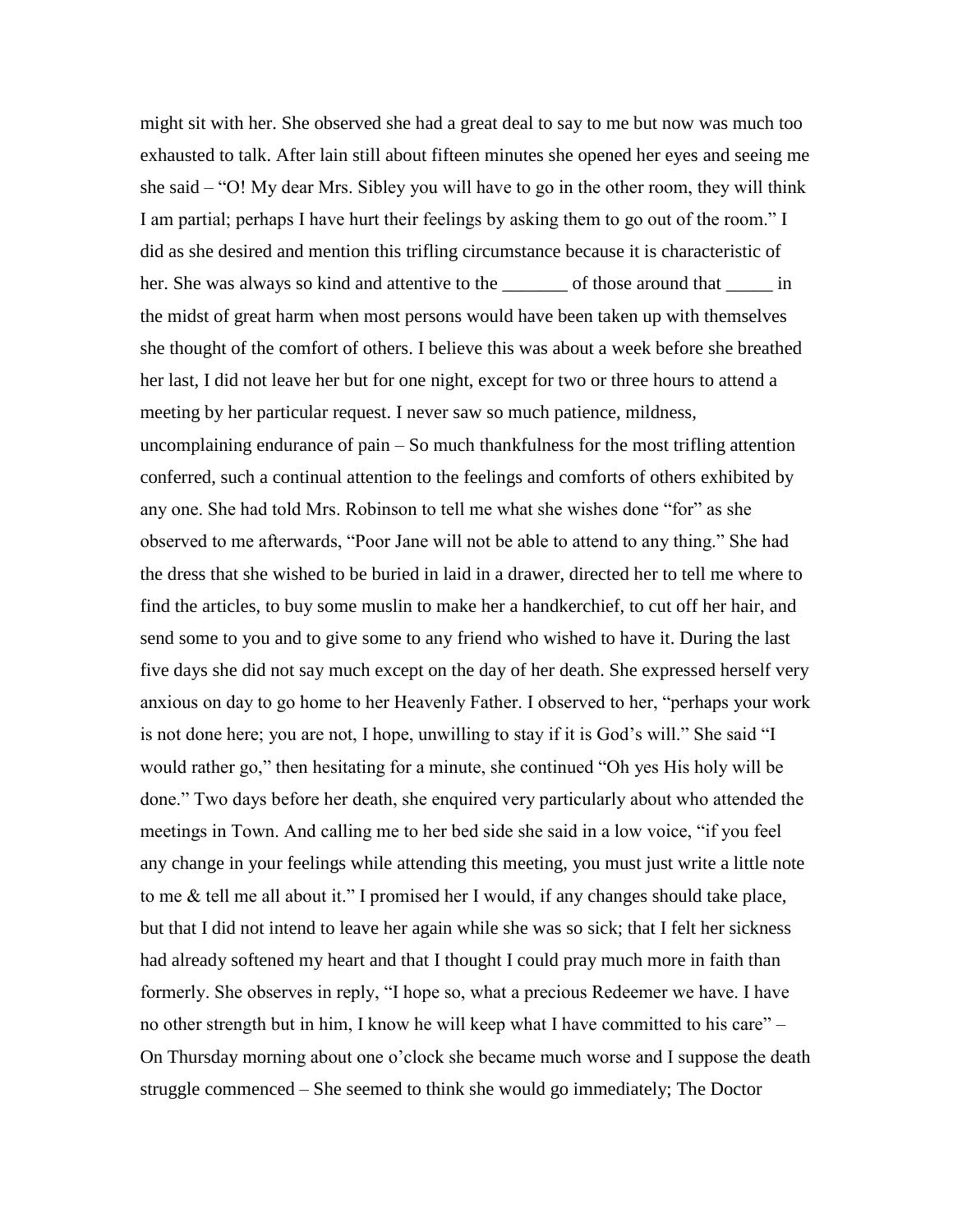might sit with her. She observed she had a great deal to say to me but now was much too exhausted to talk. After lain still about fifteen minutes she opened her eyes and seeing me she said – "O! My dear Mrs. Sibley you will have to go in the other room, they will think I am partial; perhaps I have hurt their feelings by asking them to go out of the room." I did as she desired and mention this trifling circumstance because it is characteristic of her. She was always so kind and attentive to the _______ of those around that _____ in the midst of great harm when most persons would have been taken up with themselves she thought of the comfort of others. I believe this was about a week before she breathed her last, I did not leave her but for one night, except for two or three hours to attend a meeting by her particular request. I never saw so much patience, mildness, uncomplaining endurance of pain – So much thankfulness for the most trifling attention conferred, such a continual attention to the feelings and comforts of others exhibited by any one. She had told Mrs. Robinson to tell me what she wishes done "for" as she observed to me afterwards, "Poor Jane will not be able to attend to any thing." She had the dress that she wished to be buried in laid in a drawer, directed her to tell me where to find the articles, to buy some muslin to make her a handkerchief, to cut off her hair, and send some to you and to give some to any friend who wished to have it. During the last five days she did not say much except on the day of her death. She expressed herself very anxious on day to go home to her Heavenly Father. I observed to her, "perhaps your work is not done here; you are not, I hope, unwilling to stay if it is God's will." She said "I would rather go," then hesitating for a minute, she continued "Oh yes His holy will be done." Two days before her death, she enquired very particularly about who attended the meetings in Town. And calling me to her bed side she said in a low voice, "if you feel any change in your feelings while attending this meeting, you must just write a little note to me & tell me all about it." I promised her I would, if any changes should take place, but that I did not intend to leave her again while she was so sick; that I felt her sickness had already softened my heart and that I thought I could pray much more in faith than formerly. She observes in reply, "I hope so, what a precious Redeemer we have. I have no other strength but in him, I know he will keep what I have committed to his care" – On Thursday morning about one o'clock she became much worse and I suppose the death struggle commenced – She seemed to think she would go immediately; The Doctor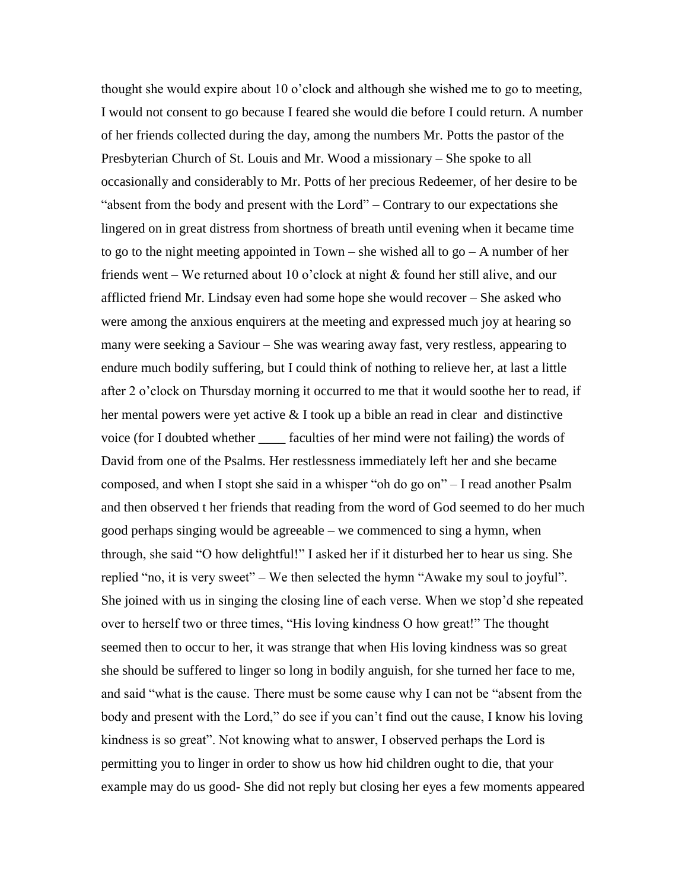thought she would expire about 10 o'clock and although she wished me to go to meeting, I would not consent to go because I feared she would die before I could return. A number of her friends collected during the day, among the numbers Mr. Potts the pastor of the Presbyterian Church of St. Louis and Mr. Wood a missionary – She spoke to all occasionally and considerably to Mr. Potts of her precious Redeemer, of her desire to be "absent from the body and present with the Lord" – Contrary to our expectations she lingered on in great distress from shortness of breath until evening when it became time to go to the night meeting appointed in Town – she wished all to go – A number of her friends went – We returned about 10 o'clock at night & found her still alive, and our afflicted friend Mr. Lindsay even had some hope she would recover – She asked who were among the anxious enquirers at the meeting and expressed much joy at hearing so many were seeking a Saviour – She was wearing away fast, very restless, appearing to endure much bodily suffering, but I could think of nothing to relieve her, at last a little after 2 o'clock on Thursday morning it occurred to me that it would soothe her to read, if her mental powers were yet active & I took up a bible an read in clear and distinctive voice (for I doubted whether ____ faculties of her mind were not failing) the words of David from one of the Psalms. Her restlessness immediately left her and she became composed, and when I stopt she said in a whisper "oh do go on" – I read another Psalm and then observed t her friends that reading from the word of God seemed to do her much good perhaps singing would be agreeable – we commenced to sing a hymn, when through, she said "O how delightful!" I asked her if it disturbed her to hear us sing. She replied "no, it is very sweet" – We then selected the hymn "Awake my soul to joyful". She joined with us in singing the closing line of each verse. When we stop'd she repeated over to herself two or three times, "His loving kindness O how great!" The thought seemed then to occur to her, it was strange that when His loving kindness was so great she should be suffered to linger so long in bodily anguish, for she turned her face to me, and said "what is the cause. There must be some cause why I can not be "absent from the body and present with the Lord," do see if you can't find out the cause, I know his loving kindness is so great". Not knowing what to answer, I observed perhaps the Lord is permitting you to linger in order to show us how hid children ought to die, that your example may do us good- She did not reply but closing her eyes a few moments appeared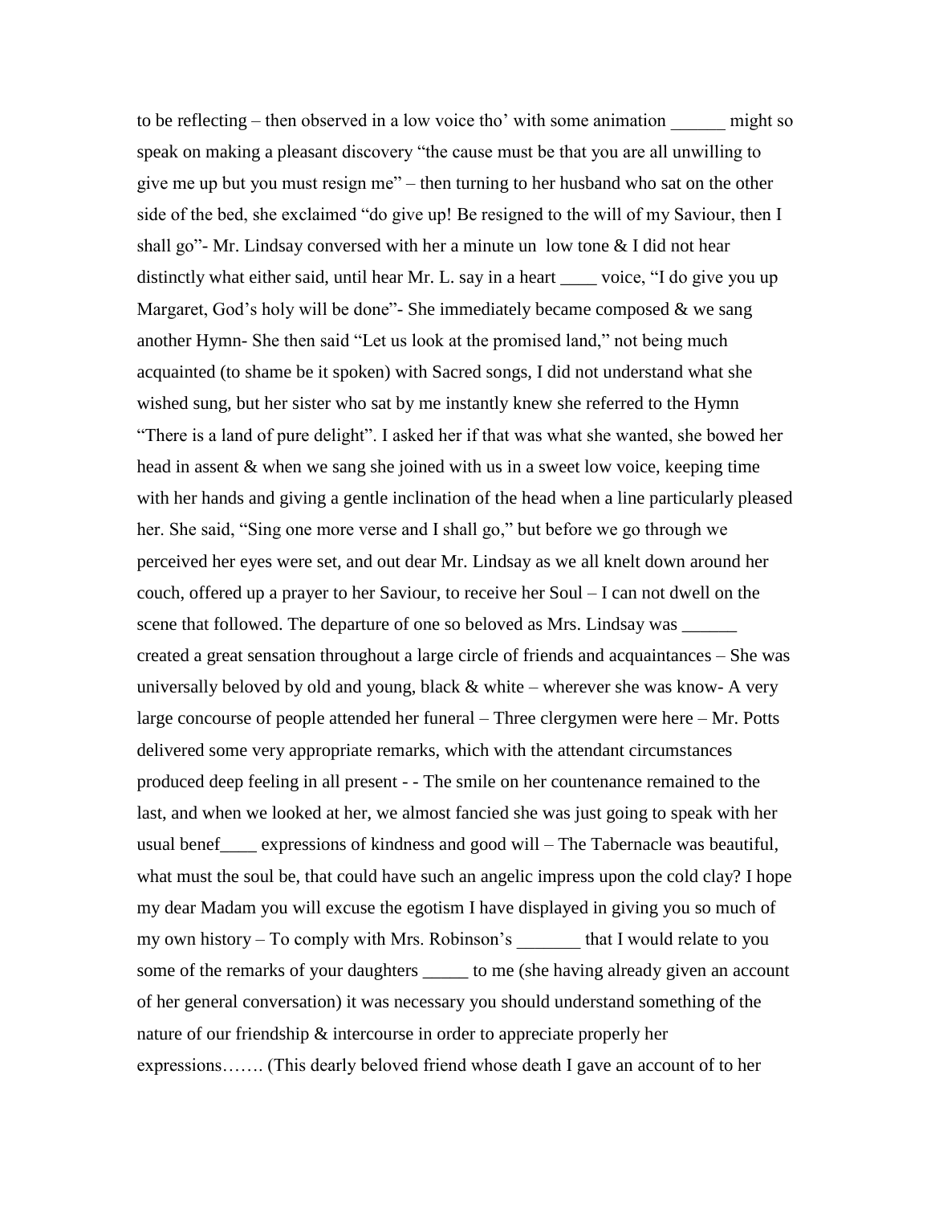to be reflecting – then observed in a low voice tho' with some animation ______ might so speak on making a pleasant discovery "the cause must be that you are all unwilling to give me up but you must resign me" – then turning to her husband who sat on the other side of the bed, she exclaimed "do give up! Be resigned to the will of my Saviour, then I shall go"- Mr. Lindsay conversed with her a minute un  low tone & I did not hear distinctly what either said, until hear Mr. L. say in a heart ____ voice, "I do give you up Margaret, God's holy will be done"- She immediately became composed & we sang another Hymn- She then said "Let us look at the promised land," not being much acquainted (to shame be it spoken) with Sacred songs, I did not understand what she wished sung, but her sister who sat by me instantly knew she referred to the Hymn "There is a land of pure delight". I asked her if that was what she wanted, she bowed her head in assent & when we sang she joined with us in a sweet low voice, keeping time with her hands and giving a gentle inclination of the head when a line particularly pleased her. She said, "Sing one more verse and I shall go," but before we go through we perceived her eyes were set, and out dear Mr. Lindsay as we all knelt down around her couch, offered up a prayer to her Saviour, to receive her Soul – I can not dwell on the scene that followed. The departure of one so beloved as Mrs. Lindsay was ______ created a great sensation throughout a large circle of friends and acquaintances – She was universally beloved by old and young, black & white – wherever she was know- A very large concourse of people attended her funeral – Three clergymen were here – Mr. Potts delivered some very appropriate remarks, which with the attendant circumstances produced deep feeling in all present - - The smile on her countenance remained to the last, and when we looked at her, we almost fancied she was just going to speak with her usual benef____ expressions of kindness and good will – The Tabernacle was beautiful, what must the soul be, that could have such an angelic impress upon the cold clay? I hope my dear Madam you will excuse the egotism I have displayed in giving you so much of my own history – To comply with Mrs. Robinson's _______ that I would relate to you some of the remarks of your daughters _____ to me (she having already given an account of her general conversation) it was necessary you should understand something of the nature of our friendship & intercourse in order to appreciate properly her expressions……. (This dearly beloved friend whose death I gave an account of to her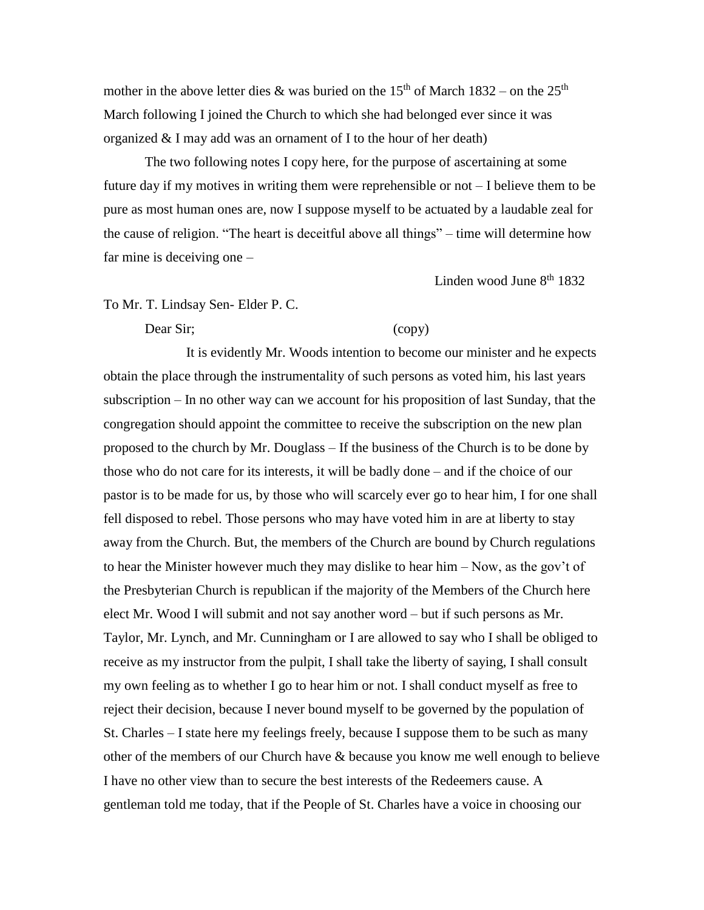mother in the above letter dies & was buried on the 15th of March 1832 – on the 25th March following I joined the Church to which she had belonged ever since it was organized & I may add was an ornament of I to the hour of her death)

The two following notes I copy here, for the purpose of ascertaining at some future day if my motives in writing them were reprehensible or not – I believe them to be pure as most human ones are, now I suppose myself to be actuated by a laudable zeal for the cause of religion. "The heart is deceitful above all things" – time will determine how far mine is deceiving one –

Linden wood June 8th 1832

To Mr. T. Lindsay Sen- Elder P. C.

Dear Sir; (copy)

It is evidently Mr. Woods intention to become our minister and he expects obtain the place through the instrumentality of such persons as voted him, his last years subscription – In no other way can we account for his proposition of last Sunday, that the congregation should appoint the committee to receive the subscription on the new plan proposed to the church by Mr. Douglass – If the business of the Church is to be done by those who do not care for its interests, it will be badly done – and if the choice of our pastor is to be made for us, by those who will scarcely ever go to hear him, I for one shall fell disposed to rebel. Those persons who may have voted him in are at liberty to stay away from the Church. But, the members of the Church are bound by Church regulations to hear the Minister however much they may dislike to hear him – Now, as the gov't of the Presbyterian Church is republican if the majority of the Members of the Church here elect Mr. Wood I will submit and not say another word – but if such persons as Mr. Taylor, Mr. Lynch, and Mr. Cunningham or I are allowed to say who I shall be obliged to receive as my instructor from the pulpit, I shall take the liberty of saying, I shall consult my own feeling as to whether I go to hear him or not. I shall conduct myself as free to reject their decision, because I never bound myself to be governed by the population of St. Charles – I state here my feelings freely, because I suppose them to be such as many other of the members of our Church have & because you know me well enough to believe I have no other view than to secure the best interests of the Redeemers cause. A gentleman told me today, that if the People of St. Charles have a voice in choosing our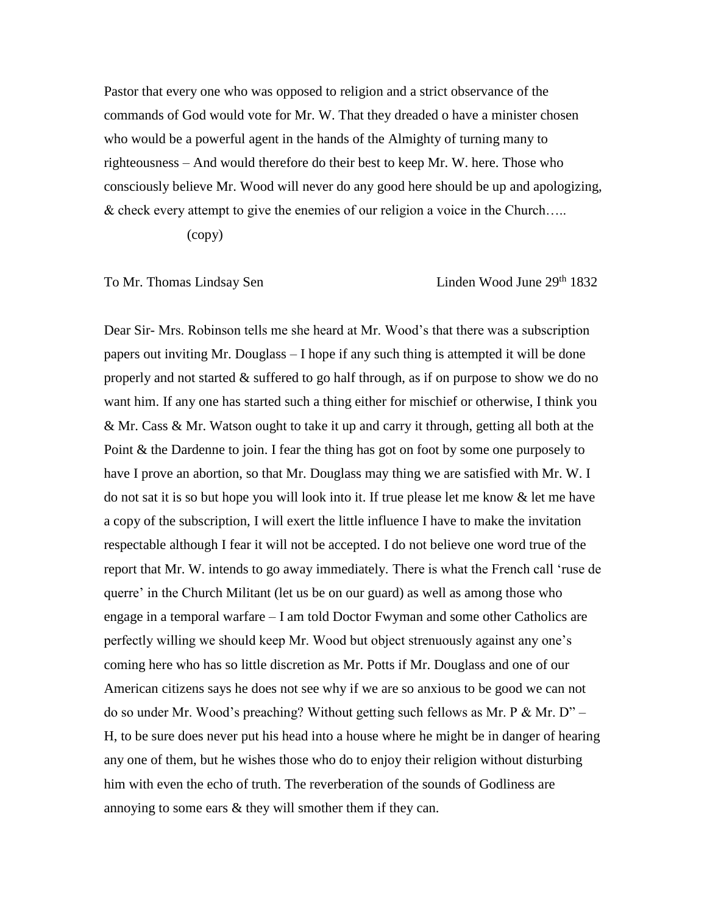Pastor that every one who was opposed to religion and a strict observance of the commands of God would vote for Mr. W. That they dreaded o have a minister chosen who would be a powerful agent in the hands of the Almighty of turning many to righteousness – And would therefore do their best to keep Mr. W. here. Those who consciously believe Mr. Wood will never do any good here should be up and apologizing, & check every attempt to give the enemies of our religion a voice in the Church…..

(copy)

To Mr. Thomas Lindsay Sen                                        Linden Wood June 29th 1832

Dear Sir- Mrs. Robinson tells me she heard at Mr. Wood's that there was a subscription papers out inviting Mr. Douglass – I hope if any such thing is attempted it will be done properly and not started & suffered to go half through, as if on purpose to show we do no want him. If any one has started such a thing either for mischief or otherwise, I think you & Mr. Cass & Mr. Watson ought to take it up and carry it through, getting all both at the Point & the Dardenne to join. I fear the thing has got on foot by some one purposely to have I prove an abortion, so that Mr. Douglass may thing we are satisfied with Mr. W. I do not sat it is so but hope you will look into it. If true please let me know & let me have a copy of the subscription, I will exert the little influence I have to make the invitation respectable although I fear it will not be accepted. I do not believe one word true of the report that Mr. W. intends to go away immediately. There is what the French call 'ruse de querre' in the Church Militant (let us be on our guard) as well as among those who engage in a temporal warfare – I am told Doctor Fwyman and some other Catholics are perfectly willing we should keep Mr. Wood but object strenuously against any one's coming here who has so little discretion as Mr. Potts if Mr. Douglass and one of our American citizens says he does not see why if we are so anxious to be good we can not do so under Mr. Wood's preaching? Without getting such fellows as Mr. P & Mr. D" – H, to be sure does never put his head into a house where he might be in danger of hearing any one of them, but he wishes those who do to enjoy their religion without disturbing him with even the echo of truth. The reverberation of the sounds of Godliness are annoying to some ears & they will smother them if they can.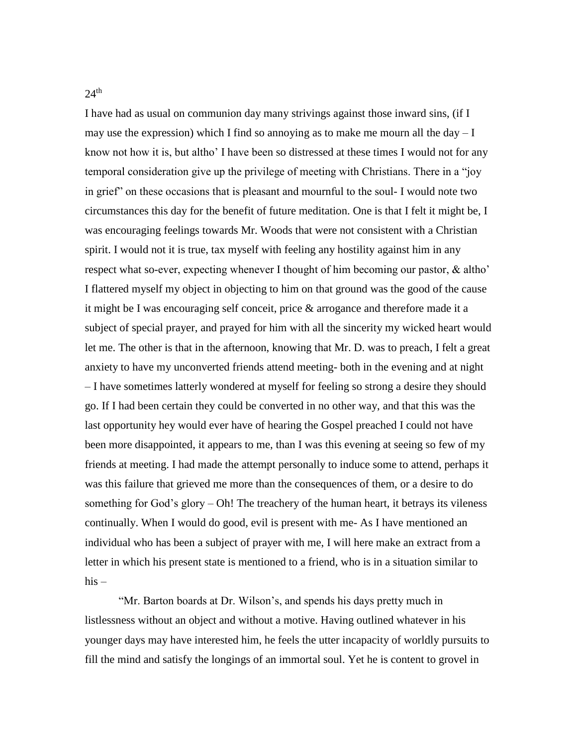24th

I have had as usual on communion day many strivings against those inward sins, (if I may use the expression) which I find so annoying as to make me mourn all the day – I know not how it is, but altho' I have been so distressed at these times I would not for any temporal consideration give up the privilege of meeting with Christians. There in a "joy in grief" on these occasions that is pleasant and mournful to the soul- I would note two circumstances this day for the benefit of future meditation. One is that I felt it might be, I was encouraging feelings towards Mr. Woods that were not consistent with a Christian spirit. I would not it is true, tax myself with feeling any hostility against him in any respect what so-ever, expecting whenever I thought of him becoming our pastor, & altho' I flattered myself my object in objecting to him on that ground was the good of the cause it might be I was encouraging self conceit, price & arrogance and therefore made it a subject of special prayer, and prayed for him with all the sincerity my wicked heart would let me. The other is that in the afternoon, knowing that Mr. D. was to preach, I felt a great anxiety to have my unconverted friends attend meeting- both in the evening and at night – I have sometimes latterly wondered at myself for feeling so strong a desire they should go. If I had been certain they could be converted in no other way, and that this was the last opportunity hey would ever have of hearing the Gospel preached I could not have been more disappointed, it appears to me, than I was this evening at seeing so few of my friends at meeting. I had made the attempt personally to induce some to attend, perhaps it was this failure that grieved me more than the consequences of them, or a desire to do something for God's glory – Oh! The treachery of the human heart, it betrays its vileness continually. When I would do good, evil is present with me- As I have mentioned an individual who has been a subject of prayer with me, I will here make an extract from a letter in which his present state is mentioned to a friend, who is in a situation similar to his –

"Mr. Barton boards at Dr. Wilson's, and spends his days pretty much in listlessness without an object and without a motive. Having outlined whatever in his younger days may have interested him, he feels the utter incapacity of worldly pursuits to fill the mind and satisfy the longings of an immortal soul. Yet he is content to grovel in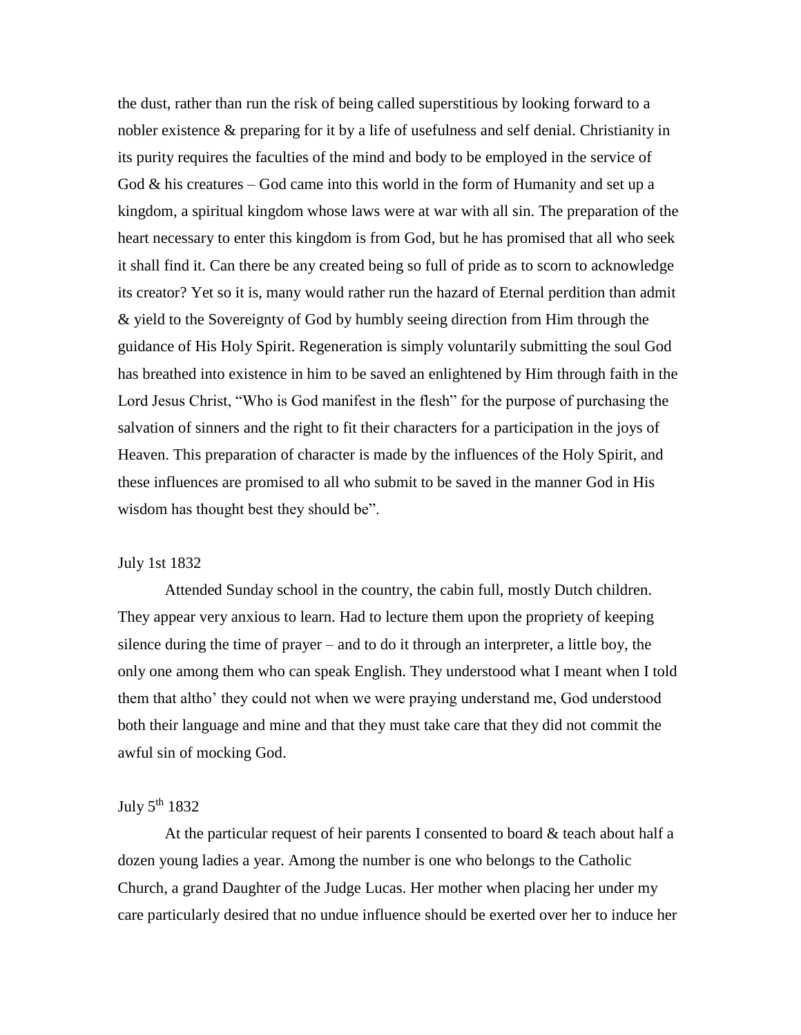the dust, rather than run the risk of being called superstitious by looking forward to a nobler existence & preparing for it by a life of usefulness and self denial. Christianity in its purity requires the faculties of the mind and body to be employed in the service of God & his creatures – God came into this world in the form of Humanity and set up a kingdom, a spiritual kingdom whose laws were at war with all sin. The preparation of the heart necessary to enter this kingdom is from God, but he has promised that all who seek it shall find it. Can there be any created being so full of pride as to scorn to acknowledge its creator? Yet so it is, many would rather run the hazard of Eternal perdition than admit & yield to the Sovereignty of God by humbly seeing direction from Him through the guidance of His Holy Spirit. Regeneration is simply voluntarily submitting the soul God has breathed into existence in him to be saved an enlightened by Him through faith in the Lord Jesus Christ, "Who is God manifest in the flesh" for the purpose of purchasing the salvation of sinners and the right to fit their characters for a participation in the joys of Heaven. This preparation of character is made by the influences of the Holy Spirit, and these influences are promised to all who submit to be saved in the manner God in His wisdom has thought best they should be".

July 1st 1832

Attended Sunday school in the country, the cabin full, mostly Dutch children. They appear very anxious to learn. Had to lecture them upon the propriety of keeping silence during the time of prayer – and to do it through an interpreter, a little boy, the only one among them who can speak English. They understood what I meant when I told them that altho' they could not when we were praying understand me, God understood both their language and mine and that they must take care that they did not commit the awful sin of mocking God.

July 5th 1832

At the particular request of heir parents I consented to board & teach about half a dozen young ladies a year. Among the number is one who belongs to the Catholic Church, a grand Daughter of the Judge Lucas. Her mother when placing her under my care particularly desired that no undue influence should be exerted over her to induce her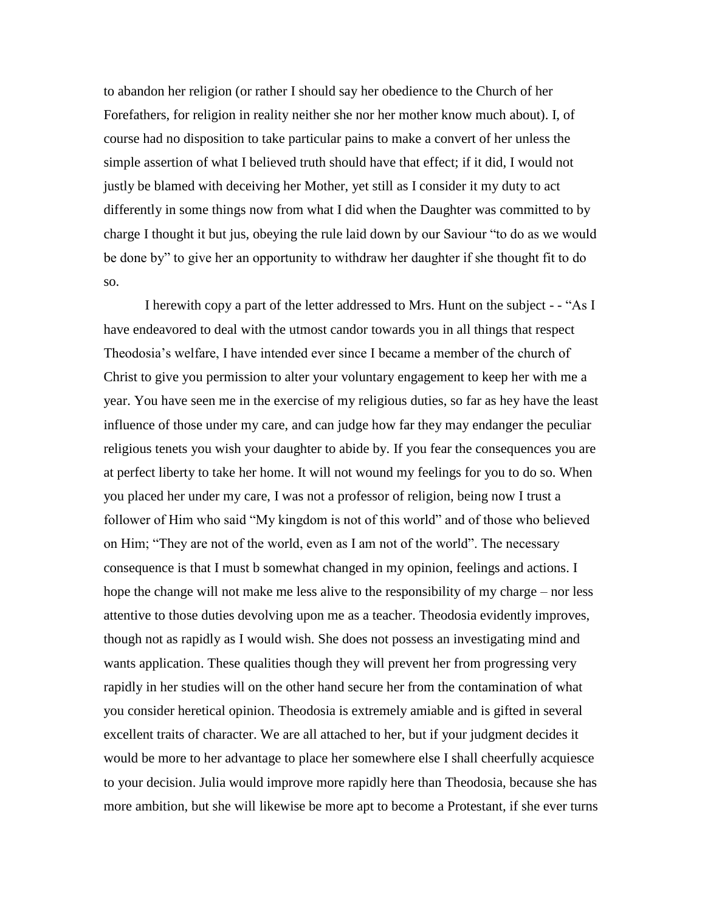to abandon her religion (or rather I should say her obedience to the Church of her Forefathers, for religion in reality neither she nor her mother know much about). I, of course had no disposition to take particular pains to make a convert of her unless the simple assertion of what I believed truth should have that effect; if it did, I would not justly be blamed with deceiving her Mother, yet still as I consider it my duty to act differently in some things now from what I did when the Daughter was committed to by charge I thought it but jus, obeying the rule laid down by our Saviour "to do as we would be done by" to give her an opportunity to withdraw her daughter if she thought fit to do so.

I herewith copy a part of the letter addressed to Mrs. Hunt on the subject - - "As I have endeavored to deal with the utmost candor towards you in all things that respect Theodosia's welfare, I have intended ever since I became a member of the church of Christ to give you permission to alter your voluntary engagement to keep her with me a year. You have seen me in the exercise of my religious duties, so far as hey have the least influence of those under my care, and can judge how far they may endanger the peculiar religious tenets you wish your daughter to abide by. If you fear the consequences you are at perfect liberty to take her home. It will not wound my feelings for you to do so. When you placed her under my care, I was not a professor of religion, being now I trust a follower of Him who said "My kingdom is not of this world" and of those who believed on Him; "They are not of the world, even as I am not of the world". The necessary consequence is that I must b somewhat changed in my opinion, feelings and actions. I hope the change will not make me less alive to the responsibility of my charge – nor less attentive to those duties devolving upon me as a teacher. Theodosia evidently improves, though not as rapidly as I would wish. She does not possess an investigating mind and wants application. These qualities though they will prevent her from progressing very rapidly in her studies will on the other hand secure her from the contamination of what you consider heretical opinion. Theodosia is extremely amiable and is gifted in several excellent traits of character. We are all attached to her, but if your judgment decides it would be more to her advantage to place her somewhere else I shall cheerfully acquiesce to your decision. Julia would improve more rapidly here than Theodosia, because she has more ambition, but she will likewise be more apt to become a Protestant, if she ever turns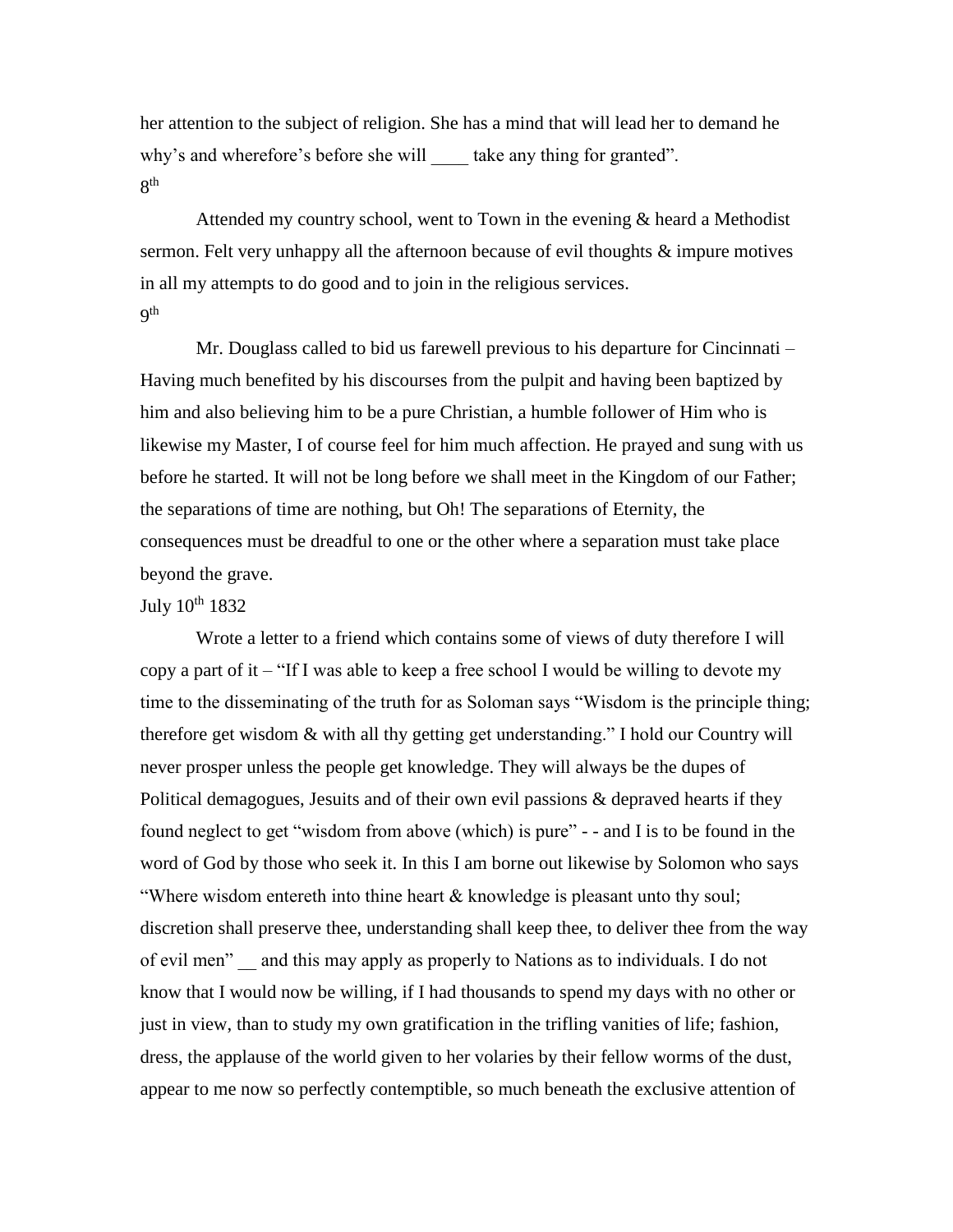her attention to the subject of religion. She has a mind that will lead her to demand he why's and wherefore's before she will ____ take any thing for granted".

8th

Attended my country school, went to Town in the evening & heard a Methodist sermon. Felt very unhappy all the afternoon because of evil thoughts & impure motives in all my attempts to do good and to join in the religious services.

9th

Mr. Douglass called to bid us farewell previous to his departure for Cincinnati – Having much benefited by his discourses from the pulpit and having been baptized by him and also believing him to be a pure Christian, a humble follower of Him who is likewise my Master, I of course feel for him much affection. He prayed and sung with us before he started. It will not be long before we shall meet in the Kingdom of our Father; the separations of time are nothing, but Oh! The separations of Eternity, the consequences must be dreadful to one or the other where a separation must take place beyond the grave.

July 10th 1832

Wrote a letter to a friend which contains some of views of duty therefore I will copy a part of it – "If I was able to keep a free school I would be willing to devote my time to the disseminating of the truth for as Soloman says "Wisdom is the principle thing; therefore get wisdom & with all thy getting get understanding." I hold our Country will never prosper unless the people get knowledge. They will always be the dupes of Political demagogues, Jesuits and of their own evil passions & depraved hearts if they found neglect to get "wisdom from above (which) is pure" - - and I is to be found in the word of God by those who seek it. In this I am borne out likewise by Solomon who says "Where wisdom entereth into thine heart & knowledge is pleasant unto thy soul; discretion shall preserve thee, understanding shall keep thee, to deliver thee from the way of evil men" __ and this may apply as properly to Nations as to individuals. I do not know that I would now be willing, if I had thousands to spend my days with no other or just in view, than to study my own gratification in the trifling vanities of life; fashion, dress, the applause of the world given to her volaries by their fellow worms of the dust, appear to me now so perfectly contemptible, so much beneath the exclusive attention of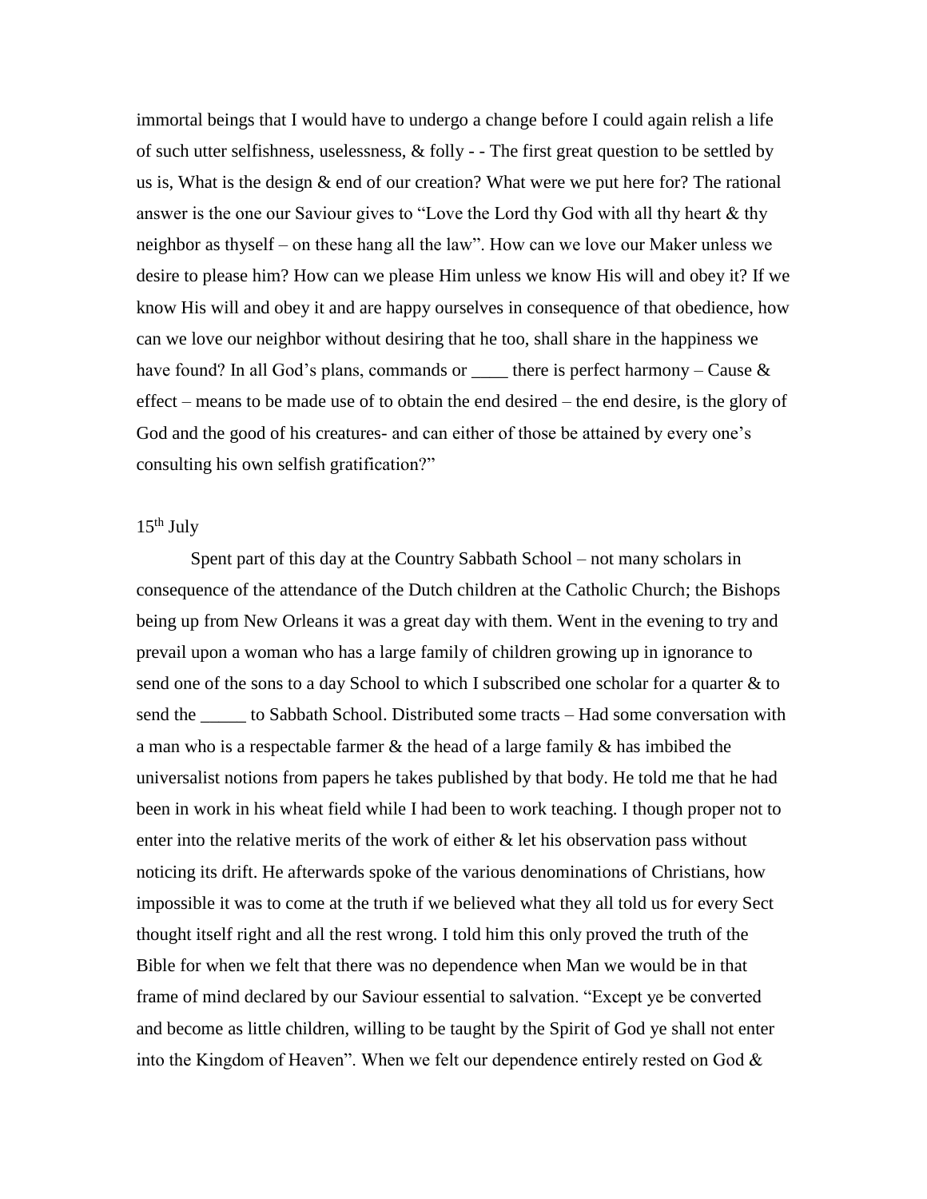immortal beings that I would have to undergo a change before I could again relish a life of such utter selfishness, uselessness, & folly - - The first great question to be settled by us is, What is the design & end of our creation? What were we put here for? The rational answer is the one our Saviour gives to "Love the Lord thy God with all thy heart & thy neighbor as thyself – on these hang all the law". How can we love our Maker unless we desire to please him? How can we please Him unless we know His will and obey it? If we know His will and obey it and are happy ourselves in consequence of that obedience, how can we love our neighbor without desiring that he too, shall share in the happiness we have found? In all God's plans, commands or ____ there is perfect harmony – Cause & effect – means to be made use of to obtain the end desired – the end desire, is the glory of God and the good of his creatures- and can either of those be attained by every one's consulting his own selfish gratification?"

15th July

Spent part of this day at the Country Sabbath School – not many scholars in consequence of the attendance of the Dutch children at the Catholic Church; the Bishops being up from New Orleans it was a great day with them. Went in the evening to try and prevail upon a woman who has a large family of children growing up in ignorance to send one of the sons to a day School to which I subscribed one scholar for a quarter & to send the _____ to Sabbath School. Distributed some tracts – Had some conversation with a man who is a respectable farmer & the head of a large family & has imbibed the universalist notions from papers he takes published by that body. He told me that he had been in work in his wheat field while I had been to work teaching. I though proper not to enter into the relative merits of the work of either & let his observation pass without noticing its drift. He afterwards spoke of the various denominations of Christians, how impossible it was to come at the truth if we believed what they all told us for every Sect thought itself right and all the rest wrong. I told him this only proved the truth of the Bible for when we felt that there was no dependence when Man we would be in that frame of mind declared by our Saviour essential to salvation. "Except ye be converted and become as little children, willing to be taught by the Spirit of God ye shall not enter into the Kingdom of Heaven". When we felt our dependence entirely rested on God &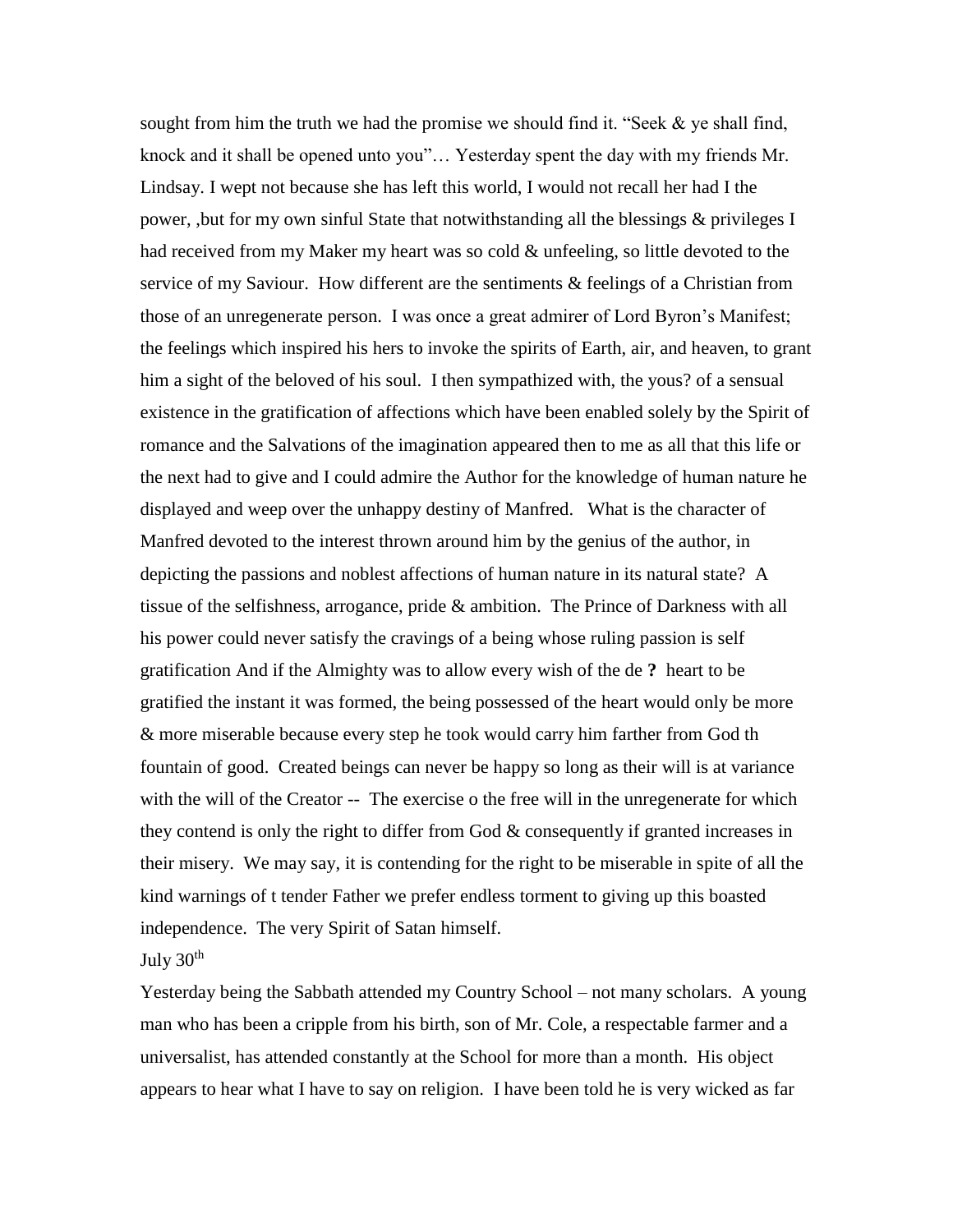sought from him the truth we had the promise we should find it. "Seek & ye shall find, knock and it shall be opened unto you"… Yesterday spent the day with my friends Mr. Lindsay. I wept not because she has left this world, I would not recall her had I the power, ,but for my own sinful State that notwithstanding all the blessings & privileges I had received from my Maker my heart was so cold & unfeeling, so little devoted to the service of my Saviour. How different are the sentiments & feelings of a Christian from those of an unregenerate person. I was once a great admirer of Lord Byron's Manifest; the feelings which inspired his hers to invoke the spirits of Earth, air, and heaven, to grant him a sight of the beloved of his soul. I then sympathized with, the yous? of a sensual existence in the gratification of affections which have been enabled solely by the Spirit of romance and the Salvations of the imagination appeared then to me as all that this life or the next had to give and I could admire the Author for the knowledge of human nature he displayed and weep over the unhappy destiny of Manfred. What is the character of Manfred devoted to the interest thrown around him by the genius of the author, in depicting the passions and noblest affections of human nature in its natural state? A tissue of the selfishness, arrogance, pride & ambition. The Prince of Darkness with all his power could never satisfy the cravings of a being whose ruling passion is self gratification And if the Almighty was to allow every wish of the de **?** heart to be gratified the instant it was formed, the being possessed of the heart would only be more & more miserable because every step he took would carry him farther from God th fountain of good. Created beings can never be happy so long as their will is at variance with the will of the Creator -- The exercise o the free will in the unregenerate for which they contend is only the right to differ from God & consequently if granted increases in their misery. We may say, it is contending for the right to be miserable in spite of all the kind warnings of t tender Father we prefer endless torment to giving up this boasted independence. The very Spirit of Satan himself.

July 30th

Yesterday being the Sabbath attended my Country School – not many scholars. A young man who has been a cripple from his birth, son of Mr. Cole, a respectable farmer and a universalist, has attended constantly at the School for more than a month. His object appears to hear what I have to say on religion. I have been told he is very wicked as far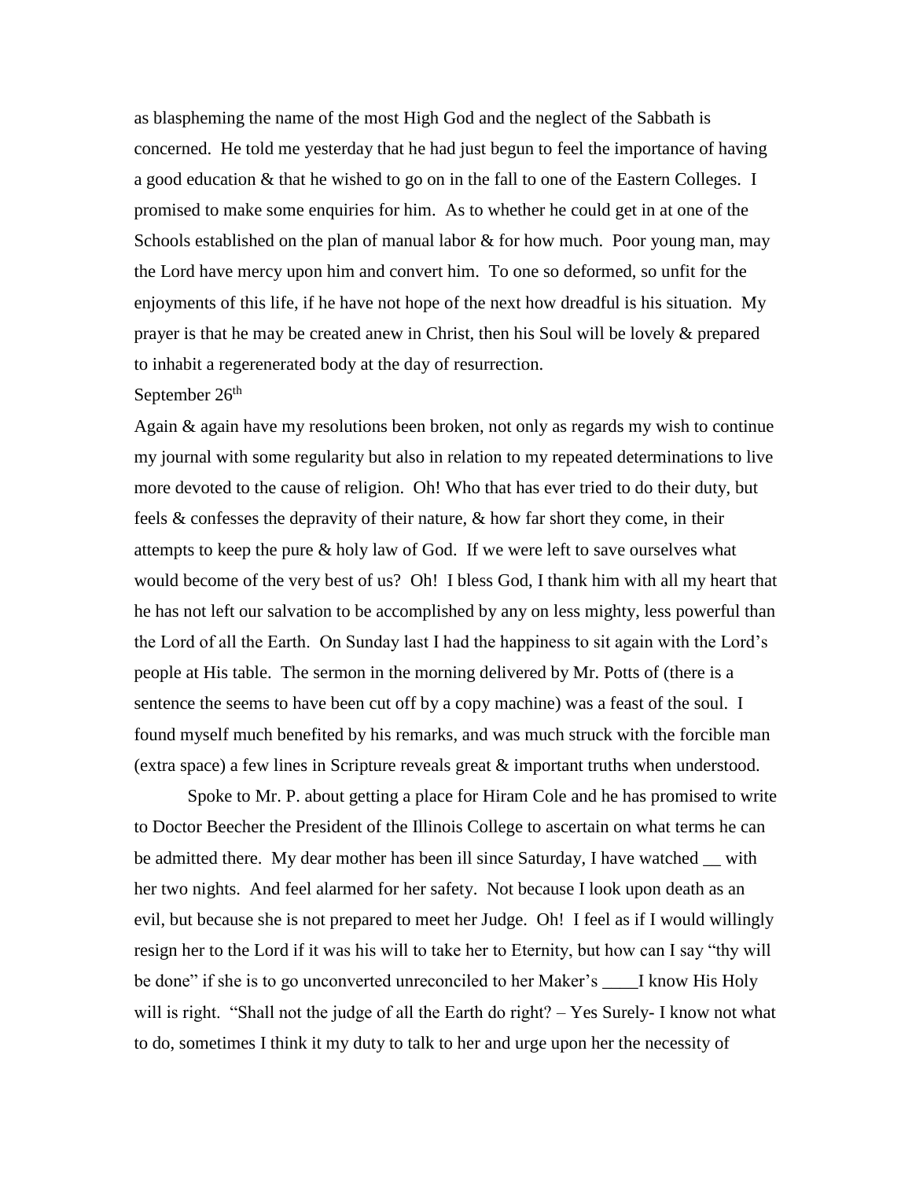as blaspheming the name of the most High God and the neglect of the Sabbath is concerned. He told me yesterday that he had just begun to feel the importance of having a good education & that he wished to go on in the fall to one of the Eastern Colleges. I promised to make some enquiries for him. As to whether he could get in at one of the Schools established on the plan of manual labor & for how much. Poor young man, may the Lord have mercy upon him and convert him. To one so deformed, so unfit for the enjoyments of this life, if he have not hope of the next how dreadful is his situation. My prayer is that he may be created anew in Christ, then his Soul will be lovely & prepared to inhabit a regerenerated body at the day of resurrection.

September 26th

Again & again have my resolutions been broken, not only as regards my wish to continue my journal with some regularity but also in relation to my repeated determinations to live more devoted to the cause of religion. Oh! Who that has ever tried to do their duty, but feels & confesses the depravity of their nature, & how far short they come, in their attempts to keep the pure & holy law of God. If we were left to save ourselves what would become of the very best of us? Oh! I bless God, I thank him with all my heart that he has not left our salvation to be accomplished by any on less mighty, less powerful than the Lord of all the Earth. On Sunday last I had the happiness to sit again with the Lord's people at His table. The sermon in the morning delivered by Mr. Potts of (there is a sentence the seems to have been cut off by a copy machine) was a feast of the soul. I found myself much benefited by his remarks, and was much struck with the forcible man (extra space) a few lines in Scripture reveals great & important truths when understood.

Spoke to Mr. P. about getting a place for Hiram Cole and he has promised to write to Doctor Beecher the President of the Illinois College to ascertain on what terms he can be admitted there. My dear mother has been ill since Saturday, I have watched __ with her two nights. And feel alarmed for her safety. Not because I look upon death as an evil, but because she is not prepared to meet her Judge. Oh! I feel as if I would willingly resign her to the Lord if it was his will to take her to Eternity, but how can I say "thy will be done" if she is to go unconverted unreconciled to her Maker's ____I know His Holy will is right. "Shall not the judge of all the Earth do right? – Yes Surely- I know not what to do, sometimes I think it my duty to talk to her and urge upon her the necessity of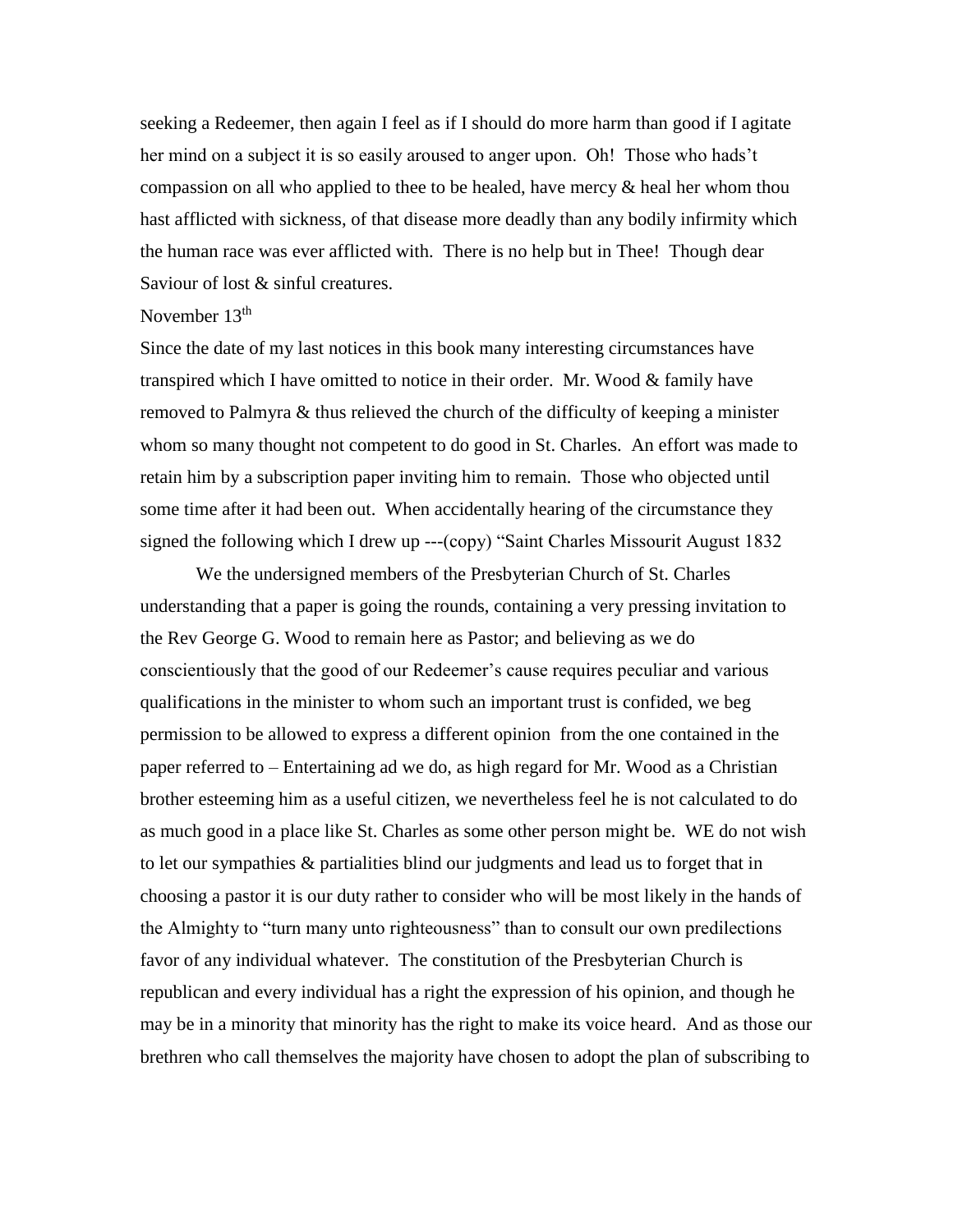seeking a Redeemer, then again I feel as if I should do more harm than good if I agitate her mind on a subject it is so easily aroused to anger upon. Oh! Those who hads't compassion on all who applied to thee to be healed, have mercy & heal her whom thou hast afflicted with sickness, of that disease more deadly than any bodily infirmity which the human race was ever afflicted with. There is no help but in Thee! Though dear Saviour of lost & sinful creatures.

November 13th

Since the date of my last notices in this book many interesting circumstances have transpired which I have omitted to notice in their order. Mr. Wood & family have removed to Palmyra & thus relieved the church of the difficulty of keeping a minister whom so many thought not competent to do good in St. Charles. An effort was made to retain him by a subscription paper inviting him to remain. Those who objected until some time after it had been out. When accidentally hearing of the circumstance they signed the following which I drew up ---(copy) "Saint Charles Missourit August 1832

We the undersigned members of the Presbyterian Church of St. Charles understanding that a paper is going the rounds, containing a very pressing invitation to the Rev George G. Wood to remain here as Pastor; and believing as we do conscientiously that the good of our Redeemer's cause requires peculiar and various qualifications in the minister to whom such an important trust is confided, we beg permission to be allowed to express a different opinion from the one contained in the paper referred to – Entertaining ad we do, as high regard for Mr. Wood as a Christian brother esteeming him as a useful citizen, we nevertheless feel he is not calculated to do as much good in a place like St. Charles as some other person might be. WE do not wish to let our sympathies & partialities blind our judgments and lead us to forget that in choosing a pastor it is our duty rather to consider who will be most likely in the hands of the Almighty to "turn many unto righteousness" than to consult our own predilections favor of any individual whatever. The constitution of the Presbyterian Church is republican and every individual has a right the expression of his opinion, and though he may be in a minority that minority has the right to make its voice heard. And as those our brethren who call themselves the majority have chosen to adopt the plan of subscribing to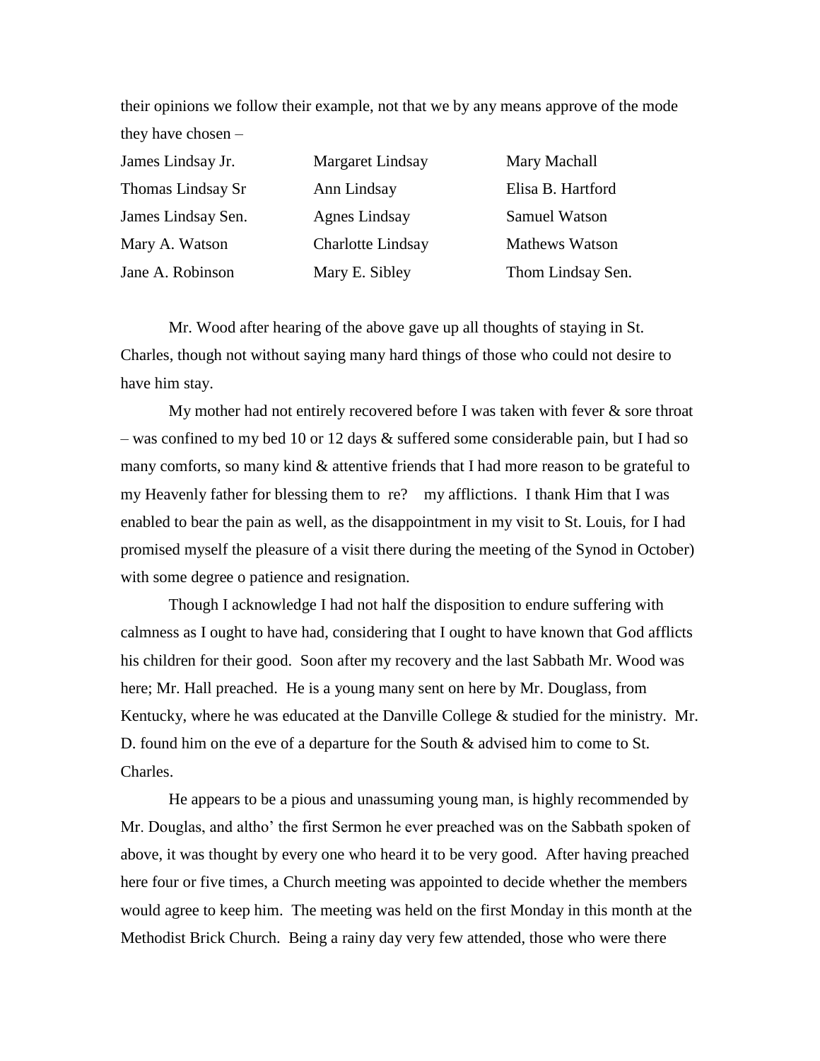their opinions we follow their example, not that we by any means approve of the mode they have chosen –

| | | |
|---|---|---|
| James Lindsay Jr. | Margaret Lindsay | Mary Machall |
| Thomas Lindsay Sr | Ann Lindsay | Elisa B. Hartford |
| James Lindsay Sen. | Agnes Lindsay | Samuel Watson |
| Mary A. Watson | Charlotte Lindsay | Mathews Watson |
| Jane A. Robinson | Mary E. Sibley | Thom Lindsay Sen. |

Mr. Wood after hearing of the above gave up all thoughts of staying in St. Charles, though not without saying many hard things of those who could not desire to have him stay.

My mother had not entirely recovered before I was taken with fever & sore throat – was confined to my bed 10 or 12 days & suffered some considerable pain, but I had so many comforts, so many kind & attentive friends that I had more reason to be grateful to my Heavenly father for blessing them to re? my afflictions. I thank Him that I was enabled to bear the pain as well, as the disappointment in my visit to St. Louis, for I had promised myself the pleasure of a visit there during the meeting of the Synod in October) with some degree o patience and resignation.

Though I acknowledge I had not half the disposition to endure suffering with calmness as I ought to have had, considering that I ought to have known that God afflicts his children for their good. Soon after my recovery and the last Sabbath Mr. Wood was here; Mr. Hall preached. He is a young many sent on here by Mr. Douglass, from Kentucky, where he was educated at the Danville College & studied for the ministry. Mr. D. found him on the eve of a departure for the South & advised him to come to St. Charles.

He appears to be a pious and unassuming young man, is highly recommended by Mr. Douglas, and altho' the first Sermon he ever preached was on the Sabbath spoken of above, it was thought by every one who heard it to be very good. After having preached here four or five times, a Church meeting was appointed to decide whether the members would agree to keep him. The meeting was held on the first Monday in this month at the Methodist Brick Church. Being a rainy day very few attended, those who were there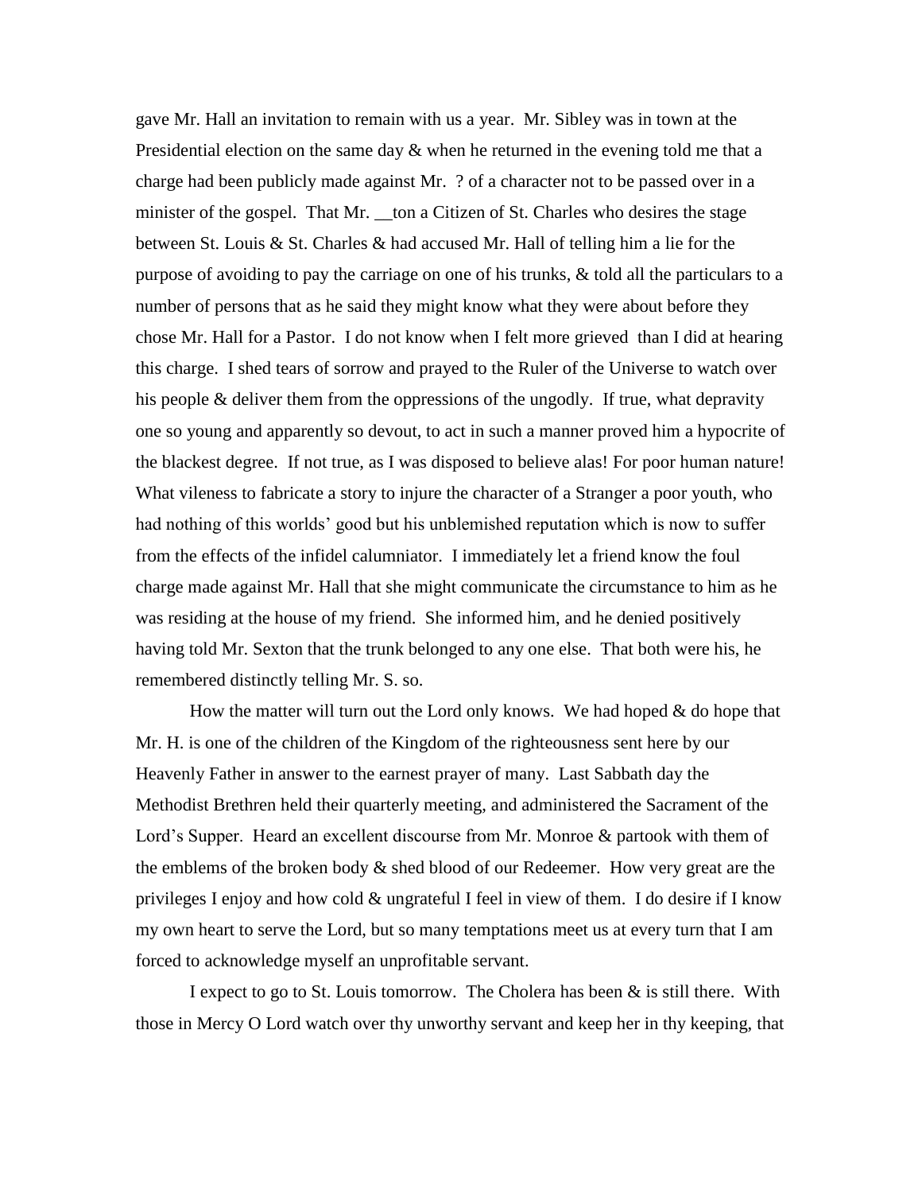gave Mr. Hall an invitation to remain with us a year. Mr. Sibley was in town at the Presidential election on the same day & when he returned in the evening told me that a charge had been publicly made against Mr. ? of a character not to be passed over in a minister of the gospel. That Mr. __ton a Citizen of St. Charles who desires the stage between St. Louis & St. Charles & had accused Mr. Hall of telling him a lie for the purpose of avoiding to pay the carriage on one of his trunks, & told all the particulars to a number of persons that as he said they might know what they were about before they chose Mr. Hall for a Pastor. I do not know when I felt more grieved than I did at hearing this charge. I shed tears of sorrow and prayed to the Ruler of the Universe to watch over his people & deliver them from the oppressions of the ungodly. If true, what depravity one so young and apparently so devout, to act in such a manner proved him a hypocrite of the blackest degree. If not true, as I was disposed to believe alas! For poor human nature! What vileness to fabricate a story to injure the character of a Stranger a poor youth, who had nothing of this worlds' good but his unblemished reputation which is now to suffer from the effects of the infidel calumniator. I immediately let a friend know the foul charge made against Mr. Hall that she might communicate the circumstance to him as he was residing at the house of my friend. She informed him, and he denied positively having told Mr. Sexton that the trunk belonged to any one else. That both were his, he remembered distinctly telling Mr. S. so.

How the matter will turn out the Lord only knows. We had hoped & do hope that Mr. H. is one of the children of the Kingdom of the righteousness sent here by our Heavenly Father in answer to the earnest prayer of many. Last Sabbath day the Methodist Brethren held their quarterly meeting, and administered the Sacrament of the Lord's Supper. Heard an excellent discourse from Mr. Monroe & partook with them of the emblems of the broken body & shed blood of our Redeemer. How very great are the privileges I enjoy and how cold & ungrateful I feel in view of them. I do desire if I know my own heart to serve the Lord, but so many temptations meet us at every turn that I am forced to acknowledge myself an unprofitable servant.

I expect to go to St. Louis tomorrow. The Cholera has been & is still there. With those in Mercy O Lord watch over thy unworthy servant and keep her in thy keeping, that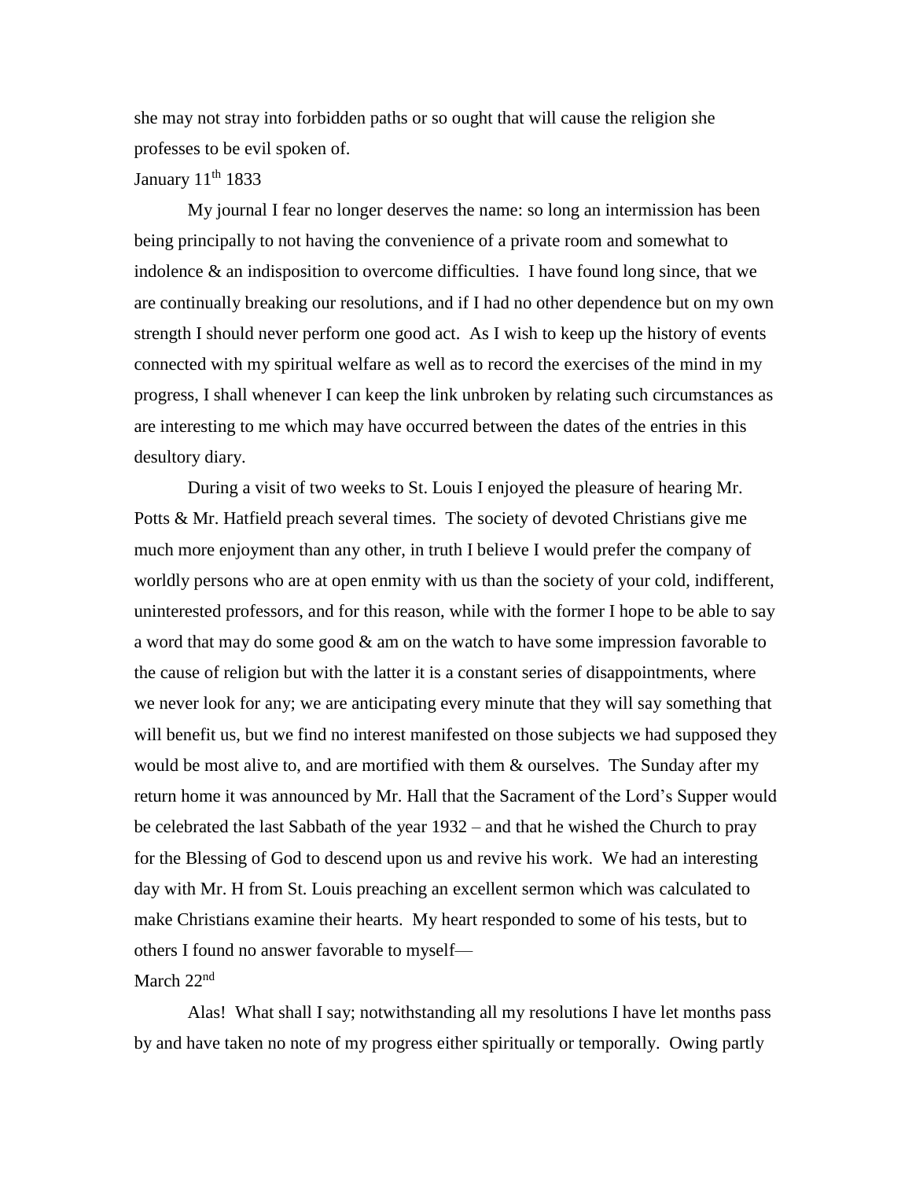she may not stray into forbidden paths or so ought that will cause the religion she professes to be evil spoken of.

January 11th 1833

My journal I fear no longer deserves the name: so long an intermission has been being principally to not having the convenience of a private room and somewhat to indolence & an indisposition to overcome difficulties. I have found long since, that we are continually breaking our resolutions, and if I had no other dependence but on my own strength I should never perform one good act. As I wish to keep up the history of events connected with my spiritual welfare as well as to record the exercises of the mind in my progress, I shall whenever I can keep the link unbroken by relating such circumstances as are interesting to me which may have occurred between the dates of the entries in this desultory diary.

During a visit of two weeks to St. Louis I enjoyed the pleasure of hearing Mr. Potts & Mr. Hatfield preach several times. The society of devoted Christians give me much more enjoyment than any other, in truth I believe I would prefer the company of worldly persons who are at open enmity with us than the society of your cold, indifferent, uninterested professors, and for this reason, while with the former I hope to be able to say a word that may do some good & am on the watch to have some impression favorable to the cause of religion but with the latter it is a constant series of disappointments, where we never look for any; we are anticipating every minute that they will say something that will benefit us, but we find no interest manifested on those subjects we had supposed they would be most alive to, and are mortified with them & ourselves. The Sunday after my return home it was announced by Mr. Hall that the Sacrament of the Lord's Supper would be celebrated the last Sabbath of the year 1932 – and that he wished the Church to pray for the Blessing of God to descend upon us and revive his work. We had an interesting day with Mr. H from St. Louis preaching an excellent sermon which was calculated to make Christians examine their hearts. My heart responded to some of his tests, but to others I found no answer favorable to myself—

March 22nd

Alas! What shall I say; notwithstanding all my resolutions I have let months pass by and have taken no note of my progress either spiritually or temporally. Owing partly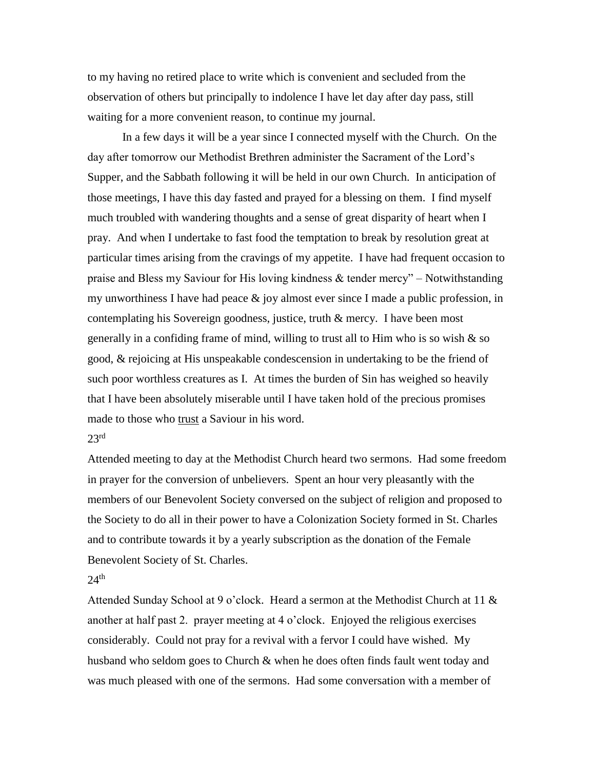to my having no retired place to write which is convenient and secluded from the observation of others but principally to indolence I have let day after day pass, still waiting for a more convenient reason, to continue my journal.

In a few days it will be a year since I connected myself with the Church. On the day after tomorrow our Methodist Brethren administer the Sacrament of the Lord's Supper, and the Sabbath following it will be held in our own Church. In anticipation of those meetings, I have this day fasted and prayed for a blessing on them. I find myself much troubled with wandering thoughts and a sense of great disparity of heart when I pray. And when I undertake to fast food the temptation to break by resolution great at particular times arising from the cravings of my appetite. I have had frequent occasion to praise and Bless my Saviour for His loving kindness & tender mercy" – Notwithstanding my unworthiness I have had peace & joy almost ever since I made a public profession, in contemplating his Sovereign goodness, justice, truth & mercy. I have been most generally in a confiding frame of mind, willing to trust all to Him who is so wish & so good, & rejoicing at His unspeakable condescension in undertaking to be the friend of such poor worthless creatures as I. At times the burden of Sin has weighed so heavily that I have been absolutely miserable until I have taken hold of the precious promises made to those who <u>trust</u> a Saviour in his word.

23rd

Attended meeting to day at the Methodist Church heard two sermons. Had some freedom in prayer for the conversion of unbelievers. Spent an hour very pleasantly with the members of our Benevolent Society conversed on the subject of religion and proposed to the Society to do all in their power to have a Colonization Society formed in St. Charles and to contribute towards it by a yearly subscription as the donation of the Female Benevolent Society of St. Charles.

24th

Attended Sunday School at 9 o'clock. Heard a sermon at the Methodist Church at 11 & another at half past 2. prayer meeting at 4 o'clock. Enjoyed the religious exercises considerably. Could not pray for a revival with a fervor I could have wished. My husband who seldom goes to Church & when he does often finds fault went today and was much pleased with one of the sermons. Had some conversation with a member of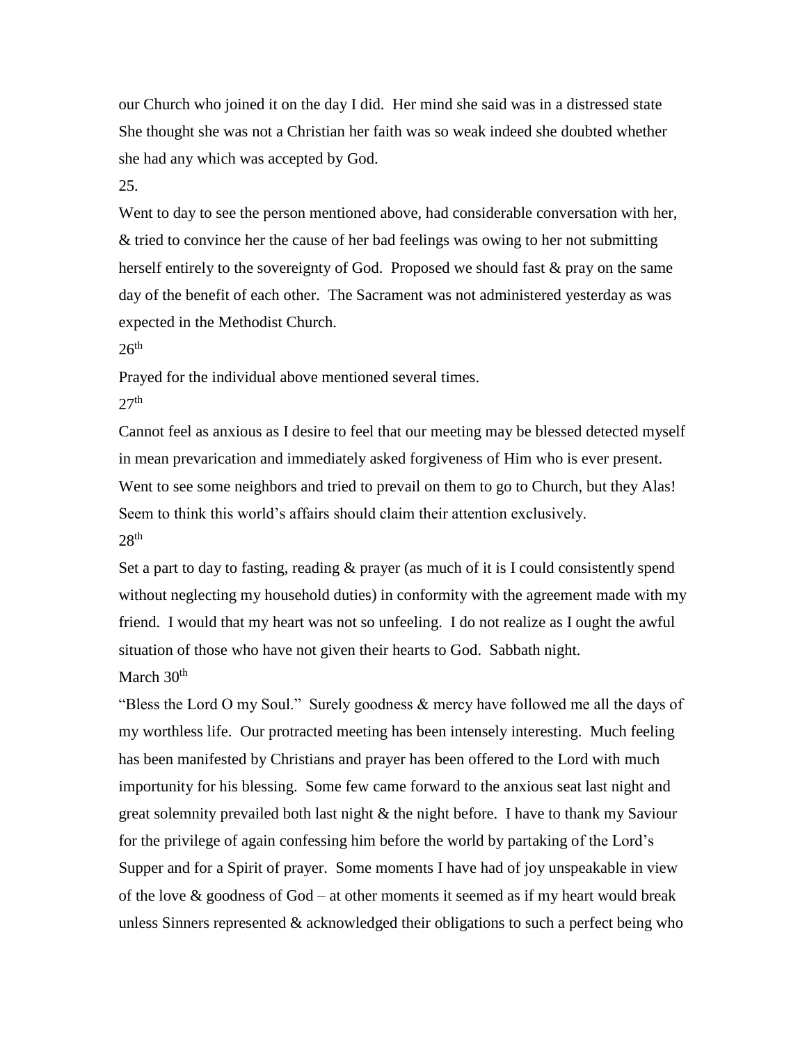our Church who joined it on the day I did. Her mind she said was in a distressed state She thought she was not a Christian her faith was so weak indeed she doubted whether she had any which was accepted by God.

25.

Went to day to see the person mentioned above, had considerable conversation with her, & tried to convince her the cause of her bad feelings was owing to her not submitting herself entirely to the sovereignty of God. Proposed we should fast & pray on the same day of the benefit of each other. The Sacrament was not administered yesterday as was expected in the Methodist Church.

26th

Prayed for the individual above mentioned several times.

27th

Cannot feel as anxious as I desire to feel that our meeting may be blessed detected myself in mean prevarication and immediately asked forgiveness of Him who is ever present. Went to see some neighbors and tried to prevail on them to go to Church, but they Alas! Seem to think this world's affairs should claim their attention exclusively.

28th

Set a part to day to fasting, reading & prayer (as much of it is I could consistently spend without neglecting my household duties) in conformity with the agreement made with my friend. I would that my heart was not so unfeeling. I do not realize as I ought the awful situation of those who have not given their hearts to God. Sabbath night.

March 30th

"Bless the Lord O my Soul." Surely goodness & mercy have followed me all the days of my worthless life. Our protracted meeting has been intensely interesting. Much feeling has been manifested by Christians and prayer has been offered to the Lord with much importunity for his blessing. Some few came forward to the anxious seat last night and great solemnity prevailed both last night & the night before. I have to thank my Saviour for the privilege of again confessing him before the world by partaking of the Lord's Supper and for a Spirit of prayer. Some moments I have had of joy unspeakable in view of the love & goodness of God – at other moments it seemed as if my heart would break unless Sinners represented & acknowledged their obligations to such a perfect being who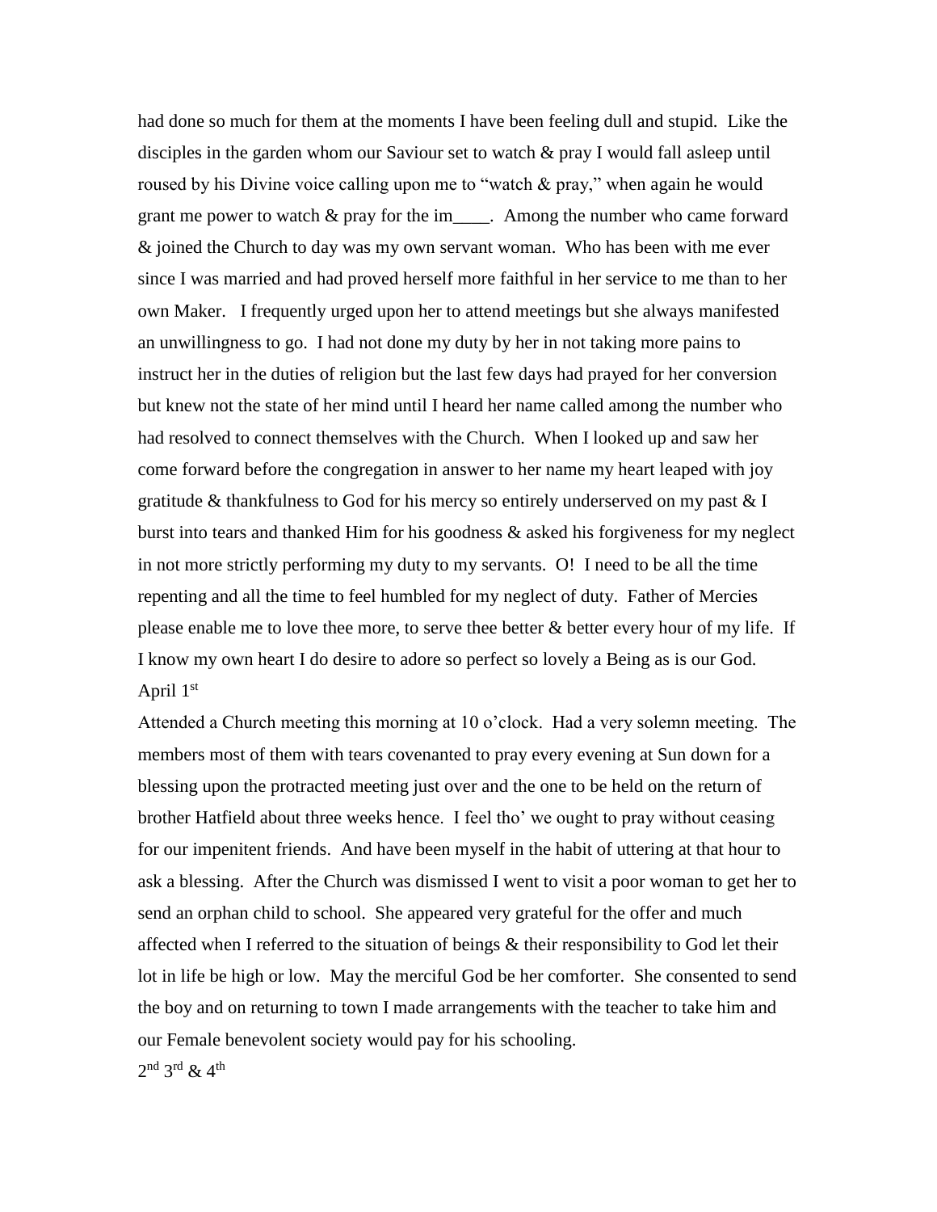had done so much for them at the moments I have been feeling dull and stupid. Like the disciples in the garden whom our Saviour set to watch & pray I would fall asleep until roused by his Divine voice calling upon me to "watch & pray," when again he would grant me power to watch & pray for the im____. Among the number who came forward & joined the Church to day was my own servant woman. Who has been with me ever since I was married and had proved herself more faithful in her service to me than to her own Maker. I frequently urged upon her to attend meetings but she always manifested an unwillingness to go. I had not done my duty by her in not taking more pains to instruct her in the duties of religion but the last few days had prayed for her conversion but knew not the state of her mind until I heard her name called among the number who had resolved to connect themselves with the Church. When I looked up and saw her come forward before the congregation in answer to her name my heart leaped with joy gratitude & thankfulness to God for his mercy so entirely underserved on my past & I burst into tears and thanked Him for his goodness & asked his forgiveness for my neglect in not more strictly performing my duty to my servants. O! I need to be all the time repenting and all the time to feel humbled for my neglect of duty. Father of Mercies please enable me to love thee more, to serve thee better & better every hour of my life. If I know my own heart I do desire to adore so perfect so lovely a Being as is our God.

April 1st

Attended a Church meeting this morning at 10 o'clock. Had a very solemn meeting. The members most of them with tears covenanted to pray every evening at Sun down for a blessing upon the protracted meeting just over and the one to be held on the return of brother Hatfield about three weeks hence. I feel tho' we ought to pray without ceasing for our impenitent friends. And have been myself in the habit of uttering at that hour to ask a blessing. After the Church was dismissed I went to visit a poor woman to get her to send an orphan child to school. She appeared very grateful for the offer and much affected when I referred to the situation of beings & their responsibility to God let their lot in life be high or low. May the merciful God be her comforter. She consented to send the boy and on returning to town I made arrangements with the teacher to take him and our Female benevolent society would pay for his schooling.

2nd 3rd & 4th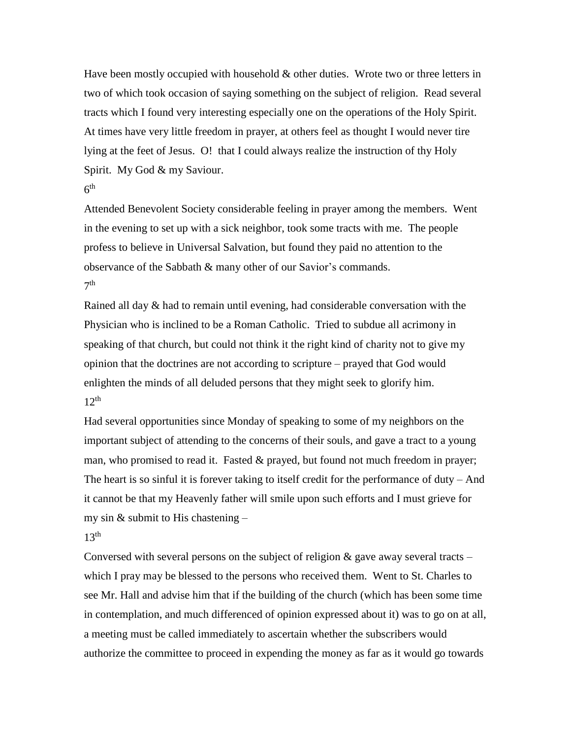Have been mostly occupied with household & other duties. Wrote two or three letters in two of which took occasion of saying something on the subject of religion. Read several tracts which I found very interesting especially one on the operations of the Holy Spirit. At times have very little freedom in prayer, at others feel as thought I would never tire lying at the feet of Jesus. O! that I could always realize the instruction of thy Holy Spirit. My God & my Saviour.

6th

Attended Benevolent Society considerable feeling in prayer among the members. Went in the evening to set up with a sick neighbor, took some tracts with me. The people profess to believe in Universal Salvation, but found they paid no attention to the observance of the Sabbath & many other of our Savior's commands.

7th

Rained all day & had to remain until evening, had considerable conversation with the Physician who is inclined to be a Roman Catholic. Tried to subdue all acrimony in speaking of that church, but could not think it the right kind of charity not to give my opinion that the doctrines are not according to scripture – prayed that God would enlighten the minds of all deluded persons that they might seek to glorify him.

12th

Had several opportunities since Monday of speaking to some of my neighbors on the important subject of attending to the concerns of their souls, and gave a tract to a young man, who promised to read it. Fasted & prayed, but found not much freedom in prayer; The heart is so sinful it is forever taking to itself credit for the performance of duty – And it cannot be that my Heavenly father will smile upon such efforts and I must grieve for my sin & submit to His chastening –

13th

Conversed with several persons on the subject of religion & gave away several tracts – which I pray may be blessed to the persons who received them. Went to St. Charles to see Mr. Hall and advise him that if the building of the church (which has been some time in contemplation, and much differenced of opinion expressed about it) was to go on at all, a meeting must be called immediately to ascertain whether the subscribers would authorize the committee to proceed in expending the money as far as it would go towards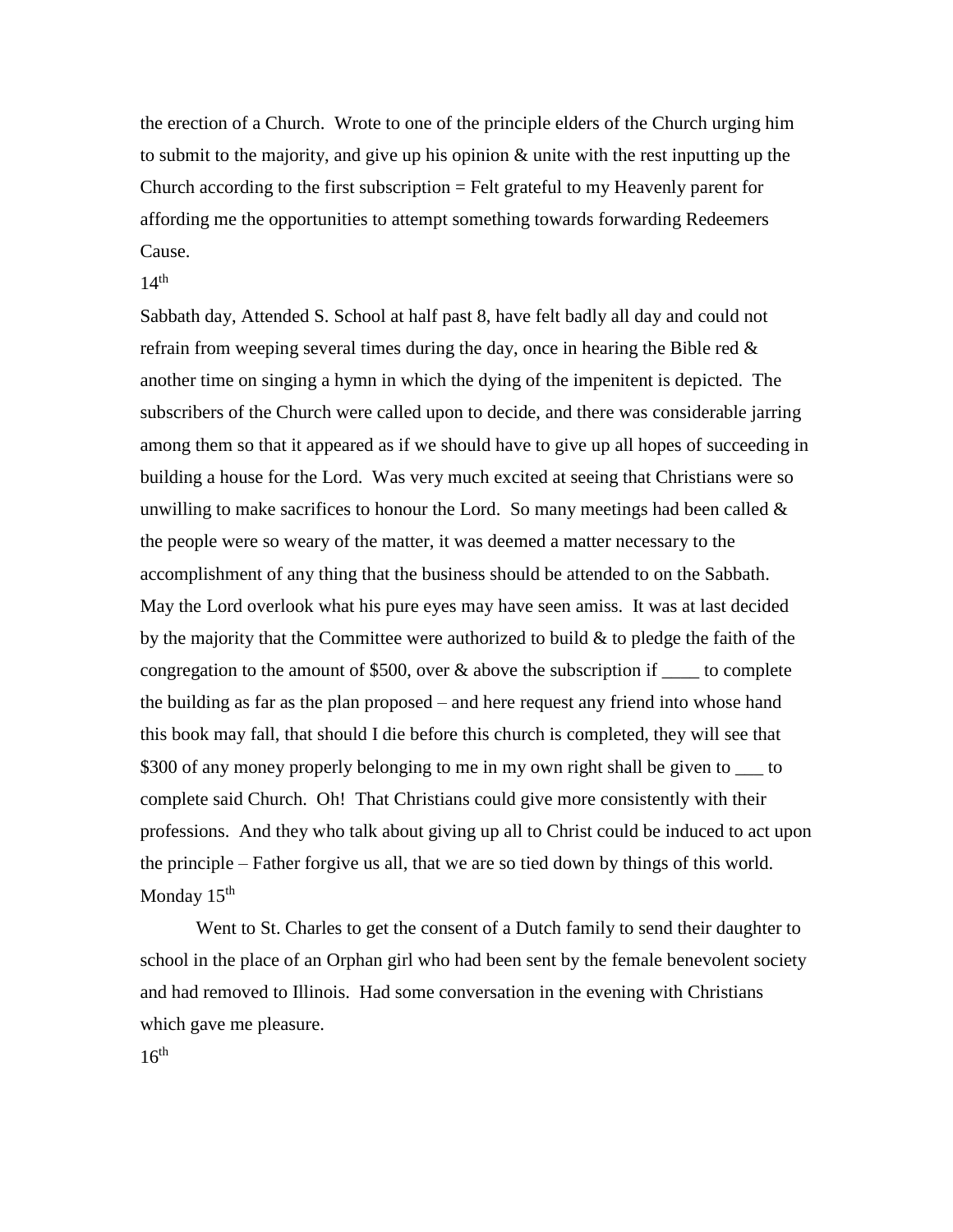the erection of a Church. Wrote to one of the principle elders of the Church urging him to submit to the majority, and give up his opinion & unite with the rest inputting up the Church according to the first subscription = Felt grateful to my Heavenly parent for affording me the opportunities to attempt something towards forwarding Redeemers Cause.

14th

Sabbath day, Attended S. School at half past 8, have felt badly all day and could not refrain from weeping several times during the day, once in hearing the Bible red & another time on singing a hymn in which the dying of the impenitent is depicted. The subscribers of the Church were called upon to decide, and there was considerable jarring among them so that it appeared as if we should have to give up all hopes of succeeding in building a house for the Lord. Was very much excited at seeing that Christians were so unwilling to make sacrifices to honour the Lord. So many meetings had been called & the people were so weary of the matter, it was deemed a matter necessary to the accomplishment of any thing that the business should be attended to on the Sabbath. May the Lord overlook what his pure eyes may have seen amiss. It was at last decided by the majority that the Committee were authorized to build & to pledge the faith of the congregation to the amount of $500, over & above the subscription if ____ to complete the building as far as the plan proposed – and here request any friend into whose hand this book may fall, that should I die before this church is completed, they will see that $300 of any money properly belonging to me in my own right shall be given to ___ to complete said Church. Oh! That Christians could give more consistently with their professions. And they who talk about giving up all to Christ could be induced to act upon the principle – Father forgive us all, that we are so tied down by things of this world.

Monday 15th

Went to St. Charles to get the consent of a Dutch family to send their daughter to school in the place of an Orphan girl who had been sent by the female benevolent society and had removed to Illinois. Had some conversation in the evening with Christians which gave me pleasure.

16th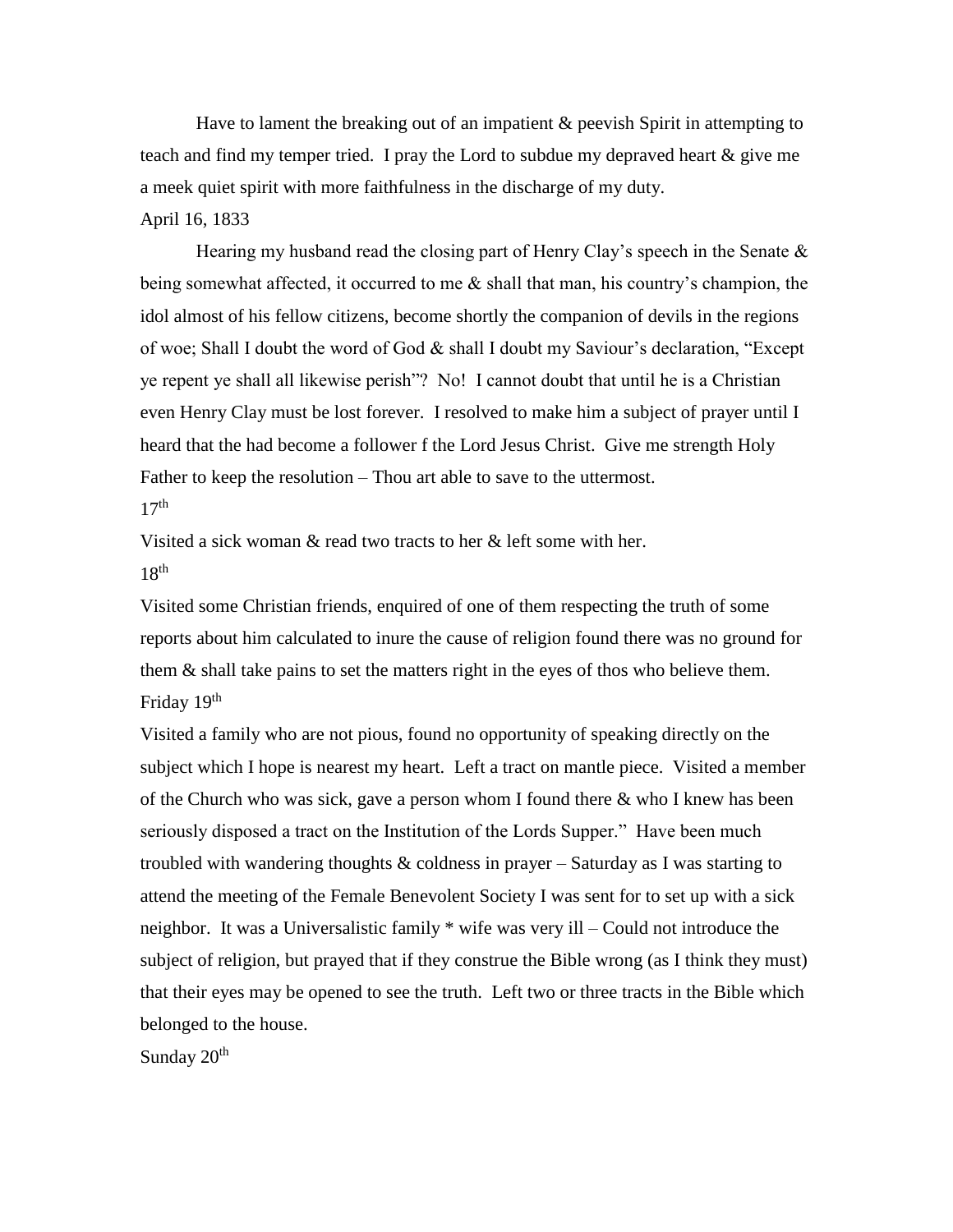Have to lament the breaking out of an impatient & peevish Spirit in attempting to teach and find my temper tried. I pray the Lord to subdue my depraved heart & give me a meek quiet spirit with more faithfulness in the discharge of my duty.

April 16, 1833

Hearing my husband read the closing part of Henry Clay's speech in the Senate & being somewhat affected, it occurred to me & shall that man, his country's champion, the idol almost of his fellow citizens, become shortly the companion of devils in the regions of woe; Shall I doubt the word of God & shall I doubt my Saviour's declaration, "Except ye repent ye shall all likewise perish"? No! I cannot doubt that until he is a Christian even Henry Clay must be lost forever. I resolved to make him a subject of prayer until I heard that the had become a follower f the Lord Jesus Christ. Give me strength Holy Father to keep the resolution – Thou art able to save to the uttermost.

17th

Visited a sick woman & read two tracts to her & left some with her.

18th

Visited some Christian friends, enquired of one of them respecting the truth of some reports about him calculated to inure the cause of religion found there was no ground for them & shall take pains to set the matters right in the eyes of thos who believe them.

Friday 19th

Visited a family who are not pious, found no opportunity of speaking directly on the subject which I hope is nearest my heart. Left a tract on mantle piece. Visited a member of the Church who was sick, gave a person whom I found there & who I knew has been seriously disposed a tract on the Institution of the Lords Supper." Have been much troubled with wandering thoughts & coldness in prayer – Saturday as I was starting to attend the meeting of the Female Benevolent Society I was sent for to set up with a sick neighbor. It was a Universalistic family * wife was very ill – Could not introduce the subject of religion, but prayed that if they construe the Bible wrong (as I think they must) that their eyes may be opened to see the truth. Left two or three tracts in the Bible which belonged to the house.

Sunday 20th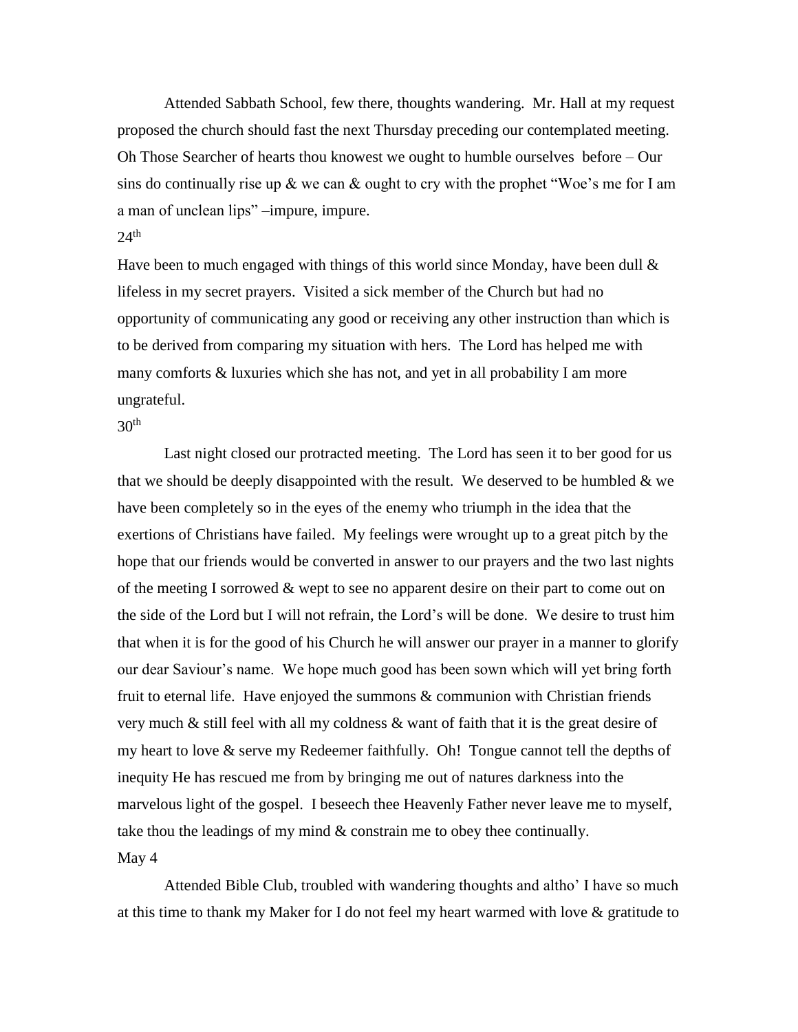Attended Sabbath School, few there, thoughts wandering. Mr. Hall at my request proposed the church should fast the next Thursday preceding our contemplated meeting. Oh Those Searcher of hearts thou knowest we ought to humble ourselves before – Our sins do continually rise up & we can & ought to cry with the prophet "Woe's me for I am a man of unclean lips" –impure, impure.

24th

Have been to much engaged with things of this world since Monday, have been dull & lifeless in my secret prayers. Visited a sick member of the Church but had no opportunity of communicating any good or receiving any other instruction than which is to be derived from comparing my situation with hers. The Lord has helped me with many comforts & luxuries which she has not, and yet in all probability I am more ungrateful.

30th

Last night closed our protracted meeting. The Lord has seen it to ber good for us that we should be deeply disappointed with the result. We deserved to be humbled & we have been completely so in the eyes of the enemy who triumph in the idea that the exertions of Christians have failed. My feelings were wrought up to a great pitch by the hope that our friends would be converted in answer to our prayers and the two last nights of the meeting I sorrowed & wept to see no apparent desire on their part to come out on the side of the Lord but I will not refrain, the Lord's will be done. We desire to trust him that when it is for the good of his Church he will answer our prayer in a manner to glorify our dear Saviour's name. We hope much good has been sown which will yet bring forth fruit to eternal life. Have enjoyed the summons & communion with Christian friends very much & still feel with all my coldness & want of faith that it is the great desire of my heart to love & serve my Redeemer faithfully. Oh! Tongue cannot tell the depths of inequity He has rescued me from by bringing me out of natures darkness into the marvelous light of the gospel. I beseech thee Heavenly Father never leave me to myself, take thou the leadings of my mind & constrain me to obey thee continually.

May 4

Attended Bible Club, troubled with wandering thoughts and altho' I have so much at this time to thank my Maker for I do not feel my heart warmed with love & gratitude to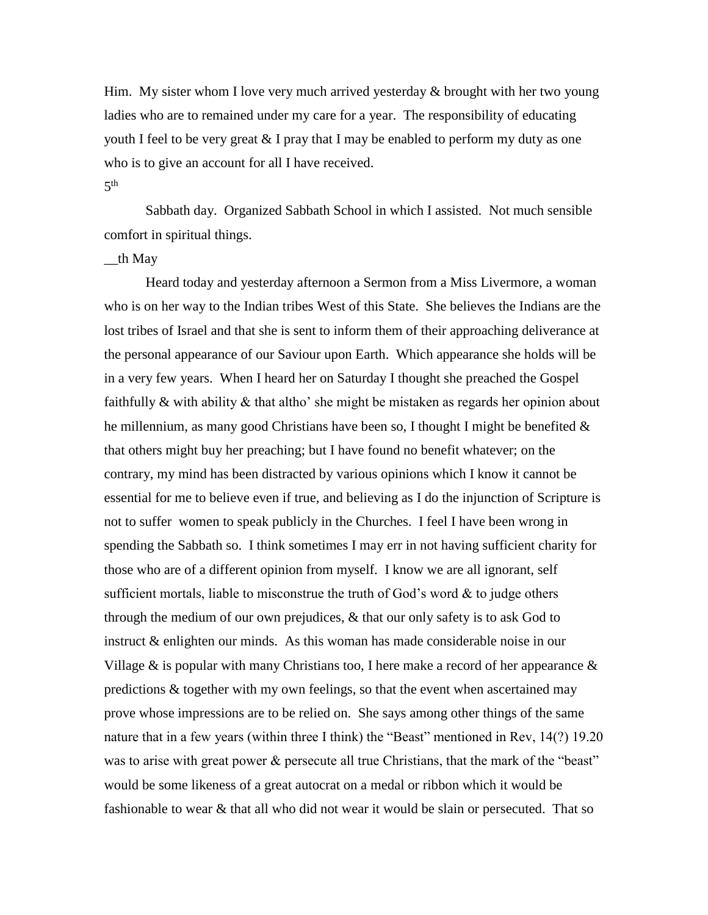Him. My sister whom I love very much arrived yesterday & brought with her two young ladies who are to remained under my care for a year. The responsibility of educating youth I feel to be very great & I pray that I may be enabled to perform my duty as one who is to give an account for all I have received.

5th

Sabbath day. Organized Sabbath School in which I assisted. Not much sensible comfort in spiritual things.

__th May

Heard today and yesterday afternoon a Sermon from a Miss Livermore, a woman who is on her way to the Indian tribes West of this State. She believes the Indians are the lost tribes of Israel and that she is sent to inform them of their approaching deliverance at the personal appearance of our Saviour upon Earth. Which appearance she holds will be in a very few years. When I heard her on Saturday I thought she preached the Gospel faithfully & with ability & that altho' she might be mistaken as regards her opinion about he millennium, as many good Christians have been so, I thought I might be benefited & that others might buy her preaching; but I have found no benefit whatever; on the contrary, my mind has been distracted by various opinions which I know it cannot be essential for me to believe even if true, and believing as I do the injunction of Scripture is not to suffer women to speak publicly in the Churches. I feel I have been wrong in spending the Sabbath so. I think sometimes I may err in not having sufficient charity for those who are of a different opinion from myself. I know we are all ignorant, self sufficient mortals, liable to misconstrue the truth of God's word & to judge others through the medium of our own prejudices, & that our only safety is to ask God to instruct & enlighten our minds. As this woman has made considerable noise in our Village & is popular with many Christians too, I here make a record of her appearance & predictions & together with my own feelings, so that the event when ascertained may prove whose impressions are to be relied on. She says among other things of the same nature that in a few years (within three I think) the "Beast" mentioned in Rev, 14(?) 19.20 was to arise with great power & persecute all true Christians, that the mark of the "beast" would be some likeness of a great autocrat on a medal or ribbon which it would be fashionable to wear & that all who did not wear it would be slain or persecuted. That so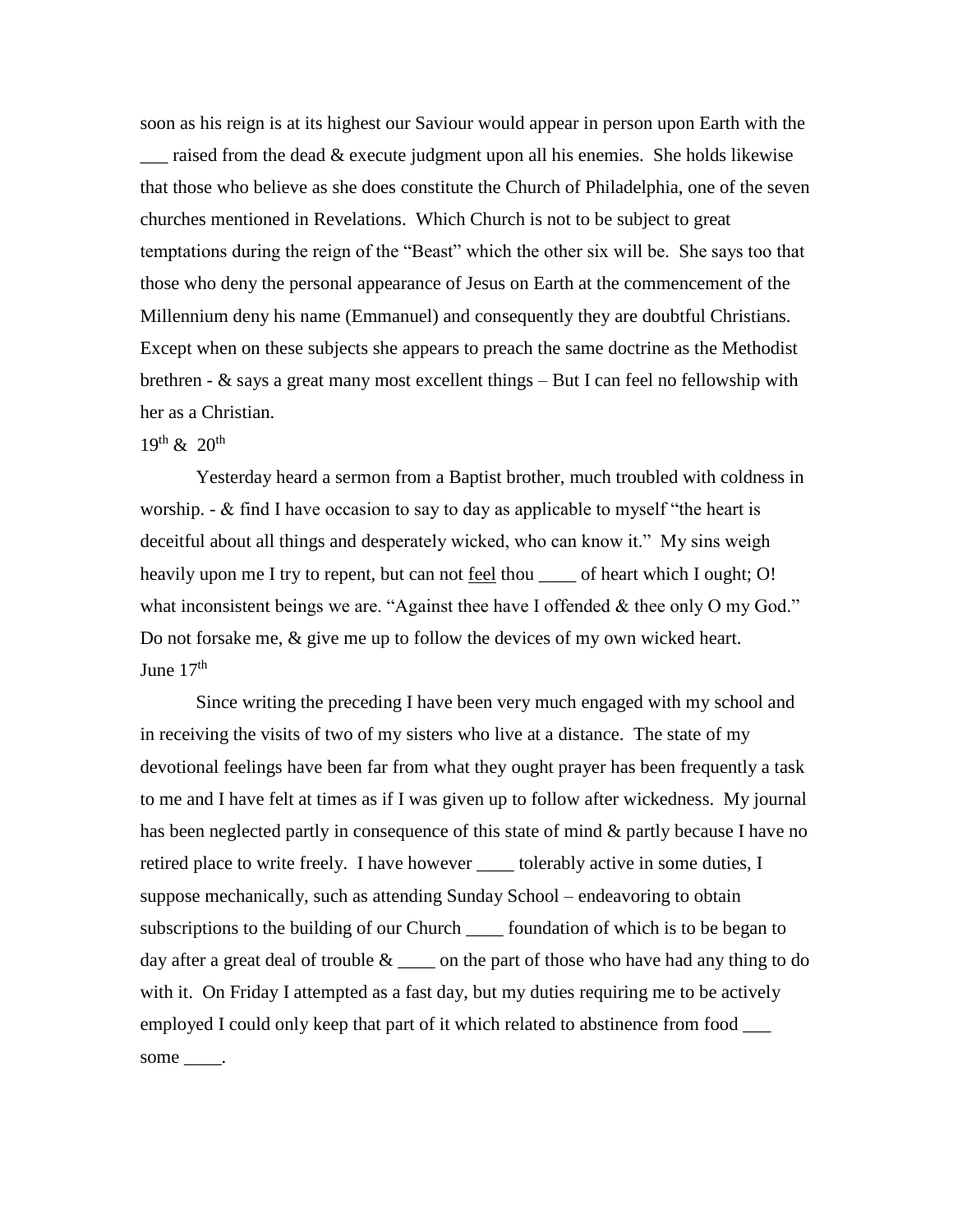soon as his reign is at its highest our Saviour would appear in person upon Earth with the ___ raised from the dead & execute judgment upon all his enemies. She holds likewise that those who believe as she does constitute the Church of Philadelphia, one of the seven churches mentioned in Revelations. Which Church is not to be subject to great temptations during the reign of the "Beast" which the other six will be. She says too that those who deny the personal appearance of Jesus on Earth at the commencement of the Millennium deny his name (Emmanuel) and consequently they are doubtful Christians. Except when on these subjects she appears to preach the same doctrine as the Methodist brethren - & says a great many most excellent things – But I can feel no fellowship with her as a Christian.

19th & 20th

Yesterday heard a sermon from a Baptist brother, much troubled with coldness in worship. - & find I have occasion to say to day as applicable to myself "the heart is deceitful about all things and desperately wicked, who can know it." My sins weigh heavily upon me I try to repent, but can not <u>feel</u> thou ____ of heart which I ought; O! what inconsistent beings we are. "Against thee have I offended & thee only O my God." Do not forsake me, & give me up to follow the devices of my own wicked heart.

June 17th

Since writing the preceding I have been very much engaged with my school and in receiving the visits of two of my sisters who live at a distance. The state of my devotional feelings have been far from what they ought prayer has been frequently a task to me and I have felt at times as if I was given up to follow after wickedness. My journal has been neglected partly in consequence of this state of mind & partly because I have no retired place to write freely. I have however ____ tolerably active in some duties, I suppose mechanically, such as attending Sunday School – endeavoring to obtain subscriptions to the building of our Church ____ foundation of which is to be began to day after a great deal of trouble & ____ on the part of those who have had any thing to do with it. On Friday I attempted as a fast day, but my duties requiring me to be actively employed I could only keep that part of it which related to abstinence from food ___ some ____.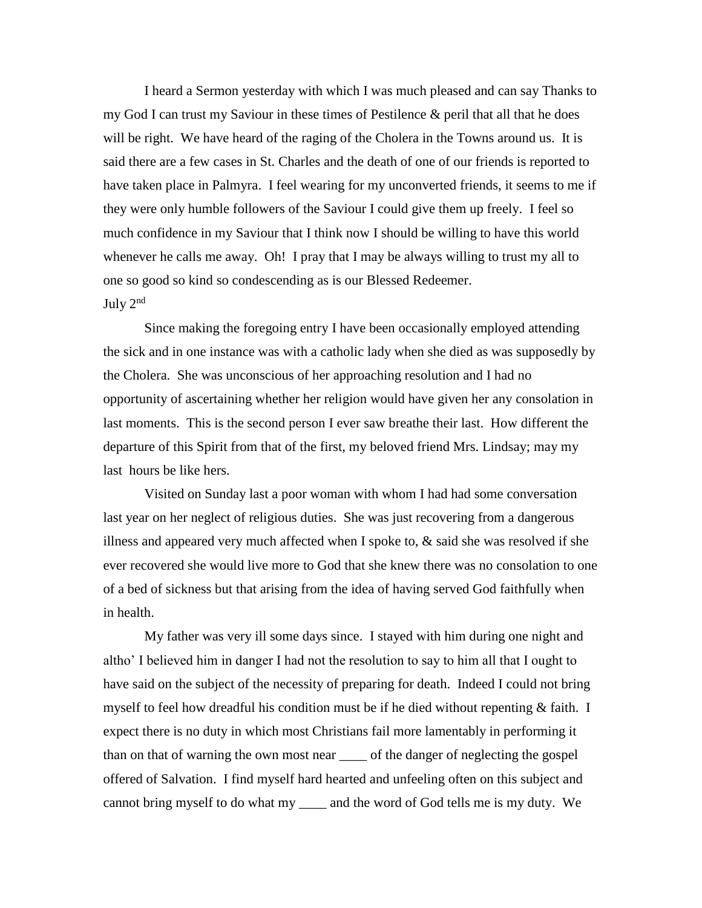I heard a Sermon yesterday with which I was much pleased and can say Thanks to my God I can trust my Saviour in these times of Pestilence & peril that all that he does will be right. We have heard of the raging of the Cholera in the Towns around us. It is said there are a few cases in St. Charles and the death of one of our friends is reported to have taken place in Palmyra. I feel wearing for my unconverted friends, it seems to me if they were only humble followers of the Saviour I could give them up freely. I feel so much confidence in my Saviour that I think now I should be willing to have this world whenever he calls me away. Oh! I pray that I may be always willing to trust my all to one so good so kind so condescending as is our Blessed Redeemer.

July 2nd

Since making the foregoing entry I have been occasionally employed attending the sick and in one instance was with a catholic lady when she died as was supposedly by the Cholera. She was unconscious of her approaching resolution and I had no opportunity of ascertaining whether her religion would have given her any consolation in last moments. This is the second person I ever saw breathe their last. How different the departure of this Spirit from that of the first, my beloved friend Mrs. Lindsay; may my last hours be like hers.

Visited on Sunday last a poor woman with whom I had had some conversation last year on her neglect of religious duties. She was just recovering from a dangerous illness and appeared very much affected when I spoke to, & said she was resolved if she ever recovered she would live more to God that she knew there was no consolation to one of a bed of sickness but that arising from the idea of having served God faithfully when in health.

My father was very ill some days since. I stayed with him during one night and altho' I believed him in danger I had not the resolution to say to him all that I ought to have said on the subject of the necessity of preparing for death. Indeed I could not bring myself to feel how dreadful his condition must be if he died without repenting & faith. I expect there is no duty in which most Christians fail more lamentably in performing it than on that of warning the own most near ____ of the danger of neglecting the gospel offered of Salvation. I find myself hard hearted and unfeeling often on this subject and cannot bring myself to do what my ____ and the word of God tells me is my duty. We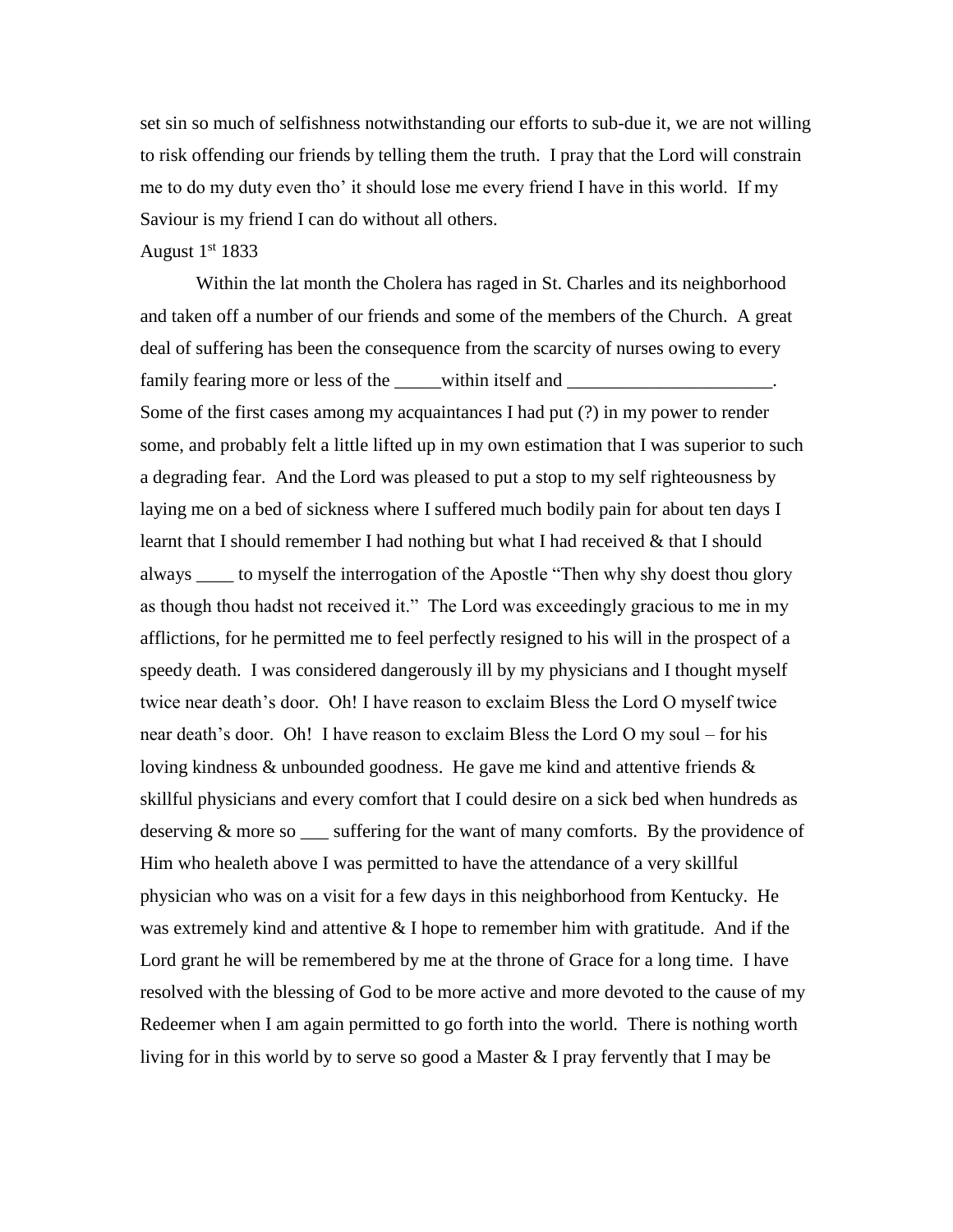set sin so much of selfishness notwithstanding our efforts to sub-due it, we are not willing to risk offending our friends by telling them the truth. I pray that the Lord will constrain me to do my duty even tho' it should lose me every friend I have in this world. If my Saviour is my friend I can do without all others.

August 1st 1833

Within the lat month the Cholera has raged in St. Charles and its neighborhood and taken off a number of our friends and some of the members of the Church. A great deal of suffering has been the consequence from the scarcity of nurses owing to every family fearing more or less of the _____within itself and ______________________. Some of the first cases among my acquaintances I had put (?) in my power to render some, and probably felt a little lifted up in my own estimation that I was superior to such a degrading fear. And the Lord was pleased to put a stop to my self righteousness by laying me on a bed of sickness where I suffered much bodily pain for about ten days I learnt that I should remember I had nothing but what I had received & that I should always ____ to myself the interrogation of the Apostle "Then why shy doest thou glory as though thou hadst not received it." The Lord was exceedingly gracious to me in my afflictions, for he permitted me to feel perfectly resigned to his will in the prospect of a speedy death. I was considered dangerously ill by my physicians and I thought myself twice near death's door. Oh! I have reason to exclaim Bless the Lord O myself twice near death's door. Oh! I have reason to exclaim Bless the Lord O my soul – for his loving kindness & unbounded goodness. He gave me kind and attentive friends & skillful physicians and every comfort that I could desire on a sick bed when hundreds as deserving & more so ___ suffering for the want of many comforts. By the providence of Him who healeth above I was permitted to have the attendance of a very skillful physician who was on a visit for a few days in this neighborhood from Kentucky. He was extremely kind and attentive & I hope to remember him with gratitude. And if the Lord grant he will be remembered by me at the throne of Grace for a long time. I have resolved with the blessing of God to be more active and more devoted to the cause of my Redeemer when I am again permitted to go forth into the world. There is nothing worth living for in this world by to serve so good a Master & I pray fervently that I may be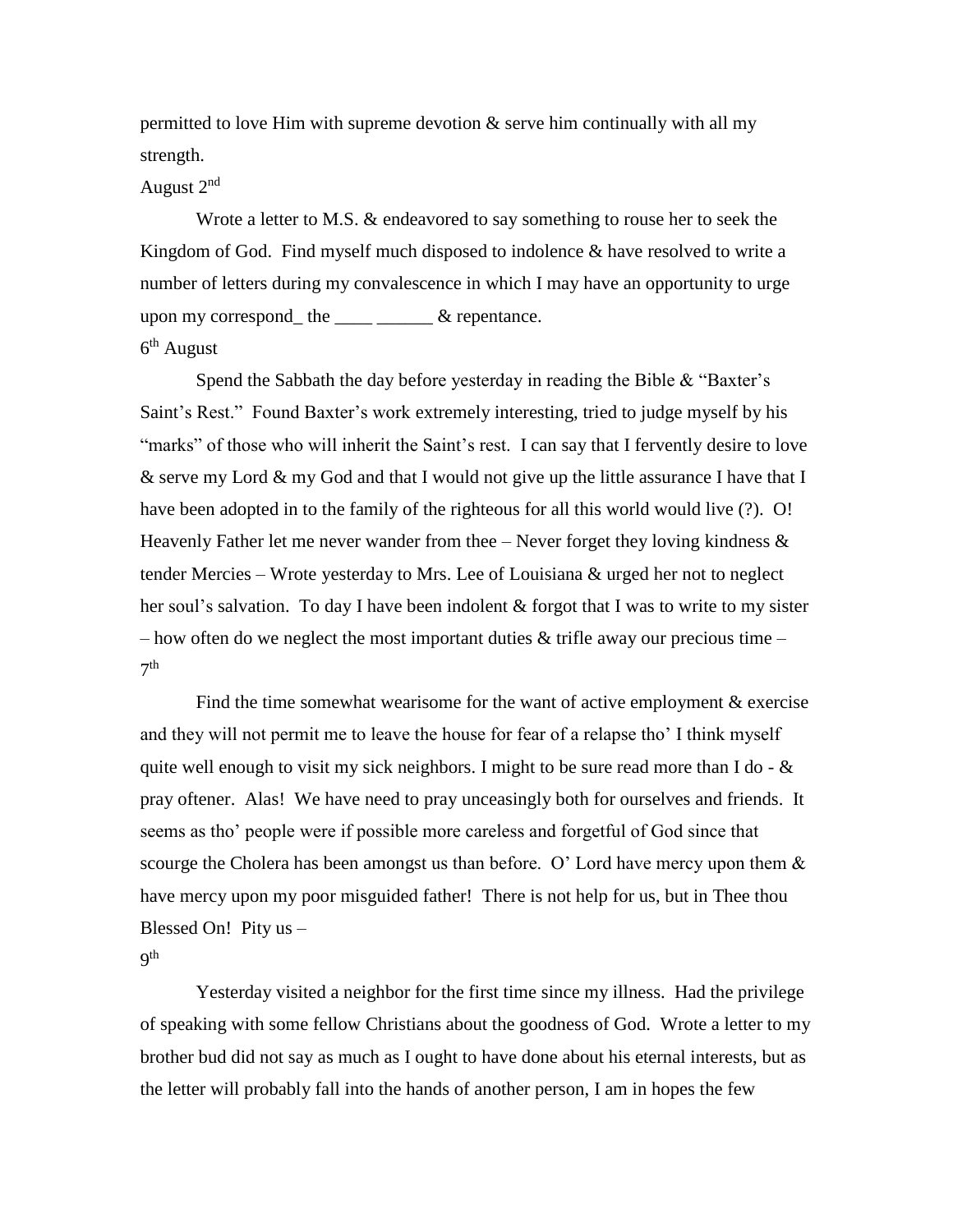permitted to love Him with supreme devotion & serve him continually with all my strength.

August 2nd

Wrote a letter to M.S. & endeavored to say something to rouse her to seek the Kingdom of God. Find myself much disposed to indolence & have resolved to write a number of letters during my convalescence in which I may have an opportunity to urge upon my correspond_ the ____ ______ & repentance.

6th August

Spend the Sabbath the day before yesterday in reading the Bible & "Baxter's Saint's Rest." Found Baxter's work extremely interesting, tried to judge myself by his "marks" of those who will inherit the Saint's rest. I can say that I fervently desire to love & serve my Lord & my God and that I would not give up the little assurance I have that I have been adopted in to the family of the righteous for all this world would live (?). O! Heavenly Father let me never wander from thee – Never forget they loving kindness & tender Mercies – Wrote yesterday to Mrs. Lee of Louisiana & urged her not to neglect her soul's salvation. To day I have been indolent & forgot that I was to write to my sister – how often do we neglect the most important duties & trifle away our precious time –

7th

Find the time somewhat wearisome for the want of active employment & exercise and they will not permit me to leave the house for fear of a relapse tho' I think myself quite well enough to visit my sick neighbors. I might to be sure read more than I do - & pray oftener. Alas! We have need to pray unceasingly both for ourselves and friends. It seems as tho' people were if possible more careless and forgetful of God since that scourge the Cholera has been amongst us than before. O' Lord have mercy upon them & have mercy upon my poor misguided father! There is not help for us, but in Thee thou Blessed On! Pity us –

9th

Yesterday visited a neighbor for the first time since my illness. Had the privilege of speaking with some fellow Christians about the goodness of God. Wrote a letter to my brother bud did not say as much as I ought to have done about his eternal interests, but as the letter will probably fall into the hands of another person, I am in hopes the few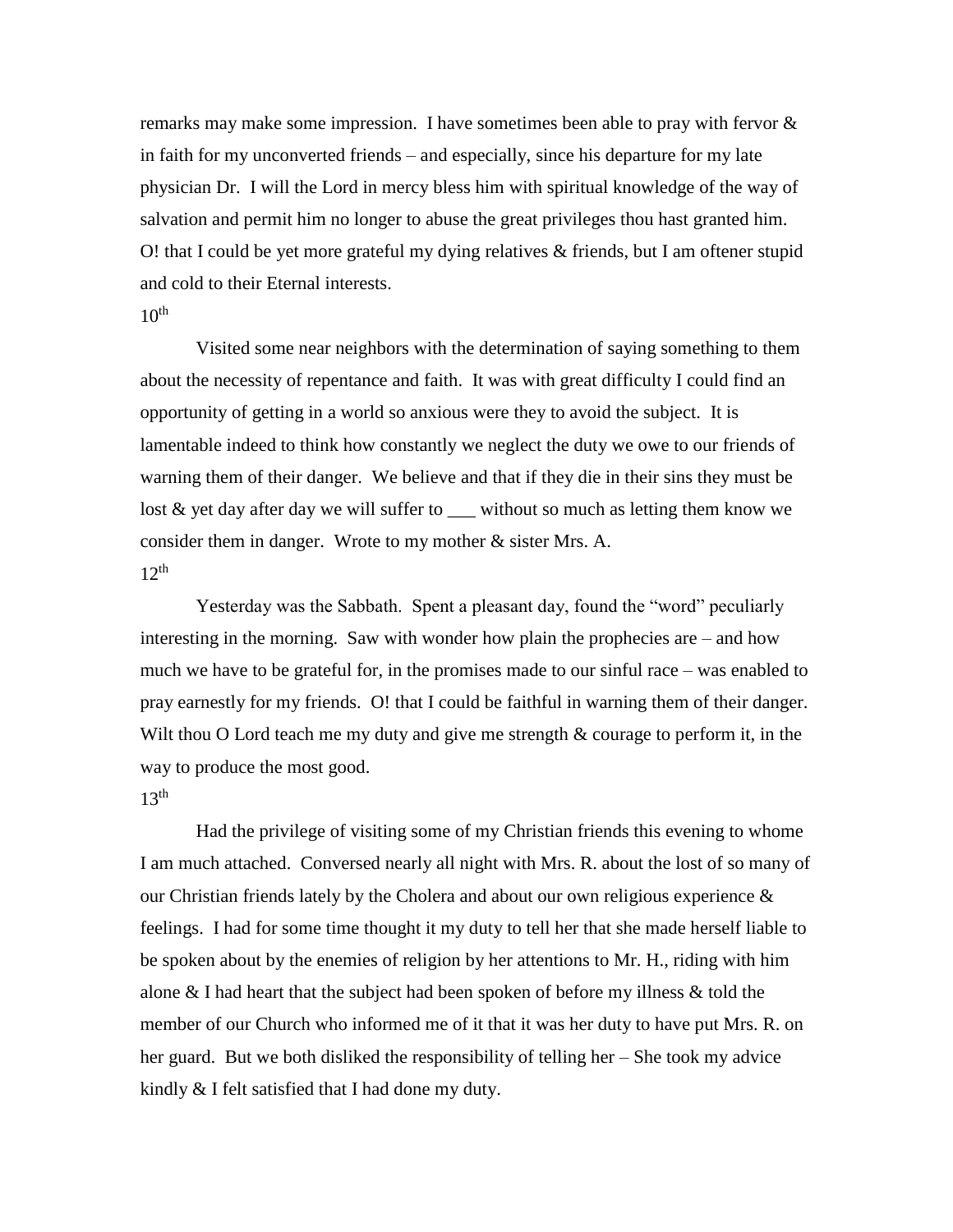remarks may make some impression. I have sometimes been able to pray with fervor & in faith for my unconverted friends – and especially, since his departure for my late physician Dr. I will the Lord in mercy bless him with spiritual knowledge of the way of salvation and permit him no longer to abuse the great privileges thou hast granted him. O! that I could be yet more grateful my dying relatives & friends, but I am oftener stupid and cold to their Eternal interests.

10th

Visited some near neighbors with the determination of saying something to them about the necessity of repentance and faith. It was with great difficulty I could find an opportunity of getting in a world so anxious were they to avoid the subject. It is lamentable indeed to think how constantly we neglect the duty we owe to our friends of warning them of their danger. We believe and that if they die in their sins they must be lost & yet day after day we will suffer to ___ without so much as letting them know we consider them in danger. Wrote to my mother & sister Mrs. A.

12th

Yesterday was the Sabbath. Spent a pleasant day, found the "word" peculiarly interesting in the morning. Saw with wonder how plain the prophecies are – and how much we have to be grateful for, in the promises made to our sinful race – was enabled to pray earnestly for my friends. O! that I could be faithful in warning them of their danger. Wilt thou O Lord teach me my duty and give me strength & courage to perform it, in the way to produce the most good.

13th

Had the privilege of visiting some of my Christian friends this evening to whome I am much attached. Conversed nearly all night with Mrs. R. about the lost of so many of our Christian friends lately by the Cholera and about our own religious experience & feelings. I had for some time thought it my duty to tell her that she made herself liable to be spoken about by the enemies of religion by her attentions to Mr. H., riding with him alone & I had heart that the subject had been spoken of before my illness & told the member of our Church who informed me of it that it was her duty to have put Mrs. R. on her guard. But we both disliked the responsibility of telling her – She took my advice kindly & I felt satisfied that I had done my duty.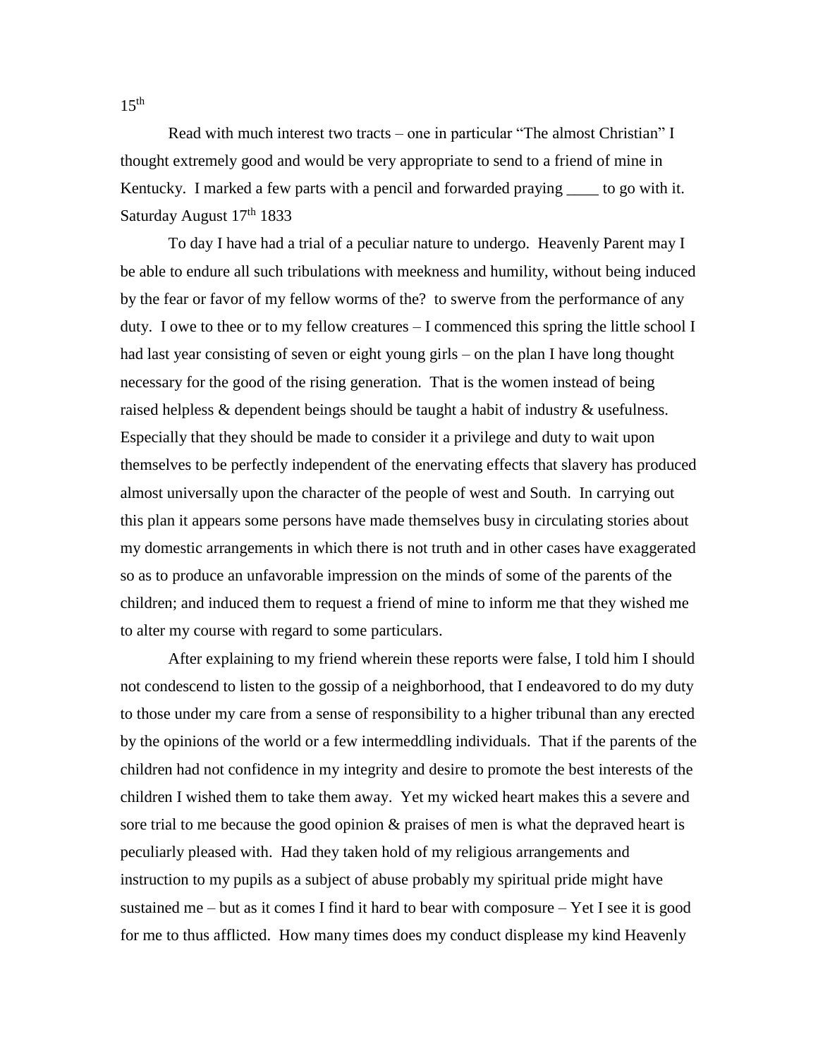15th

Read with much interest two tracts – one in particular "The almost Christian" I thought extremely good and would be very appropriate to send to a friend of mine in Kentucky. I marked a few parts with a pencil and forwarded praying ____ to go with it.

Saturday August 17th 1833

To day I have had a trial of a peculiar nature to undergo. Heavenly Parent may I be able to endure all such tribulations with meekness and humility, without being induced by the fear or favor of my fellow worms of the? to swerve from the performance of any duty. I owe to thee or to my fellow creatures – I commenced this spring the little school I had last year consisting of seven or eight young girls – on the plan I have long thought necessary for the good of the rising generation. That is the women instead of being raised helpless & dependent beings should be taught a habit of industry & usefulness. Especially that they should be made to consider it a privilege and duty to wait upon themselves to be perfectly independent of the enervating effects that slavery has produced almost universally upon the character of the people of west and South. In carrying out this plan it appears some persons have made themselves busy in circulating stories about my domestic arrangements in which there is not truth and in other cases have exaggerated so as to produce an unfavorable impression on the minds of some of the parents of the children; and induced them to request a friend of mine to inform me that they wished me to alter my course with regard to some particulars.

After explaining to my friend wherein these reports were false, I told him I should not condescend to listen to the gossip of a neighborhood, that I endeavored to do my duty to those under my care from a sense of responsibility to a higher tribunal than any erected by the opinions of the world or a few intermeddling individuals. That if the parents of the children had not confidence in my integrity and desire to promote the best interests of the children I wished them to take them away. Yet my wicked heart makes this a severe and sore trial to me because the good opinion & praises of men is what the depraved heart is peculiarly pleased with. Had they taken hold of my religious arrangements and instruction to my pupils as a subject of abuse probably my spiritual pride might have sustained me – but as it comes I find it hard to bear with composure – Yet I see it is good for me to thus afflicted. How many times does my conduct displease my kind Heavenly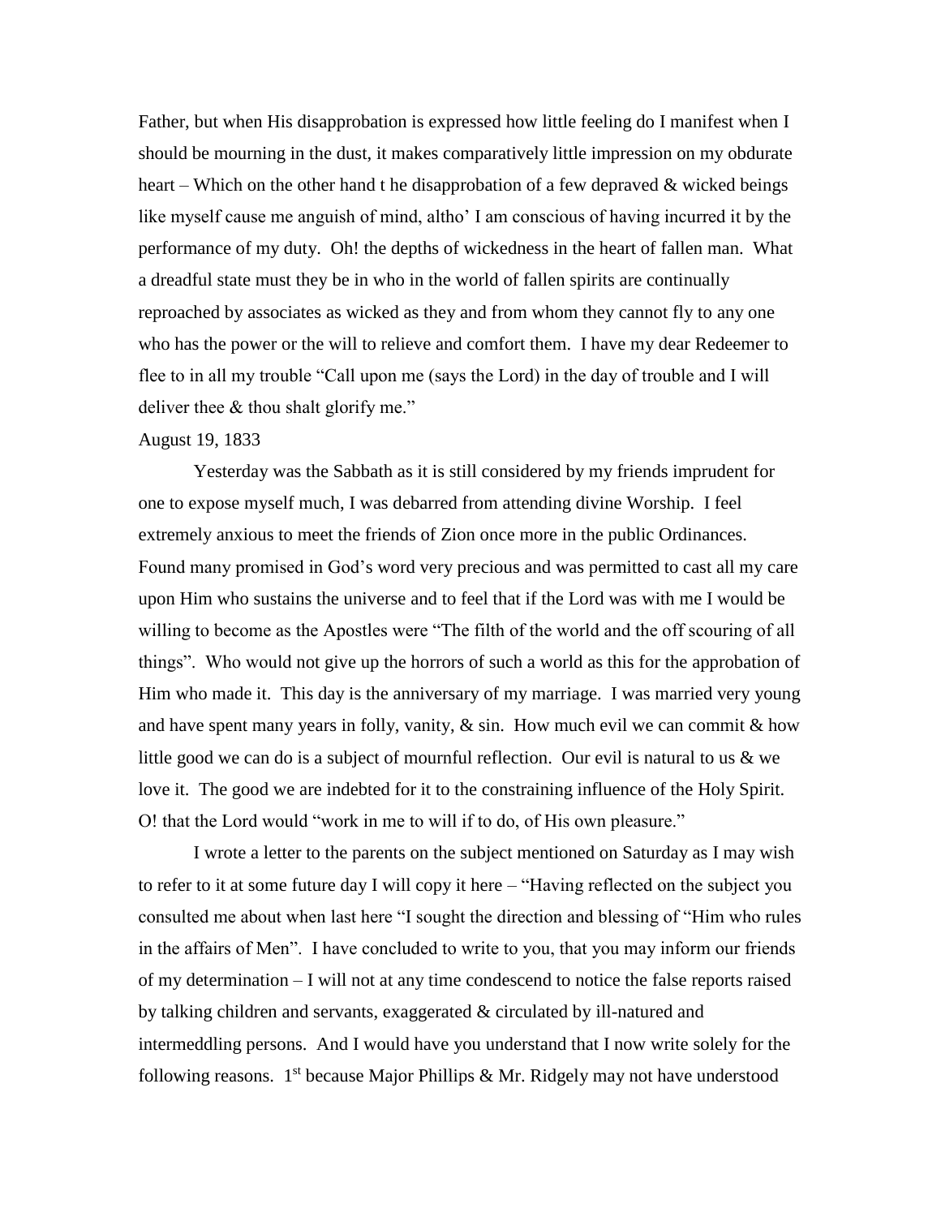Father, but when His disapprobation is expressed how little feeling do I manifest when I should be mourning in the dust, it makes comparatively little impression on my obdurate heart – Which on the other hand t he disapprobation of a few depraved & wicked beings like myself cause me anguish of mind, altho' I am conscious of having incurred it by the performance of my duty. Oh! the depths of wickedness in the heart of fallen man. What a dreadful state must they be in who in the world of fallen spirits are continually reproached by associates as wicked as they and from whom they cannot fly to any one who has the power or the will to relieve and comfort them. I have my dear Redeemer to flee to in all my trouble "Call upon me (says the Lord) in the day of trouble and I will deliver thee & thou shalt glorify me."

August 19, 1833

Yesterday was the Sabbath as it is still considered by my friends imprudent for one to expose myself much, I was debarred from attending divine Worship. I feel extremely anxious to meet the friends of Zion once more in the public Ordinances. Found many promised in God's word very precious and was permitted to cast all my care upon Him who sustains the universe and to feel that if the Lord was with me I would be willing to become as the Apostles were "The filth of the world and the off scouring of all things". Who would not give up the horrors of such a world as this for the approbation of Him who made it. This day is the anniversary of my marriage. I was married very young and have spent many years in folly, vanity, & sin. How much evil we can commit & how little good we can do is a subject of mournful reflection. Our evil is natural to us & we love it. The good we are indebted for it to the constraining influence of the Holy Spirit. O! that the Lord would "work in me to will if to do, of His own pleasure."

I wrote a letter to the parents on the subject mentioned on Saturday as I may wish to refer to it at some future day I will copy it here – "Having reflected on the subject you consulted me about when last here "I sought the direction and blessing of "Him who rules in the affairs of Men". I have concluded to write to you, that you may inform our friends of my determination – I will not at any time condescend to notice the false reports raised by talking children and servants, exaggerated & circulated by ill-natured and intermeddling persons. And I would have you understand that I now write solely for the following reasons. 1st because Major Phillips & Mr. Ridgely may not have understood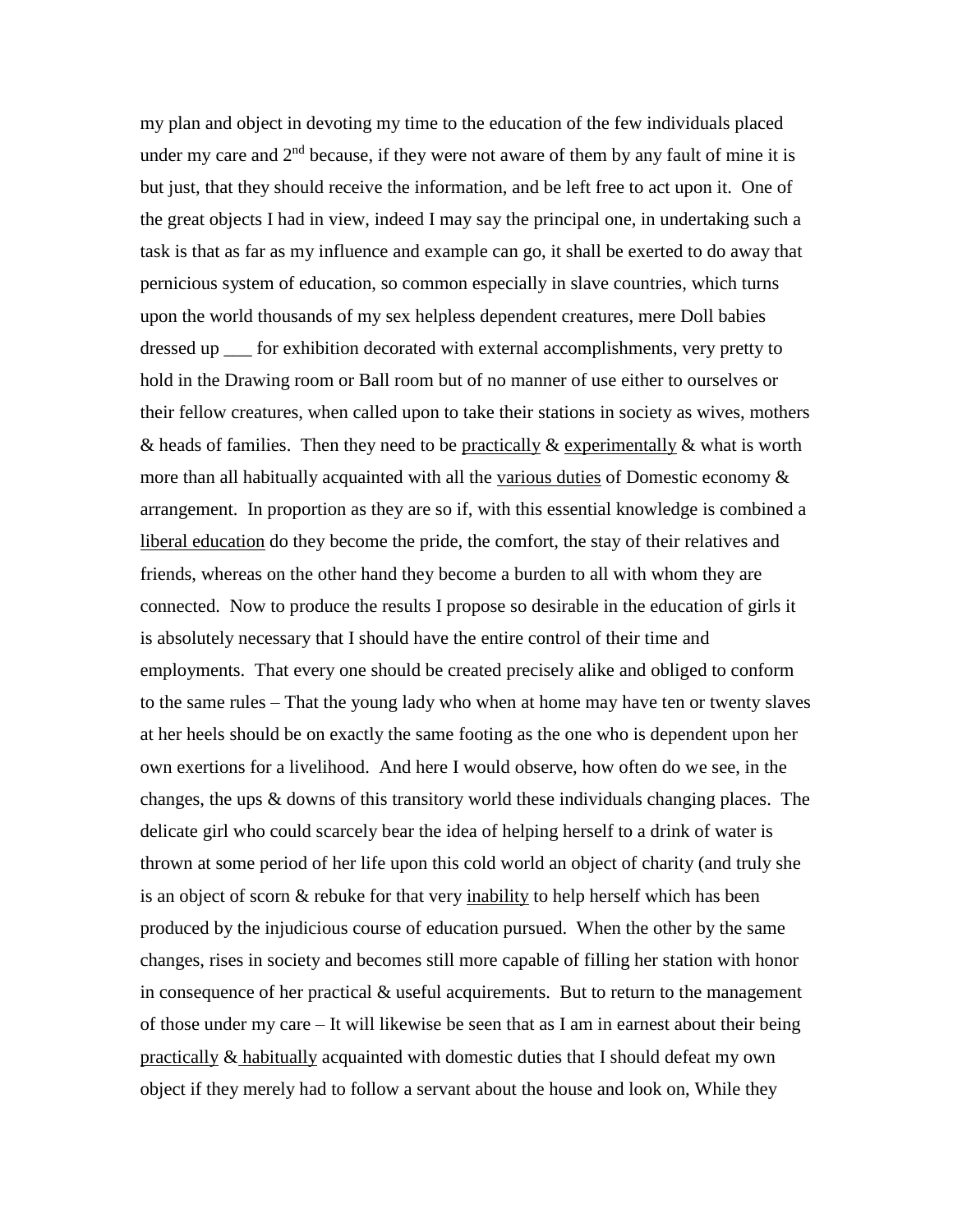my plan and object in devoting my time to the education of the few individuals placed under my care and 2nd because, if they were not aware of them by any fault of mine it is but just, that they should receive the information, and be left free to act upon it. One of the great objects I had in view, indeed I may say the principal one, in undertaking such a task is that as far as my influence and example can go, it shall be exerted to do away that pernicious system of education, so common especially in slave countries, which turns upon the world thousands of my sex helpless dependent creatures, mere Doll babies dressed up ___ for exhibition decorated with external accomplishments, very pretty to hold in the Drawing room or Ball room but of no manner of use either to ourselves or their fellow creatures, when called upon to take their stations in society as wives, mothers & heads of families. Then they need to be <u>practically</u> & <u>experimentally</u> & what is worth more than all habitually acquainted with all the <u>various duties</u> of Domestic economy & arrangement. In proportion as they are so if, with this essential knowledge is combined a <u>liberal education</u> do they become the pride, the comfort, the stay of their relatives and friends, whereas on the other hand they become a burden to all with whom they are connected. Now to produce the results I propose so desirable in the education of girls it is absolutely necessary that I should have the entire control of their time and employments. That every one should be created precisely alike and obliged to conform to the same rules – That the young lady who when at home may have ten or twenty slaves at her heels should be on exactly the same footing as the one who is dependent upon her own exertions for a livelihood. And here I would observe, how often do we see, in the changes, the ups & downs of this transitory world these individuals changing places. The delicate girl who could scarcely bear the idea of helping herself to a drink of water is thrown at some period of her life upon this cold world an object of charity (and truly she is an object of scorn & rebuke for that very <u>inability</u> to help herself which has been produced by the injudicious course of education pursued. When the other by the same changes, rises in society and becomes still more capable of filling her station with honor in consequence of her practical & useful acquirements. But to return to the management of those under my care – It will likewise be seen that as I am in earnest about their being <u>practically</u> & <u>habitually</u> acquainted with domestic duties that I should defeat my own object if they merely had to follow a servant about the house and look on, While they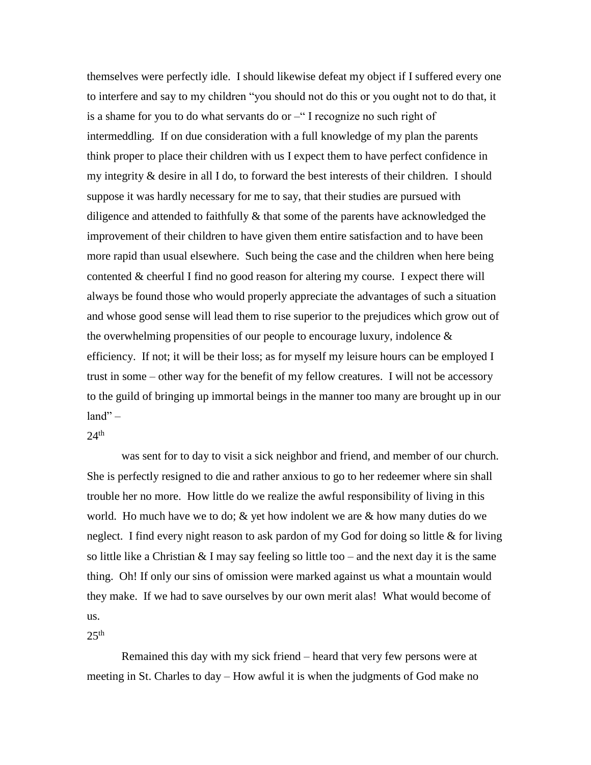themselves were perfectly idle. I should likewise defeat my object if I suffered every one to interfere and say to my children "you should not do this or you ought not to do that, it is a shame for you to do what servants do or –" I recognize no such right of intermeddling. If on due consideration with a full knowledge of my plan the parents think proper to place their children with us I expect them to have perfect confidence in my integrity & desire in all I do, to forward the best interests of their children. I should suppose it was hardly necessary for me to say, that their studies are pursued with diligence and attended to faithfully & that some of the parents have acknowledged the improvement of their children to have given them entire satisfaction and to have been more rapid than usual elsewhere. Such being the case and the children when here being contented & cheerful I find no good reason for altering my course. I expect there will always be found those who would properly appreciate the advantages of such a situation and whose good sense will lead them to rise superior to the prejudices which grow out of the overwhelming propensities of our people to encourage luxury, indolence & efficiency. If not; it will be their loss; as for myself my leisure hours can be employed I trust in some – other way for the benefit of my fellow creatures. I will not be accessory to the guild of bringing up immortal beings in the manner too many are brought up in our land" –

24th

was sent for to day to visit a sick neighbor and friend, and member of our church. She is perfectly resigned to die and rather anxious to go to her redeemer where sin shall trouble her no more. How little do we realize the awful responsibility of living in this world. Ho much have we to do; & yet how indolent we are & how many duties do we neglect. I find every night reason to ask pardon of my God for doing so little & for living so little like a Christian & I may say feeling so little too – and the next day it is the same thing. Oh! If only our sins of omission were marked against us what a mountain would they make. If we had to save ourselves by our own merit alas! What would become of us.

25th

Remained this day with my sick friend – heard that very few persons were at meeting in St. Charles to day – How awful it is when the judgments of God make no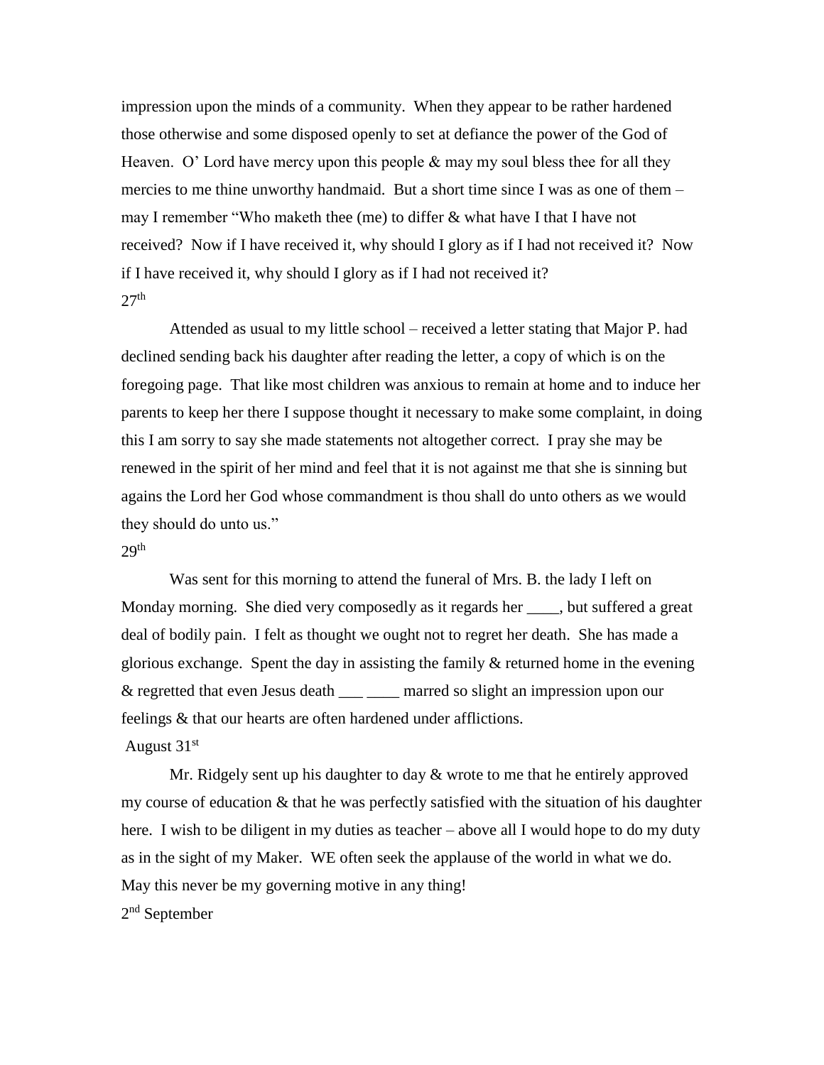impression upon the minds of a community. When they appear to be rather hardened those otherwise and some disposed openly to set at defiance the power of the God of Heaven. O' Lord have mercy upon this people & may my soul bless thee for all they mercies to me thine unworthy handmaid. But a short time since I was as one of them – may I remember "Who maketh thee (me) to differ & what have I that I have not received? Now if I have received it, why should I glory as if I had not received it? Now if I have received it, why should I glory as if I had not received it?

27th

Attended as usual to my little school – received a letter stating that Major P. had declined sending back his daughter after reading the letter, a copy of which is on the foregoing page. That like most children was anxious to remain at home and to induce her parents to keep her there I suppose thought it necessary to make some complaint, in doing this I am sorry to say she made statements not altogether correct. I pray she may be renewed in the spirit of her mind and feel that it is not against me that she is sinning but agains the Lord her God whose commandment is thou shall do unto others as we would they should do unto us."

29th

Was sent for this morning to attend the funeral of Mrs. B. the lady I left on Monday morning. She died very composedly as it regards her ____, but suffered a great deal of bodily pain. I felt as thought we ought not to regret her death. She has made a glorious exchange. Spent the day in assisting the family & returned home in the evening & regretted that even Jesus death ___ ____ marred so slight an impression upon our feelings & that our hearts are often hardened under afflictions.

August 31st

Mr. Ridgely sent up his daughter to day & wrote to me that he entirely approved my course of education & that he was perfectly satisfied with the situation of his daughter here. I wish to be diligent in my duties as teacher – above all I would hope to do my duty as in the sight of my Maker. WE often seek the applause of the world in what we do. May this never be my governing motive in any thing!

2nd September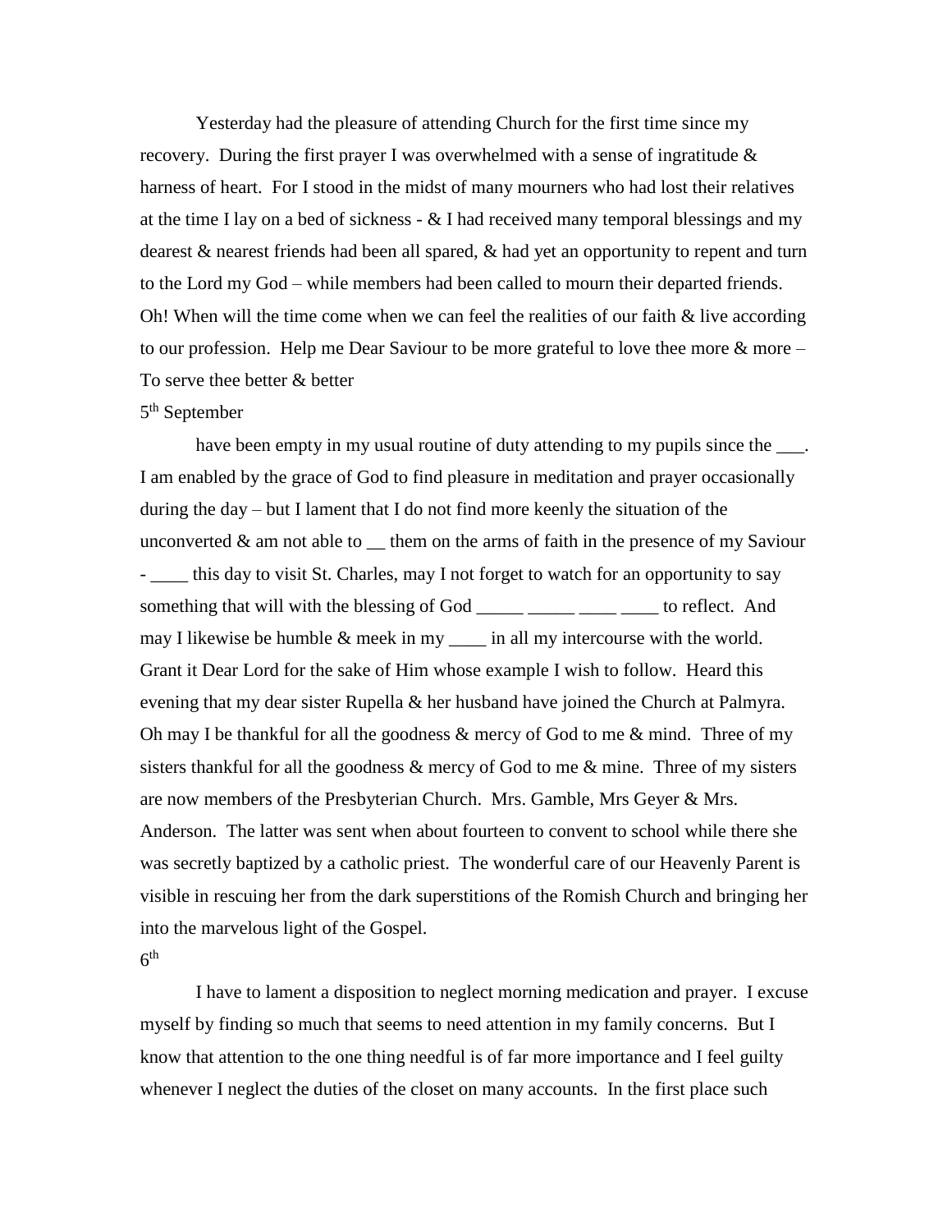Yesterday had the pleasure of attending Church for the first time since my recovery. During the first prayer I was overwhelmed with a sense of ingratitude & harness of heart. For I stood in the midst of many mourners who had lost their relatives at the time I lay on a bed of sickness - & I had received many temporal blessings and my dearest & nearest friends had been all spared, & had yet an opportunity to repent and turn to the Lord my God – while members had been called to mourn their departed friends. Oh! When will the time come when we can feel the realities of our faith & live according to our profession. Help me Dear Saviour to be more grateful to love thee more & more – To serve thee better & better

5th September

have been empty in my usual routine of duty attending to my pupils since the ___. I am enabled by the grace of God to find pleasure in meditation and prayer occasionally during the day – but I lament that I do not find more keenly the situation of the unconverted & am not able to __ them on the arms of faith in the presence of my Saviour - ____ this day to visit St. Charles, may I not forget to watch for an opportunity to say something that will with the blessing of God _____ _____ ____ ____ to reflect. And may I likewise be humble & meek in my ____ in all my intercourse with the world. Grant it Dear Lord for the sake of Him whose example I wish to follow. Heard this evening that my dear sister Rupella & her husband have joined the Church at Palmyra. Oh may I be thankful for all the goodness & mercy of God to me & mind. Three of my sisters thankful for all the goodness & mercy of God to me & mine. Three of my sisters are now members of the Presbyterian Church. Mrs. Gamble, Mrs Geyer & Mrs. Anderson. The latter was sent when about fourteen to convent to school while there she was secretly baptized by a catholic priest. The wonderful care of our Heavenly Parent is visible in rescuing her from the dark superstitions of the Romish Church and bringing her into the marvelous light of the Gospel.

6th

I have to lament a disposition to neglect morning medication and prayer. I excuse myself by finding so much that seems to need attention in my family concerns. But I know that attention to the one thing needful is of far more importance and I feel guilty whenever I neglect the duties of the closet on many accounts. In the first place such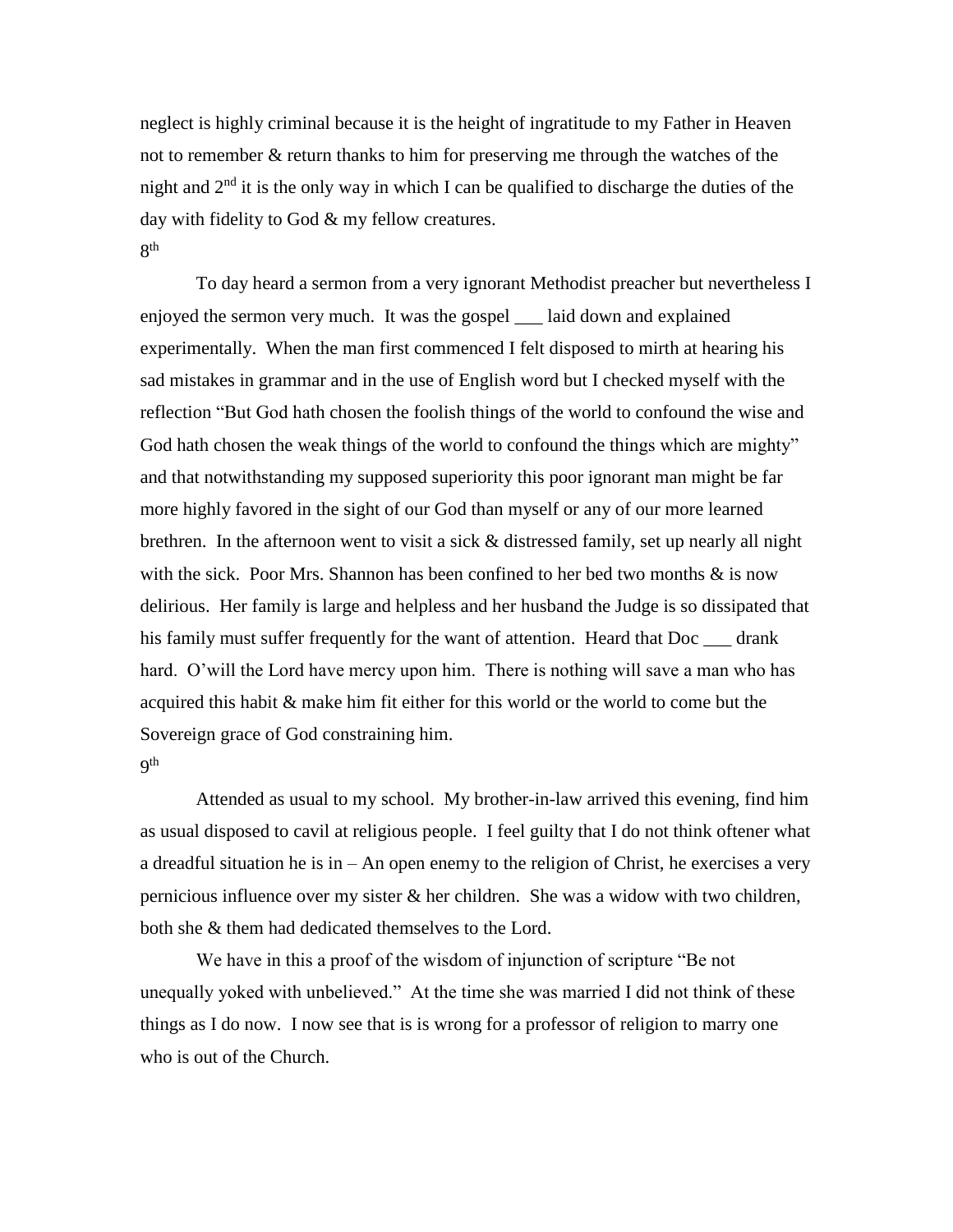neglect is highly criminal because it is the height of ingratitude to my Father in Heaven not to remember & return thanks to him for preserving me through the watches of the night and 2[nd] it is the only way in which I can be qualified to discharge the duties of the day with fidelity to God & my fellow creatures.

8[th]

To day heard a sermon from a very ignorant Methodist preacher but nevertheless I enjoyed the sermon very much. It was the gospel ___ laid down and explained experimentally. When the man first commenced I felt disposed to mirth at hearing his sad mistakes in grammar and in the use of English word but I checked myself with the reflection "But God hath chosen the foolish things of the world to confound the wise and God hath chosen the weak things of the world to confound the things which are mighty" and that notwithstanding my supposed superiority this poor ignorant man might be far more highly favored in the sight of our God than myself or any of our more learned brethren. In the afternoon went to visit a sick & distressed family, set up nearly all night with the sick. Poor Mrs. Shannon has been confined to her bed two months & is now delirious. Her family is large and helpless and her husband the Judge is so dissipated that his family must suffer frequently for the want of attention. Heard that Doc ___ drank hard. O'will the Lord have mercy upon him. There is nothing will save a man who has acquired this habit & make him fit either for this world or the world to come but the Sovereign grace of God constraining him.

9[th]

Attended as usual to my school. My brother-in-law arrived this evening, find him as usual disposed to cavil at religious people. I feel guilty that I do not think oftener what a dreadful situation he is in – An open enemy to the religion of Christ, he exercises a very pernicious influence over my sister & her children. She was a widow with two children, both she & them had dedicated themselves to the Lord.

We have in this a proof of the wisdom of injunction of scripture "Be not unequally yoked with unbelieved." At the time she was married I did not think of these things as I do now. I now see that is is wrong for a professor of religion to marry one who is out of the Church.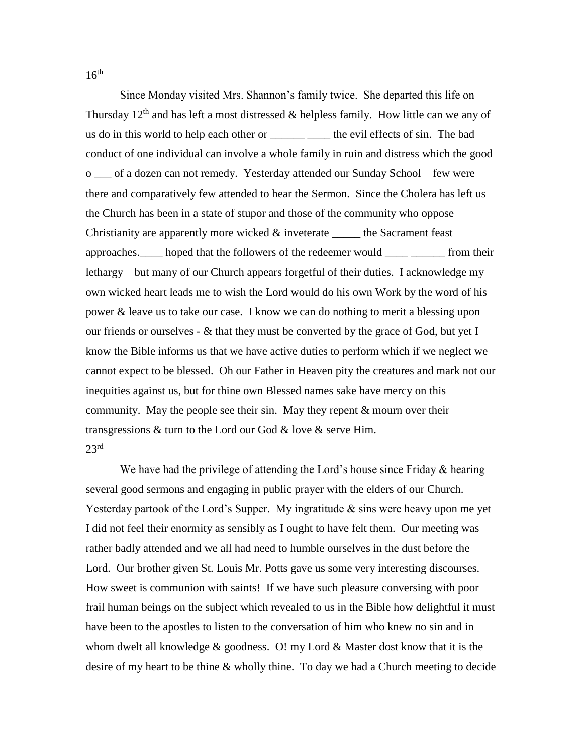16th

Since Monday visited Mrs. Shannon's family twice. She departed this life on Thursday 12th and has left a most distressed & helpless family. How little can we any of us do in this world to help each other or ______ ____ the evil effects of sin. The bad conduct of one individual can involve a whole family in ruin and distress which the good o ___ of a dozen can not remedy. Yesterday attended our Sunday School – few were there and comparatively few attended to hear the Sermon. Since the Cholera has left us the Church has been in a state of stupor and those of the community who oppose Christianity are apparently more wicked & inveterate _____ the Sacrament feast approaches.____ hoped that the followers of the redeemer would ____ ______ from their lethargy – but many of our Church appears forgetful of their duties. I acknowledge my own wicked heart leads me to wish the Lord would do his own Work by the word of his power & leave us to take our case. I know we can do nothing to merit a blessing upon our friends or ourselves - & that they must be converted by the grace of God, but yet I know the Bible informs us that we have active duties to perform which if we neglect we cannot expect to be blessed. Oh our Father in Heaven pity the creatures and mark not our inequities against us, but for thine own Blessed names sake have mercy on this community. May the people see their sin. May they repent & mourn over their transgressions & turn to the Lord our God & love & serve Him.

23rd

We have had the privilege of attending the Lord's house since Friday & hearing several good sermons and engaging in public prayer with the elders of our Church. Yesterday partook of the Lord's Supper. My ingratitude & sins were heavy upon me yet I did not feel their enormity as sensibly as I ought to have felt them. Our meeting was rather badly attended and we all had need to humble ourselves in the dust before the Lord. Our brother given St. Louis Mr. Potts gave us some very interesting discourses. How sweet is communion with saints! If we have such pleasure conversing with poor frail human beings on the subject which revealed to us in the Bible how delightful it must have been to the apostles to listen to the conversation of him who knew no sin and in whom dwelt all knowledge & goodness. O! my Lord & Master dost know that it is the desire of my heart to be thine & wholly thine. To day we had a Church meeting to decide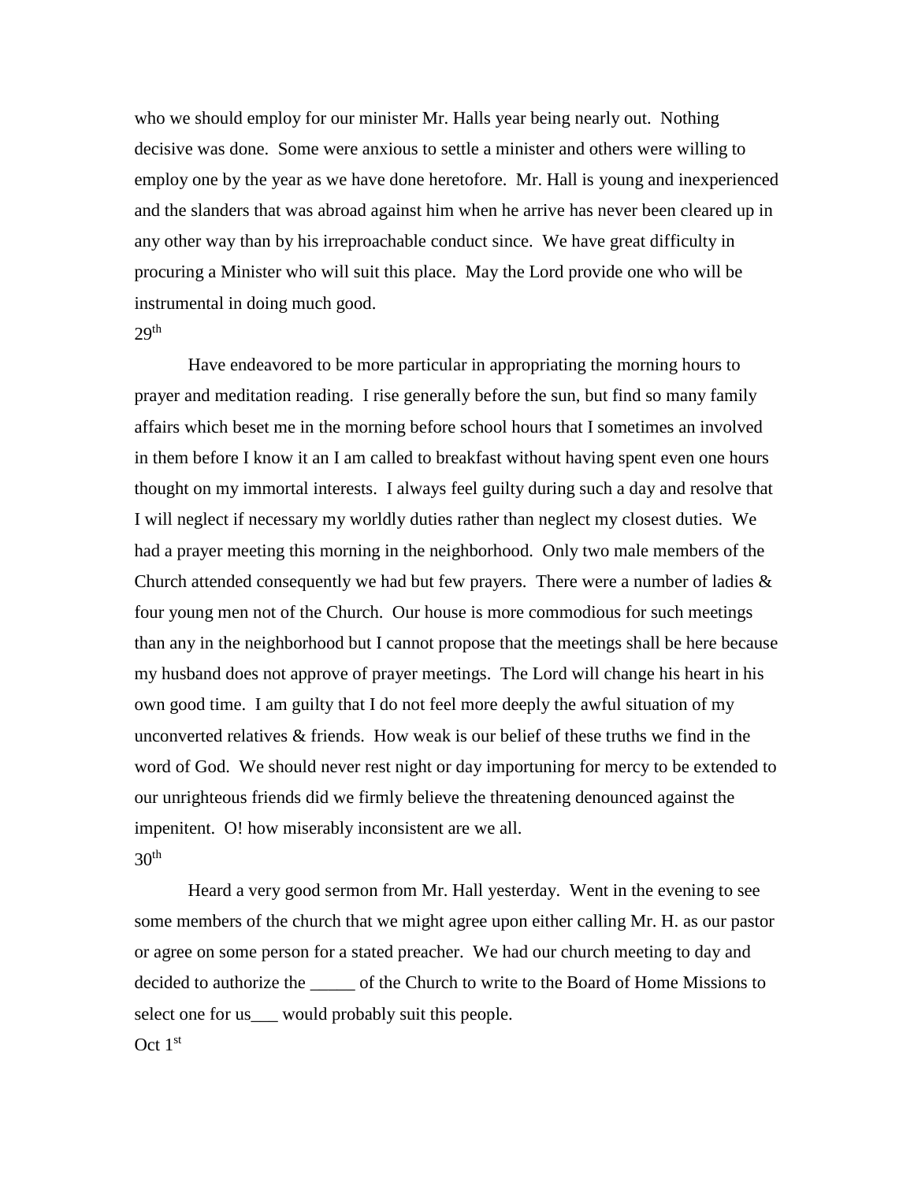who we should employ for our minister Mr. Halls year being nearly out. Nothing decisive was done. Some were anxious to settle a minister and others were willing to employ one by the year as we have done heretofore. Mr. Hall is young and inexperienced and the slanders that was abroad against him when he arrive has never been cleared up in any other way than by his irreproachable conduct since. We have great difficulty in procuring a Minister who will suit this place. May the Lord provide one who will be instrumental in doing much good.

29th

Have endeavored to be more particular in appropriating the morning hours to prayer and meditation reading. I rise generally before the sun, but find so many family affairs which beset me in the morning before school hours that I sometimes an involved in them before I know it an I am called to breakfast without having spent even one hours thought on my immortal interests. I always feel guilty during such a day and resolve that I will neglect if necessary my worldly duties rather than neglect my closest duties. We had a prayer meeting this morning in the neighborhood. Only two male members of the Church attended consequently we had but few prayers. There were a number of ladies & four young men not of the Church. Our house is more commodious for such meetings than any in the neighborhood but I cannot propose that the meetings shall be here because my husband does not approve of prayer meetings. The Lord will change his heart in his own good time. I am guilty that I do not feel more deeply the awful situation of my unconverted relatives & friends. How weak is our belief of these truths we find in the word of God. We should never rest night or day importuning for mercy to be extended to our unrighteous friends did we firmly believe the threatening denounced against the impenitent. O! how miserably inconsistent are we all.

30th

Heard a very good sermon from Mr. Hall yesterday. Went in the evening to see some members of the church that we might agree upon either calling Mr. H. as our pastor or agree on some person for a stated preacher. We had our church meeting to day and decided to authorize the _____ of the Church to write to the Board of Home Missions to select one for us___ would probably suit this people.

Oct 1st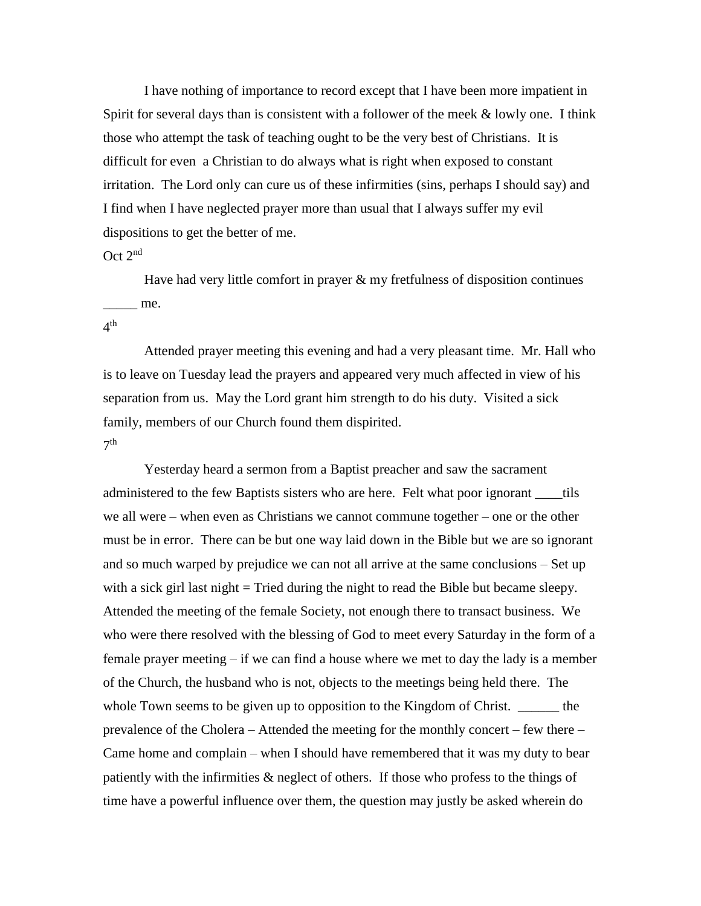I have nothing of importance to record except that I have been more impatient in Spirit for several days than is consistent with a follower of the meek & lowly one. I think those who attempt the task of teaching ought to be the very best of Christians. It is difficult for even a Christian to do always what is right when exposed to constant irritation. The Lord only can cure us of these infirmities (sins, perhaps I should say) and I find when I have neglected prayer more than usual that I always suffer my evil dispositions to get the better of me.

Oct 2nd

Have had very little comfort in prayer & my fretfulness of disposition continues _____ me.

4th

Attended prayer meeting this evening and had a very pleasant time. Mr. Hall who is to leave on Tuesday lead the prayers and appeared very much affected in view of his separation from us. May the Lord grant him strength to do his duty. Visited a sick family, members of our Church found them dispirited.

7th

Yesterday heard a sermon from a Baptist preacher and saw the sacrament administered to the few Baptists sisters who are here. Felt what poor ignorant ____tils we all were – when even as Christians we cannot commune together – one or the other must be in error. There can be but one way laid down in the Bible but we are so ignorant and so much warped by prejudice we can not all arrive at the same conclusions – Set up with a sick girl last night = Tried during the night to read the Bible but became sleepy. Attended the meeting of the female Society, not enough there to transact business. We who were there resolved with the blessing of God to meet every Saturday in the form of a female prayer meeting – if we can find a house where we met to day the lady is a member of the Church, the husband who is not, objects to the meetings being held there. The whole Town seems to be given up to opposition to the Kingdom of Christ. ______ the prevalence of the Cholera – Attended the meeting for the monthly concert – few there – Came home and complain – when I should have remembered that it was my duty to bear patiently with the infirmities & neglect of others. If those who profess to the things of time have a powerful influence over them, the question may justly be asked wherein do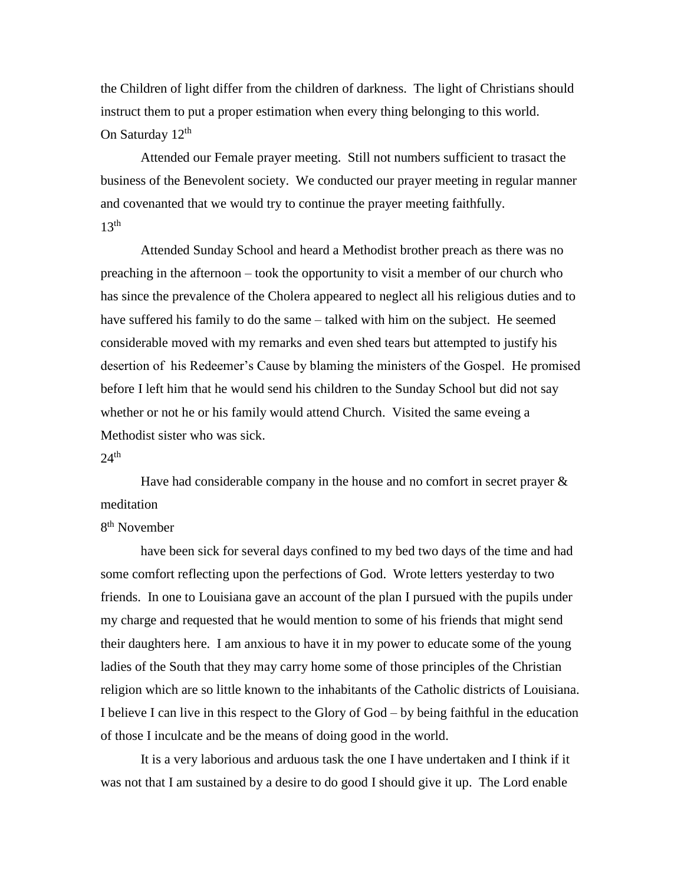the Children of light differ from the children of darkness. The light of Christians should instruct them to put a proper estimation when every thing belonging to this world.

On Saturday 12th

Attended our Female prayer meeting. Still not numbers sufficient to trasact the business of the Benevolent society. We conducted our prayer meeting in regular manner and covenanted that we would try to continue the prayer meeting faithfully.

13th

Attended Sunday School and heard a Methodist brother preach as there was no preaching in the afternoon – took the opportunity to visit a member of our church who has since the prevalence of the Cholera appeared to neglect all his religious duties and to have suffered his family to do the same – talked with him on the subject. He seemed considerable moved with my remarks and even shed tears but attempted to justify his desertion of his Redeemer's Cause by blaming the ministers of the Gospel. He promised before I left him that he would send his children to the Sunday School but did not say whether or not he or his family would attend Church. Visited the same eveing a Methodist sister who was sick.

24th

Have had considerable company in the house and no comfort in secret prayer & meditation

8th November

have been sick for several days confined to my bed two days of the time and had some comfort reflecting upon the perfections of God. Wrote letters yesterday to two friends. In one to Louisiana gave an account of the plan I pursued with the pupils under my charge and requested that he would mention to some of his friends that might send their daughters here. I am anxious to have it in my power to educate some of the young ladies of the South that they may carry home some of those principles of the Christian religion which are so little known to the inhabitants of the Catholic districts of Louisiana. I believe I can live in this respect to the Glory of God – by being faithful in the education of those I inculcate and be the means of doing good in the world.

It is a very laborious and arduous task the one I have undertaken and I think if it was not that I am sustained by a desire to do good I should give it up. The Lord enable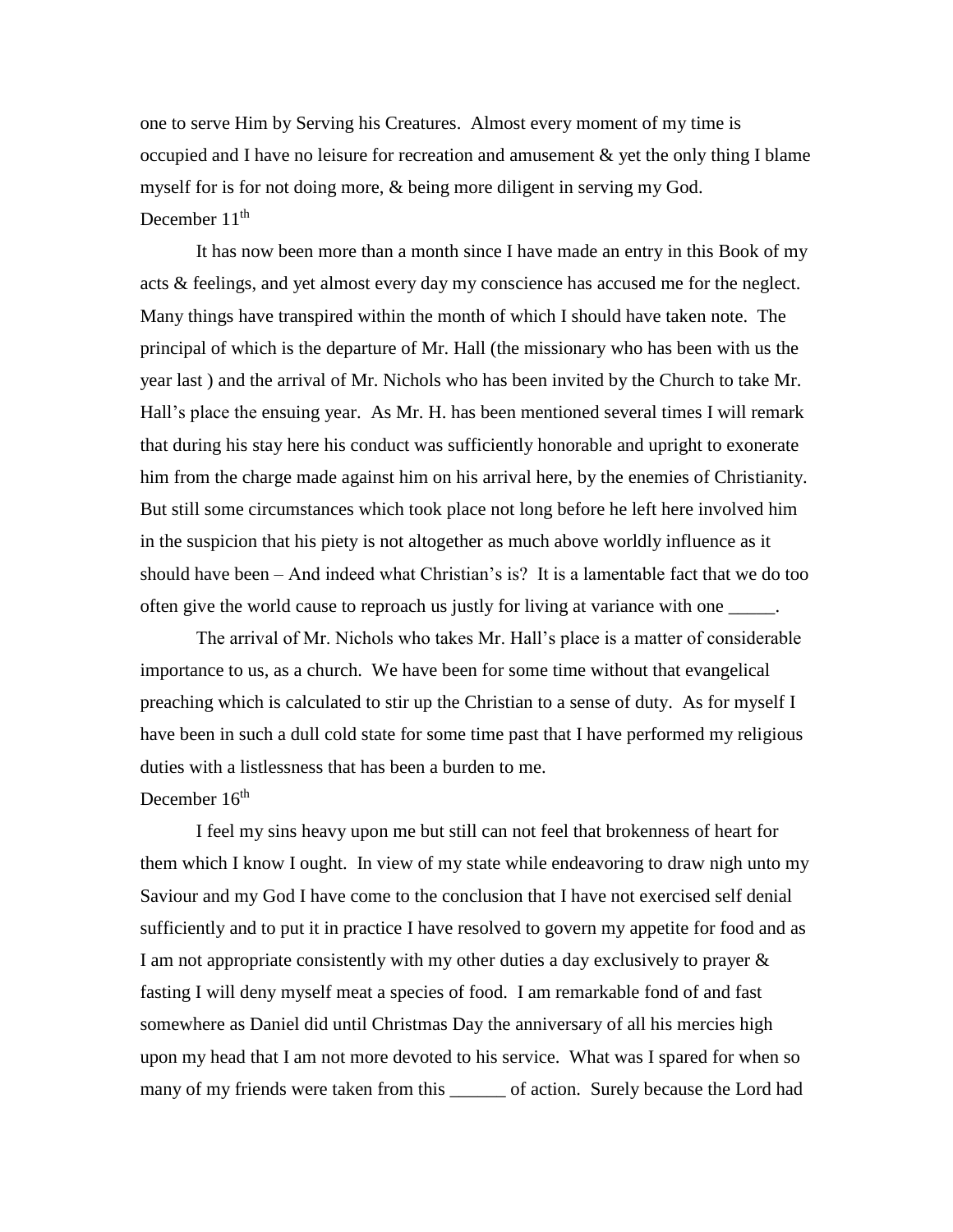one to serve Him by Serving his Creatures. Almost every moment of my time is occupied and I have no leisure for recreation and amusement & yet the only thing I blame myself for is for not doing more, & being more diligent in serving my God.

December 11th

It has now been more than a month since I have made an entry in this Book of my acts & feelings, and yet almost every day my conscience has accused me for the neglect. Many things have transpired within the month of which I should have taken note. The principal of which is the departure of Mr. Hall (the missionary who has been with us the year last ) and the arrival of Mr. Nichols who has been invited by the Church to take Mr. Hall's place the ensuing year. As Mr. H. has been mentioned several times I will remark that during his stay here his conduct was sufficiently honorable and upright to exonerate him from the charge made against him on his arrival here, by the enemies of Christianity. But still some circumstances which took place not long before he left here involved him in the suspicion that his piety is not altogether as much above worldly influence as it should have been – And indeed what Christian's is? It is a lamentable fact that we do too often give the world cause to reproach us justly for living at variance with one _____.

The arrival of Mr. Nichols who takes Mr. Hall's place is a matter of considerable importance to us, as a church. We have been for some time without that evangelical preaching which is calculated to stir up the Christian to a sense of duty. As for myself I have been in such a dull cold state for some time past that I have performed my religious duties with a listlessness that has been a burden to me.

December 16th

I feel my sins heavy upon me but still can not feel that brokenness of heart for them which I know I ought. In view of my state while endeavoring to draw nigh unto my Saviour and my God I have come to the conclusion that I have not exercised self denial sufficiently and to put it in practice I have resolved to govern my appetite for food and as I am not appropriate consistently with my other duties a day exclusively to prayer & fasting I will deny myself meat a species of food. I am remarkable fond of and fast somewhere as Daniel did until Christmas Day the anniversary of all his mercies high upon my head that I am not more devoted to his service. What was I spared for when so many of my friends were taken from this ______ of action. Surely because the Lord had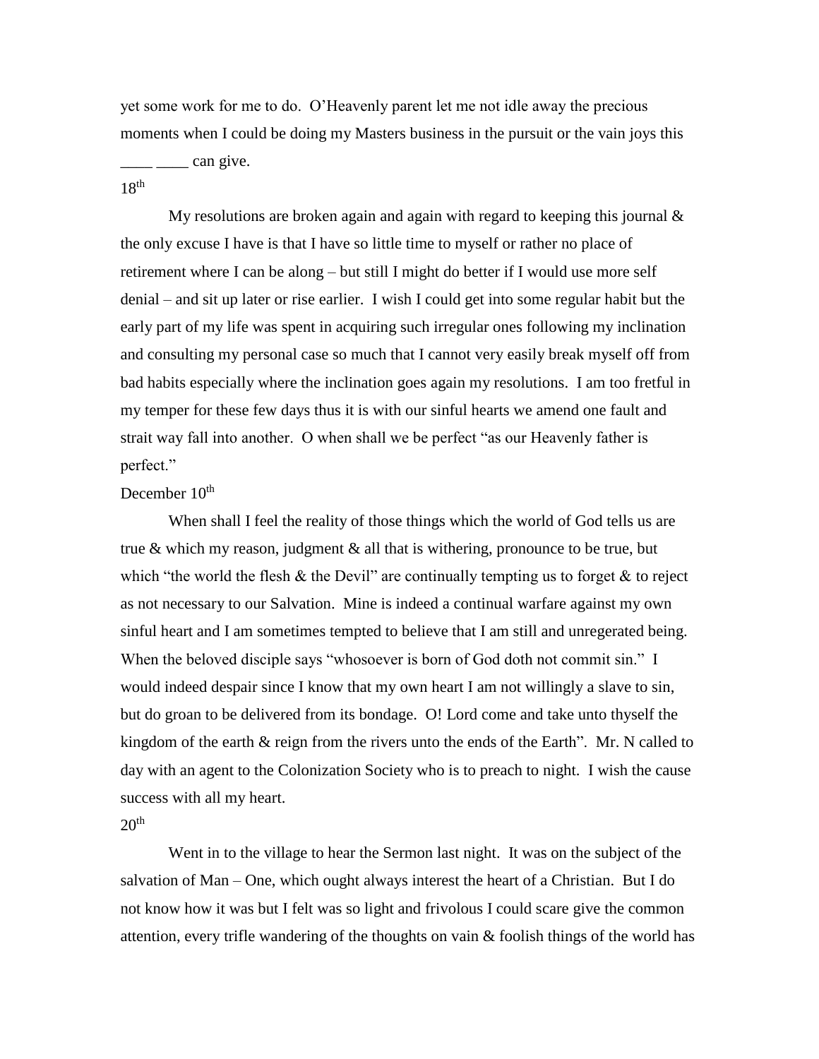yet some work for me to do. O'Heavenly parent let me not idle away the precious moments when I could be doing my Masters business in the pursuit or the vain joys this ____ ____ can give.

18th

My resolutions are broken again and again with regard to keeping this journal & the only excuse I have is that I have so little time to myself or rather no place of retirement where I can be along – but still I might do better if I would use more self denial – and sit up later or rise earlier. I wish I could get into some regular habit but the early part of my life was spent in acquiring such irregular ones following my inclination and consulting my personal case so much that I cannot very easily break myself off from bad habits especially where the inclination goes again my resolutions. I am too fretful in my temper for these few days thus it is with our sinful hearts we amend one fault and strait way fall into another. O when shall we be perfect "as our Heavenly father is perfect."

December 10th

When shall I feel the reality of those things which the world of God tells us are true & which my reason, judgment & all that is withering, pronounce to be true, but which "the world the flesh & the Devil" are continually tempting us to forget & to reject as not necessary to our Salvation. Mine is indeed a continual warfare against my own sinful heart and I am sometimes tempted to believe that I am still and unregerated being. When the beloved disciple says "whosoever is born of God doth not commit sin." I would indeed despair since I know that my own heart I am not willingly a slave to sin, but do groan to be delivered from its bondage. O! Lord come and take unto thyself the kingdom of the earth & reign from the rivers unto the ends of the Earth". Mr. N called to day with an agent to the Colonization Society who is to preach to night. I wish the cause success with all my heart.

20th

Went in to the village to hear the Sermon last night. It was on the subject of the salvation of Man – One, which ought always interest the heart of a Christian. But I do not know how it was but I felt was so light and frivolous I could scare give the common attention, every trifle wandering of the thoughts on vain & foolish things of the world has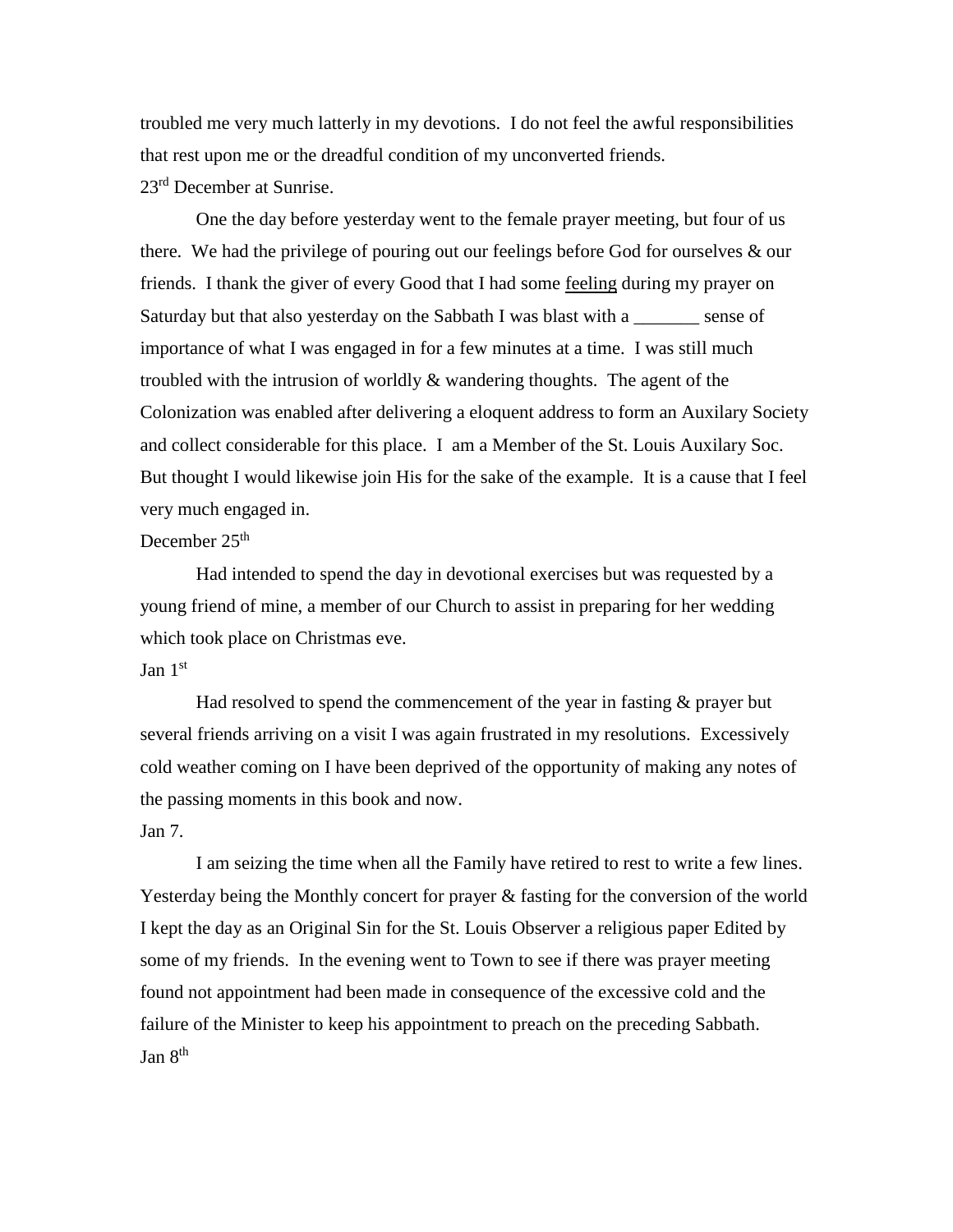troubled me very much latterly in my devotions. I do not feel the awful responsibilities that rest upon me or the dreadful condition of my unconverted friends.

23rd December at Sunrise.

One the day before yesterday went to the female prayer meeting, but four of us there. We had the privilege of pouring out our feelings before God for ourselves & our friends. I thank the giver of every Good that I had some feeling during my prayer on Saturday but that also yesterday on the Sabbath I was blast with a _______ sense of importance of what I was engaged in for a few minutes at a time. I was still much troubled with the intrusion of worldly & wandering thoughts. The agent of the Colonization was enabled after delivering a eloquent address to form an Auxilary Society and collect considerable for this place. I am a Member of the St. Louis Auxilary Soc. But thought I would likewise join His for the sake of the example. It is a cause that I feel very much engaged in.

December 25th

Had intended to spend the day in devotional exercises but was requested by a young friend of mine, a member of our Church to assist in preparing for her wedding which took place on Christmas eve.

Jan 1st

Had resolved to spend the commencement of the year in fasting & prayer but several friends arriving on a visit I was again frustrated in my resolutions. Excessively cold weather coming on I have been deprived of the opportunity of making any notes of the passing moments in this book and now.

Jan 7.

I am seizing the time when all the Family have retired to rest to write a few lines. Yesterday being the Monthly concert for prayer & fasting for the conversion of the world I kept the day as an Original Sin for the St. Louis Observer a religious paper Edited by some of my friends. In the evening went to Town to see if there was prayer meeting found not appointment had been made in consequence of the excessive cold and the failure of the Minister to keep his appointment to preach on the preceding Sabbath.

Jan 8th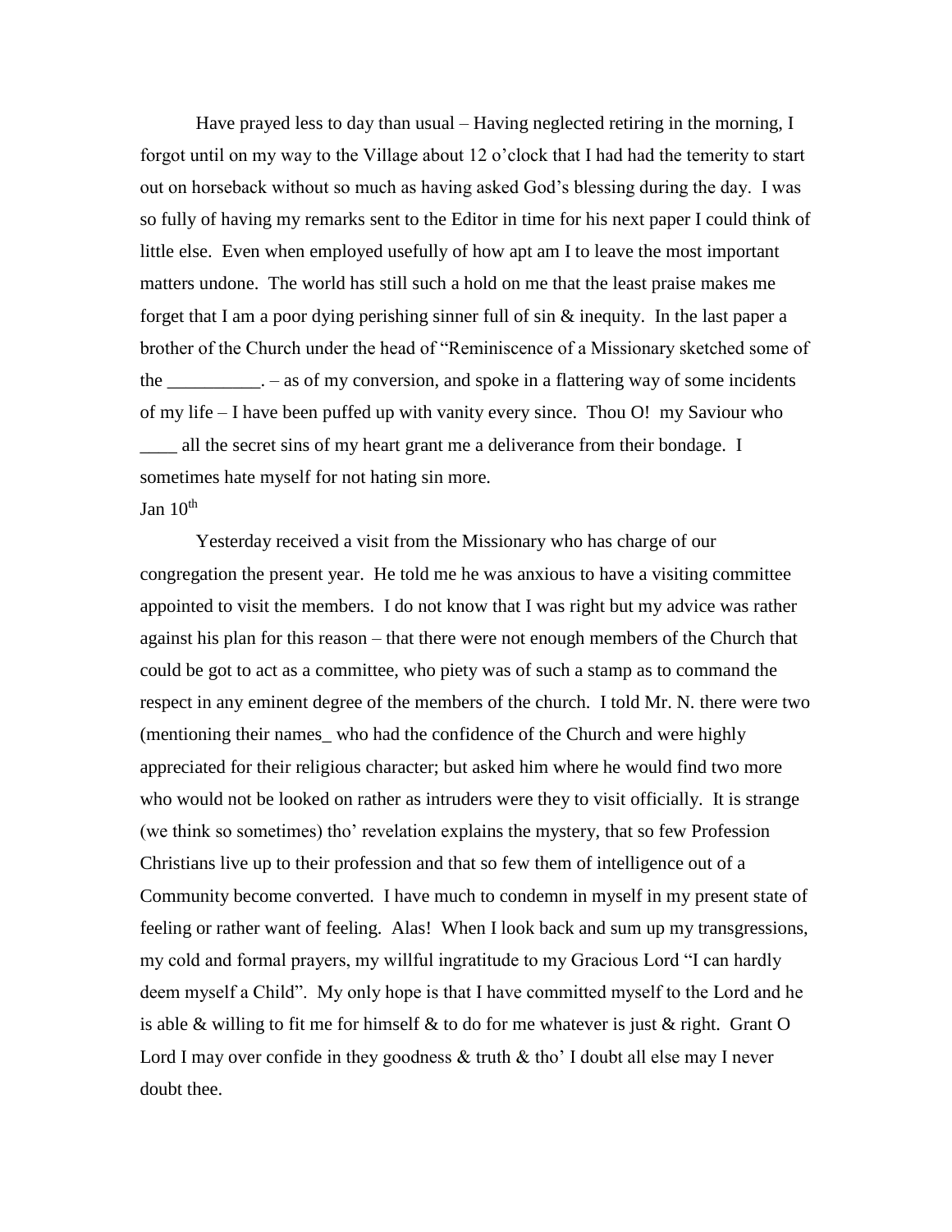Have prayed less to day than usual – Having neglected retiring in the morning, I forgot until on my way to the Village about 12 o'clock that I had had the temerity to start out on horseback without so much as having asked God's blessing during the day. I was so fully of having my remarks sent to the Editor in time for his next paper I could think of little else. Even when employed usefully of how apt am I to leave the most important matters undone. The world has still such a hold on me that the least praise makes me forget that I am a poor dying perishing sinner full of sin & inequity. In the last paper a brother of the Church under the head of "Reminiscence of a Missionary sketched some of the __________. – as of my conversion, and spoke in a flattering way of some incidents of my life – I have been puffed up with vanity every since. Thou O! my Saviour who ____ all the secret sins of my heart grant me a deliverance from their bondage. I sometimes hate myself for not hating sin more.

Jan 10th

Yesterday received a visit from the Missionary who has charge of our congregation the present year. He told me he was anxious to have a visiting committee appointed to visit the members. I do not know that I was right but my advice was rather against his plan for this reason – that there were not enough members of the Church that could be got to act as a committee, who piety was of such a stamp as to command the respect in any eminent degree of the members of the church. I told Mr. N. there were two (mentioning their names_ who had the confidence of the Church and were highly appreciated for their religious character; but asked him where he would find two more who would not be looked on rather as intruders were they to visit officially. It is strange (we think so sometimes) tho' revelation explains the mystery, that so few Profession Christians live up to their profession and that so few them of intelligence out of a Community become converted. I have much to condemn in myself in my present state of feeling or rather want of feeling. Alas! When I look back and sum up my transgressions, my cold and formal prayers, my willful ingratitude to my Gracious Lord "I can hardly deem myself a Child". My only hope is that I have committed myself to the Lord and he is able & willing to fit me for himself & to do for me whatever is just & right. Grant O Lord I may over confide in they goodness & truth & tho' I doubt all else may I never doubt thee.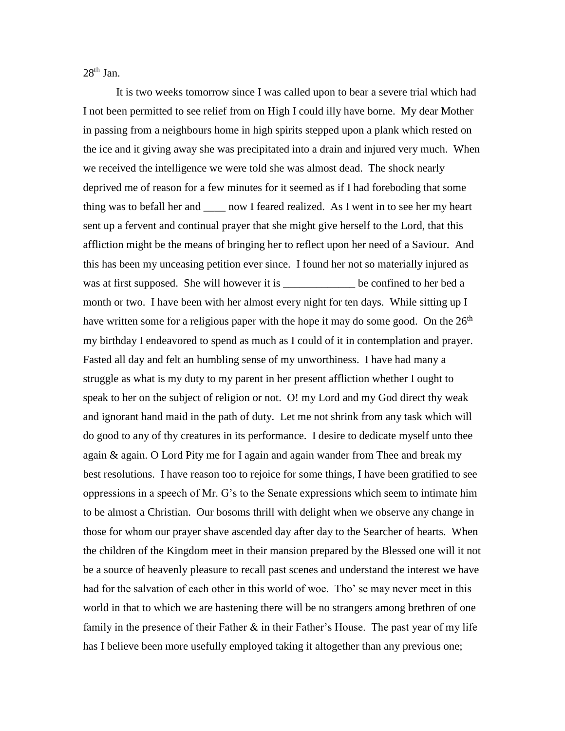28th Jan.

It is two weeks tomorrow since I was called upon to bear a severe trial which had I not been permitted to see relief from on High I could illy have borne. My dear Mother in passing from a neighbours home in high spirits stepped upon a plank which rested on the ice and it giving away she was precipitated into a drain and injured very much. When we received the intelligence we were told she was almost dead. The shock nearly deprived me of reason for a few minutes for it seemed as if I had foreboding that some thing was to befall her and ____ now I feared realized. As I went in to see her my heart sent up a fervent and continual prayer that she might give herself to the Lord, that this affliction might be the means of bringing her to reflect upon her need of a Saviour. And this has been my unceasing petition ever since. I found her not so materially injured as was at first supposed. She will however it is _____________ be confined to her bed a month or two. I have been with her almost every night for ten days. While sitting up I have written some for a religious paper with the hope it may do some good. On the 26th my birthday I endeavored to spend as much as I could of it in contemplation and prayer. Fasted all day and felt an humbling sense of my unworthiness. I have had many a struggle as what is my duty to my parent in her present affliction whether I ought to speak to her on the subject of religion or not. O! my Lord and my God direct thy weak and ignorant hand maid in the path of duty. Let me not shrink from any task which will do good to any of thy creatures in its performance. I desire to dedicate myself unto thee again & again. O Lord Pity me for I again and again wander from Thee and break my best resolutions. I have reason too to rejoice for some things, I have been gratified to see oppressions in a speech of Mr. G's to the Senate expressions which seem to intimate him to be almost a Christian. Our bosoms thrill with delight when we observe any change in those for whom our prayer shave ascended day after day to the Searcher of hearts. When the children of the Kingdom meet in their mansion prepared by the Blessed one will it not be a source of heavenly pleasure to recall past scenes and understand the interest we have had for the salvation of each other in this world of woe. Tho' se may never meet in this world in that to which we are hastening there will be no strangers among brethren of one family in the presence of their Father & in their Father's House. The past year of my life has I believe been more usefully employed taking it altogether than any previous one;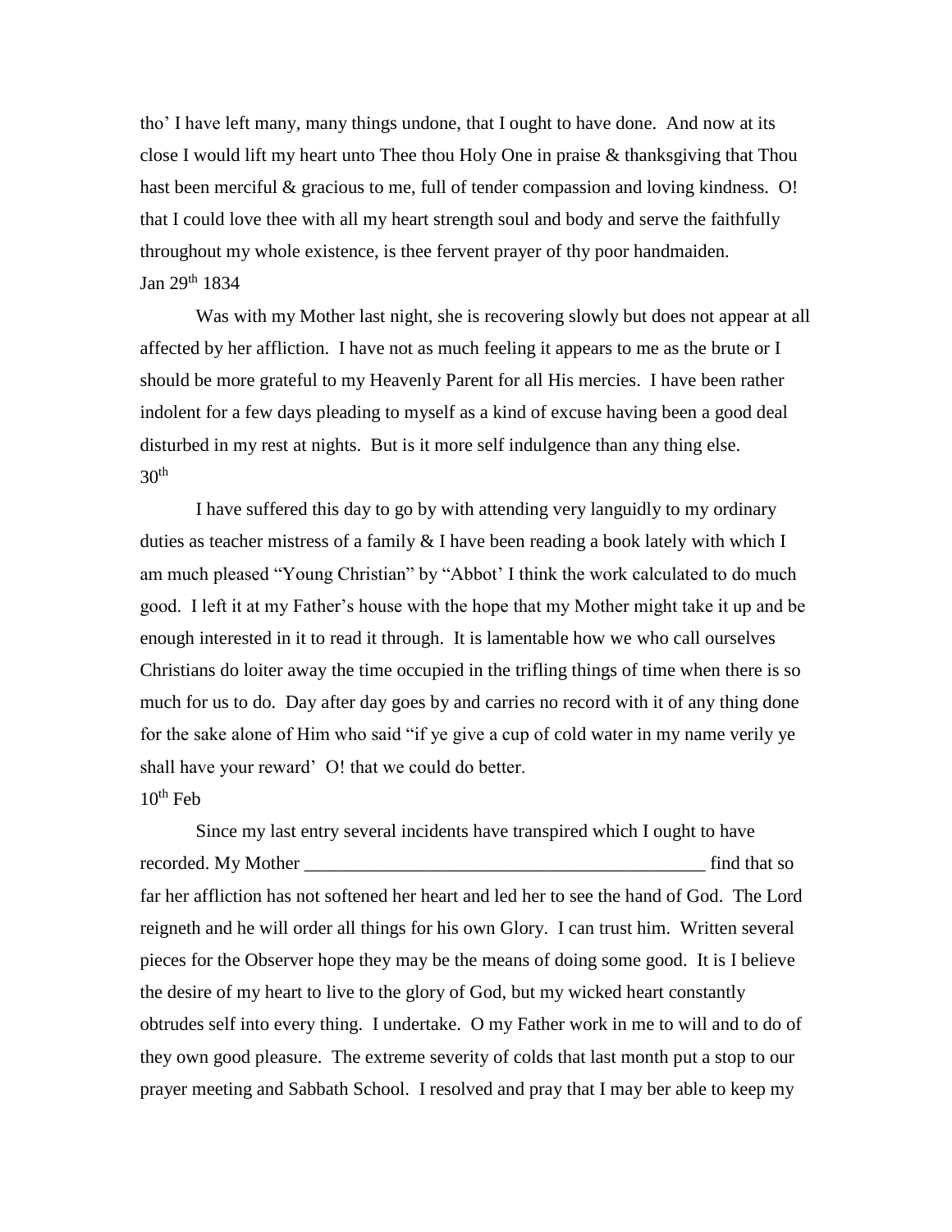tho' I have left many, many things undone, that I ought to have done. And now at its close I would lift my heart unto Thee thou Holy One in praise & thanksgiving that Thou hast been merciful & gracious to me, full of tender compassion and loving kindness. O! that I could love thee with all my heart strength soul and body and serve the faithfully throughout my whole existence, is thee fervent prayer of thy poor handmaiden.

Jan 29th 1834

Was with my Mother last night, she is recovering slowly but does not appear at all affected by her affliction. I have not as much feeling it appears to me as the brute or I should be more grateful to my Heavenly Parent for all His mercies. I have been rather indolent for a few days pleading to myself as a kind of excuse having been a good deal disturbed in my rest at nights. But is it more self indulgence than any thing else.

30th

I have suffered this day to go by with attending very languidly to my ordinary duties as teacher mistress of a family & I have been reading a book lately with which I am much pleased "Young Christian" by "Abbot' I think the work calculated to do much good. I left it at my Father's house with the hope that my Mother might take it up and be enough interested in it to read it through. It is lamentable how we who call ourselves Christians do loiter away the time occupied in the trifling things of time when there is so much for us to do. Day after day goes by and carries no record with it of any thing done for the sake alone of Him who said "if ye give a cup of cold water in my name verily ye shall have your reward' O! that we could do better.

10th Feb

Since my last entry several incidents have transpired which I ought to have recorded. My Mother ____________________________________________ find that so far her affliction has not softened her heart and led her to see the hand of God. The Lord reigneth and he will order all things for his own Glory. I can trust him. Written several pieces for the Observer hope they may be the means of doing some good. It is I believe the desire of my heart to live to the glory of God, but my wicked heart constantly obtrudes self into every thing. I undertake. O my Father work in me to will and to do of they own good pleasure. The extreme severity of colds that last month put a stop to our prayer meeting and Sabbath School. I resolved and pray that I may ber able to keep my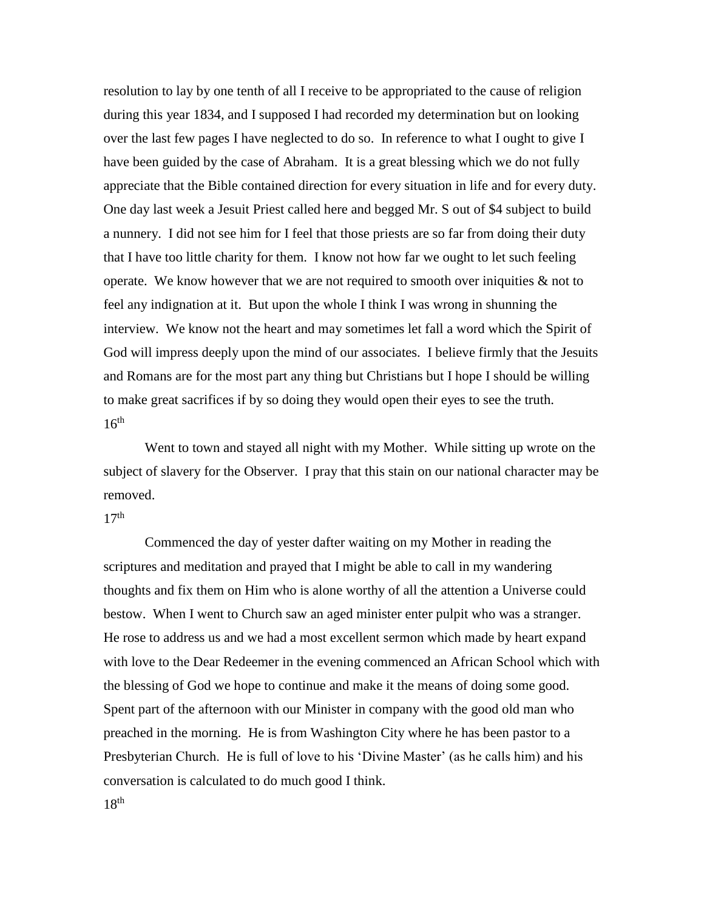resolution to lay by one tenth of all I receive to be appropriated to the cause of religion during this year 1834, and I supposed I had recorded my determination but on looking over the last few pages I have neglected to do so. In reference to what I ought to give I have been guided by the case of Abraham. It is a great blessing which we do not fully appreciate that the Bible contained direction for every situation in life and for every duty. One day last week a Jesuit Priest called here and begged Mr. S out of $4 subject to build a nunnery. I did not see him for I feel that those priests are so far from doing their duty that I have too little charity for them. I know not how far we ought to let such feeling operate. We know however that we are not required to smooth over iniquities & not to feel any indignation at it. But upon the whole I think I was wrong in shunning the interview. We know not the heart and may sometimes let fall a word which the Spirit of God will impress deeply upon the mind of our associates. I believe firmly that the Jesuits and Romans are for the most part any thing but Christians but I hope I should be willing to make great sacrifices if by so doing they would open their eyes to see the truth.

16th

Went to town and stayed all night with my Mother. While sitting up wrote on the subject of slavery for the Observer. I pray that this stain on our national character may be removed.

17th

Commenced the day of yester dafter waiting on my Mother in reading the scriptures and meditation and prayed that I might be able to call in my wandering thoughts and fix them on Him who is alone worthy of all the attention a Universe could bestow. When I went to Church saw an aged minister enter pulpit who was a stranger. He rose to address us and we had a most excellent sermon which made by heart expand with love to the Dear Redeemer in the evening commenced an African School which with the blessing of God we hope to continue and make it the means of doing some good. Spent part of the afternoon with our Minister in company with the good old man who preached in the morning. He is from Washington City where he has been pastor to a Presbyterian Church. He is full of love to his 'Divine Master' (as he calls him) and his conversation is calculated to do much good I think.

18th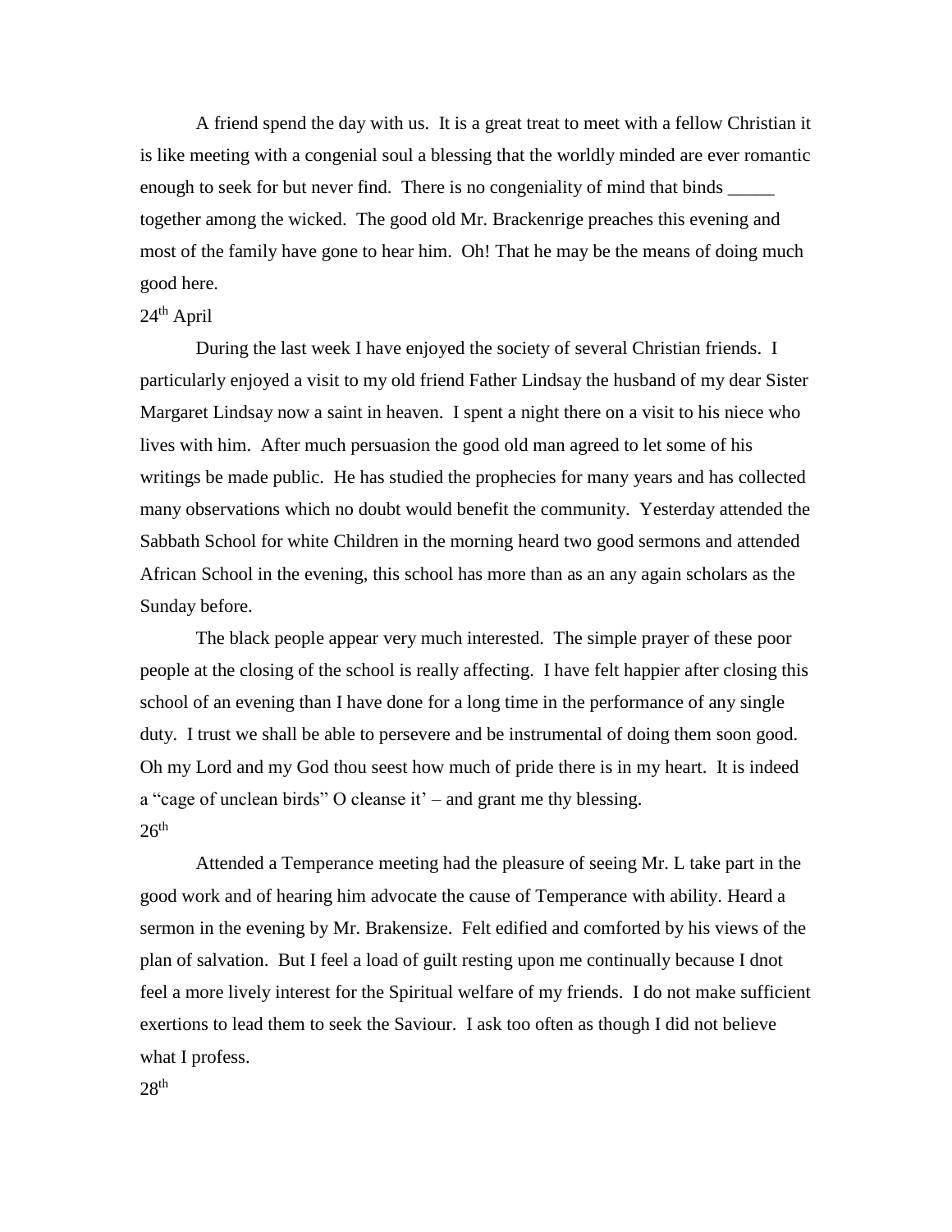A friend spend the day with us. It is a great treat to meet with a fellow Christian it is like meeting with a congenial soul a blessing that the worldly minded are ever romantic enough to seek for but never find. There is no congeniality of mind that binds _____ together among the wicked. The good old Mr. Brackenrige preaches this evening and most of the family have gone to hear him. Oh! That he may be the means of doing much good here.

24th April

During the last week I have enjoyed the society of several Christian friends. I particularly enjoyed a visit to my old friend Father Lindsay the husband of my dear Sister Margaret Lindsay now a saint in heaven. I spent a night there on a visit to his niece who lives with him. After much persuasion the good old man agreed to let some of his writings be made public. He has studied the prophecies for many years and has collected many observations which no doubt would benefit the community. Yesterday attended the Sabbath School for white Children in the morning heard two good sermons and attended African School in the evening, this school has more than as an any again scholars as the Sunday before.

The black people appear very much interested. The simple prayer of these poor people at the closing of the school is really affecting. I have felt happier after closing this school of an evening than I have done for a long time in the performance of any single duty. I trust we shall be able to persevere and be instrumental of doing them soon good. Oh my Lord and my God thou seest how much of pride there is in my heart. It is indeed a "cage of unclean birds" O cleanse it' – and grant me thy blessing.

26th

Attended a Temperance meeting had the pleasure of seeing Mr. L take part in the good work and of hearing him advocate the cause of Temperance with ability. Heard a sermon in the evening by Mr. Brakensize. Felt edified and comforted by his views of the plan of salvation. But I feel a load of guilt resting upon me continually because I dnot feel a more lively interest for the Spiritual welfare of my friends. I do not make sufficient exertions to lead them to seek the Saviour. I ask too often as though I did not believe what I profess.

28th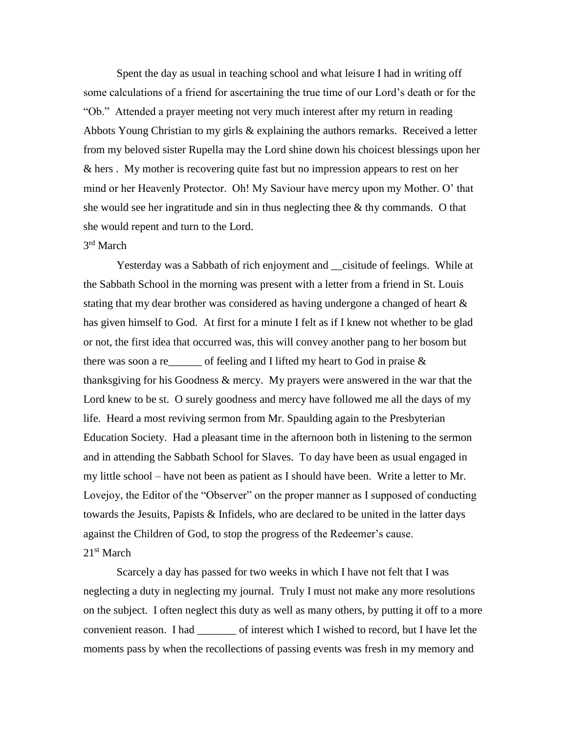Spent the day as usual in teaching school and what leisure I had in writing off some calculations of a friend for ascertaining the true time of our Lord's death or for the "Ob." Attended a prayer meeting not very much interest after my return in reading Abbots Young Christian to my girls & explaining the authors remarks. Received a letter from my beloved sister Rupella may the Lord shine down his choicest blessings upon her & hers . My mother is recovering quite fast but no impression appears to rest on her mind or her Heavenly Protector. Oh! My Saviour have mercy upon my Mother. O' that she would see her ingratitude and sin in thus neglecting thee & thy commands. O that she would repent and turn to the Lord.

3rd March

Yesterday was a Sabbath of rich enjoyment and __cisitude of feelings. While at the Sabbath School in the morning was present with a letter from a friend in St. Louis stating that my dear brother was considered as having undergone a changed of heart & has given himself to God. At first for a minute I felt as if I knew not whether to be glad or not, the first idea that occurred was, this will convey another pang to her bosom but there was soon a re______ of feeling and I lifted my heart to God in praise & thanksgiving for his Goodness & mercy. My prayers were answered in the war that the Lord knew to be st. O surely goodness and mercy have followed me all the days of my life. Heard a most reviving sermon from Mr. Spaulding again to the Presbyterian Education Society. Had a pleasant time in the afternoon both in listening to the sermon and in attending the Sabbath School for Slaves. To day have been as usual engaged in my little school – have not been as patient as I should have been. Write a letter to Mr. Lovejoy, the Editor of the "Observer" on the proper manner as I supposed of conducting towards the Jesuits, Papists & Infidels, who are declared to be united in the latter days against the Children of God, to stop the progress of the Redeemer's cause.

21st March

Scarcely a day has passed for two weeks in which I have not felt that I was neglecting a duty in neglecting my journal. Truly I must not make any more resolutions on the subject. I often neglect this duty as well as many others, by putting it off to a more convenient reason. I had _______ of interest which I wished to record, but I have let the moments pass by when the recollections of passing events was fresh in my memory and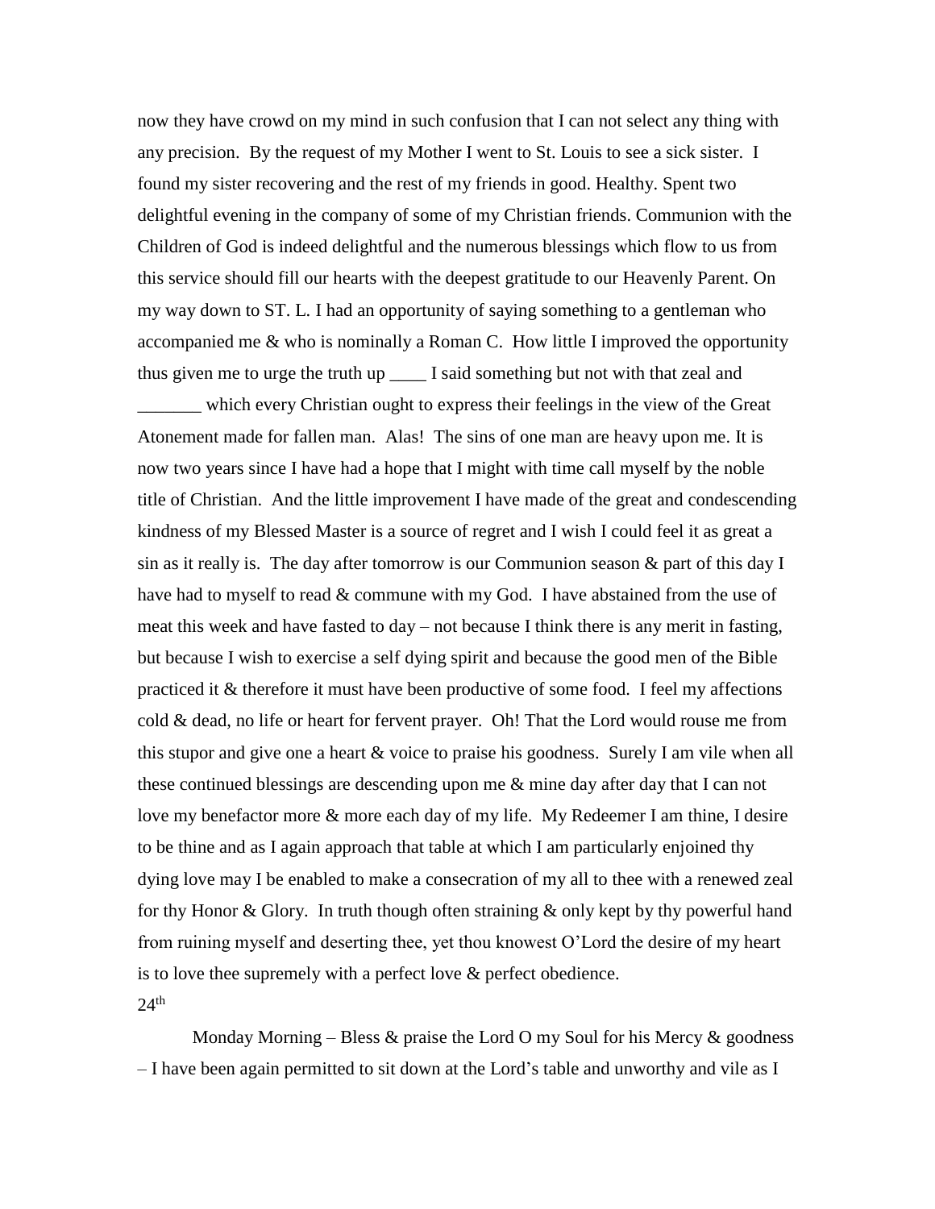now they have crowd on my mind in such confusion that I can not select any thing with any precision. By the request of my Mother I went to St. Louis to see a sick sister. I found my sister recovering and the rest of my friends in good. Healthy. Spent two delightful evening in the company of some of my Christian friends. Communion with the Children of God is indeed delightful and the numerous blessings which flow to us from this service should fill our hearts with the deepest gratitude to our Heavenly Parent. On my way down to ST. L. I had an opportunity of saying something to a gentleman who accompanied me & who is nominally a Roman C. How little I improved the opportunity thus given me to urge the truth up ____ I said something but not with that zeal and _______ which every Christian ought to express their feelings in the view of the Great Atonement made for fallen man. Alas! The sins of one man are heavy upon me. It is now two years since I have had a hope that I might with time call myself by the noble title of Christian. And the little improvement I have made of the great and condescending kindness of my Blessed Master is a source of regret and I wish I could feel it as great a sin as it really is. The day after tomorrow is our Communion season & part of this day I have had to myself to read & commune with my God. I have abstained from the use of meat this week and have fasted to day – not because I think there is any merit in fasting, but because I wish to exercise a self dying spirit and because the good men of the Bible practiced it & therefore it must have been productive of some food. I feel my affections cold & dead, no life or heart for fervent prayer. Oh! That the Lord would rouse me from this stupor and give one a heart & voice to praise his goodness. Surely I am vile when all these continued blessings are descending upon me & mine day after day that I can not love my benefactor more & more each day of my life. My Redeemer I am thine, I desire to be thine and as I again approach that table at which I am particularly enjoined thy dying love may I be enabled to make a consecration of my all to thee with a renewed zeal for thy Honor & Glory. In truth though often straining & only kept by thy powerful hand from ruining myself and deserting thee, yet thou knowest O'Lord the desire of my heart is to love thee supremely with a perfect love & perfect obedience.

24th

Monday Morning – Bless & praise the Lord O my Soul for his Mercy & goodness – I have been again permitted to sit down at the Lord's table and unworthy and vile as I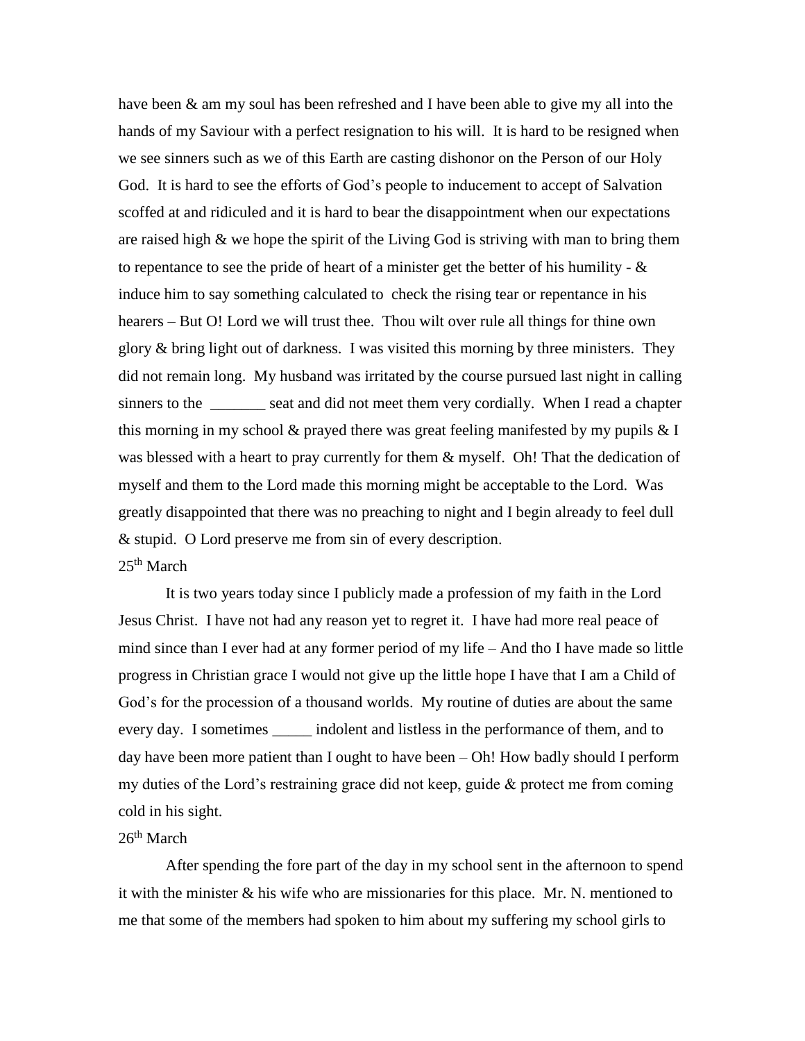have been & am my soul has been refreshed and I have been able to give my all into the hands of my Saviour with a perfect resignation to his will. It is hard to be resigned when we see sinners such as we of this Earth are casting dishonor on the Person of our Holy God. It is hard to see the efforts of God's people to inducement to accept of Salvation scoffed at and ridiculed and it is hard to bear the disappointment when our expectations are raised high & we hope the spirit of the Living God is striving with man to bring them to repentance to see the pride of heart of a minister get the better of his humility - & induce him to say something calculated to check the rising tear or repentance in his hearers – But O! Lord we will trust thee. Thou wilt over rule all things for thine own glory & bring light out of darkness. I was visited this morning by three ministers. They did not remain long. My husband was irritated by the course pursued last night in calling sinners to the _______ seat and did not meet them very cordially. When I read a chapter this morning in my school & prayed there was great feeling manifested by my pupils & I was blessed with a heart to pray currently for them & myself. Oh! That the dedication of myself and them to the Lord made this morning might be acceptable to the Lord. Was greatly disappointed that there was no preaching to night and I begin already to feel dull & stupid. O Lord preserve me from sin of every description.

25th March

It is two years today since I publicly made a profession of my faith in the Lord Jesus Christ. I have not had any reason yet to regret it. I have had more real peace of mind since than I ever had at any former period of my life – And tho I have made so little progress in Christian grace I would not give up the little hope I have that I am a Child of God's for the procession of a thousand worlds. My routine of duties are about the same every day. I sometimes _____ indolent and listless in the performance of them, and to day have been more patient than I ought to have been – Oh! How badly should I perform my duties of the Lord's restraining grace did not keep, guide & protect me from coming cold in his sight.

26th March

After spending the fore part of the day in my school sent in the afternoon to spend it with the minister & his wife who are missionaries for this place. Mr. N. mentioned to me that some of the members had spoken to him about my suffering my school girls to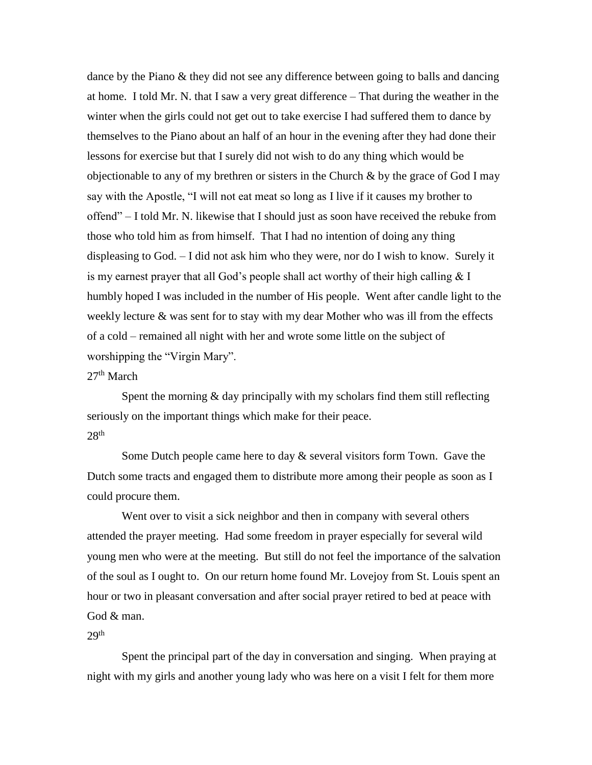dance by the Piano & they did not see any difference between going to balls and dancing at home. I told Mr. N. that I saw a very great difference – That during the weather in the winter when the girls could not get out to take exercise I had suffered them to dance by themselves to the Piano about an half of an hour in the evening after they had done their lessons for exercise but that I surely did not wish to do any thing which would be objectionable to any of my brethren or sisters in the Church & by the grace of God I may say with the Apostle, "I will not eat meat so long as I live if it causes my brother to offend" – I told Mr. N. likewise that I should just as soon have received the rebuke from those who told him as from himself. That I had no intention of doing any thing displeasing to God. – I did not ask him who they were, nor do I wish to know. Surely it is my earnest prayer that all God's people shall act worthy of their high calling & I humbly hoped I was included in the number of His people. Went after candle light to the weekly lecture & was sent for to stay with my dear Mother who was ill from the effects of a cold – remained all night with her and wrote some little on the subject of worshipping the "Virgin Mary".

27th March

Spent the morning & day principally with my scholars find them still reflecting seriously on the important things which make for their peace.

28th

Some Dutch people came here to day & several visitors form Town. Gave the Dutch some tracts and engaged them to distribute more among their people as soon as I could procure them.

Went over to visit a sick neighbor and then in company with several others attended the prayer meeting. Had some freedom in prayer especially for several wild young men who were at the meeting. But still do not feel the importance of the salvation of the soul as I ought to. On our return home found Mr. Lovejoy from St. Louis spent an hour or two in pleasant conversation and after social prayer retired to bed at peace with God & man.

29th

Spent the principal part of the day in conversation and singing. When praying at night with my girls and another young lady who was here on a visit I felt for them more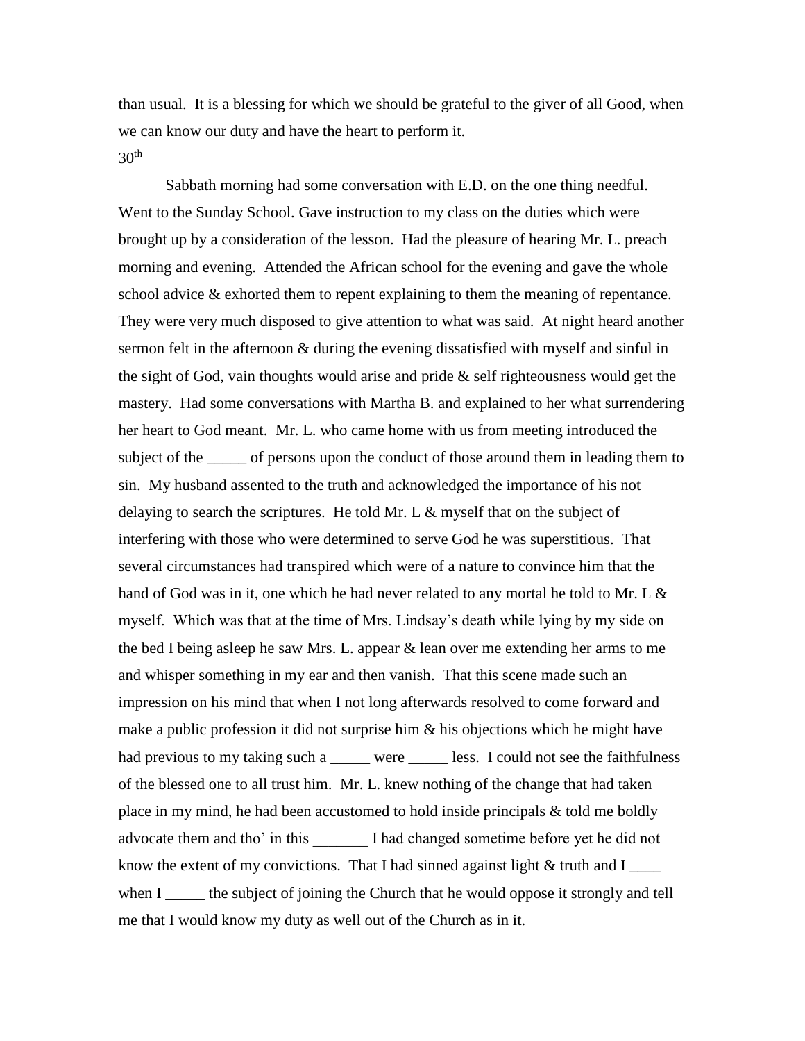than usual. It is a blessing for which we should be grateful to the giver of all Good, when we can know our duty and have the heart to perform it.

30th

Sabbath morning had some conversation with E.D. on the one thing needful. Went to the Sunday School. Gave instruction to my class on the duties which were brought up by a consideration of the lesson. Had the pleasure of hearing Mr. L. preach morning and evening. Attended the African school for the evening and gave the whole school advice & exhorted them to repent explaining to them the meaning of repentance. They were very much disposed to give attention to what was said. At night heard another sermon felt in the afternoon & during the evening dissatisfied with myself and sinful in the sight of God, vain thoughts would arise and pride & self righteousness would get the mastery. Had some conversations with Martha B. and explained to her what surrendering her heart to God meant. Mr. L. who came home with us from meeting introduced the subject of the _____ of persons upon the conduct of those around them in leading them to sin. My husband assented to the truth and acknowledged the importance of his not delaying to search the scriptures. He told Mr. L & myself that on the subject of interfering with those who were determined to serve God he was superstitious. That several circumstances had transpired which were of a nature to convince him that the hand of God was in it, one which he had never related to any mortal he told to Mr. L & myself. Which was that at the time of Mrs. Lindsay's death while lying by my side on the bed I being asleep he saw Mrs. L. appear & lean over me extending her arms to me and whisper something in my ear and then vanish. That this scene made such an impression on his mind that when I not long afterwards resolved to come forward and make a public profession it did not surprise him & his objections which he might have had previous to my taking such a _____ were _____ less. I could not see the faithfulness of the blessed one to all trust him. Mr. L. knew nothing of the change that had taken place in my mind, he had been accustomed to hold inside principals & told me boldly advocate them and tho' in this _______ I had changed sometime before yet he did not know the extent of my convictions. That I had sinned against light & truth and I ____ when I _____ the subject of joining the Church that he would oppose it strongly and tell me that I would know my duty as well out of the Church as in it.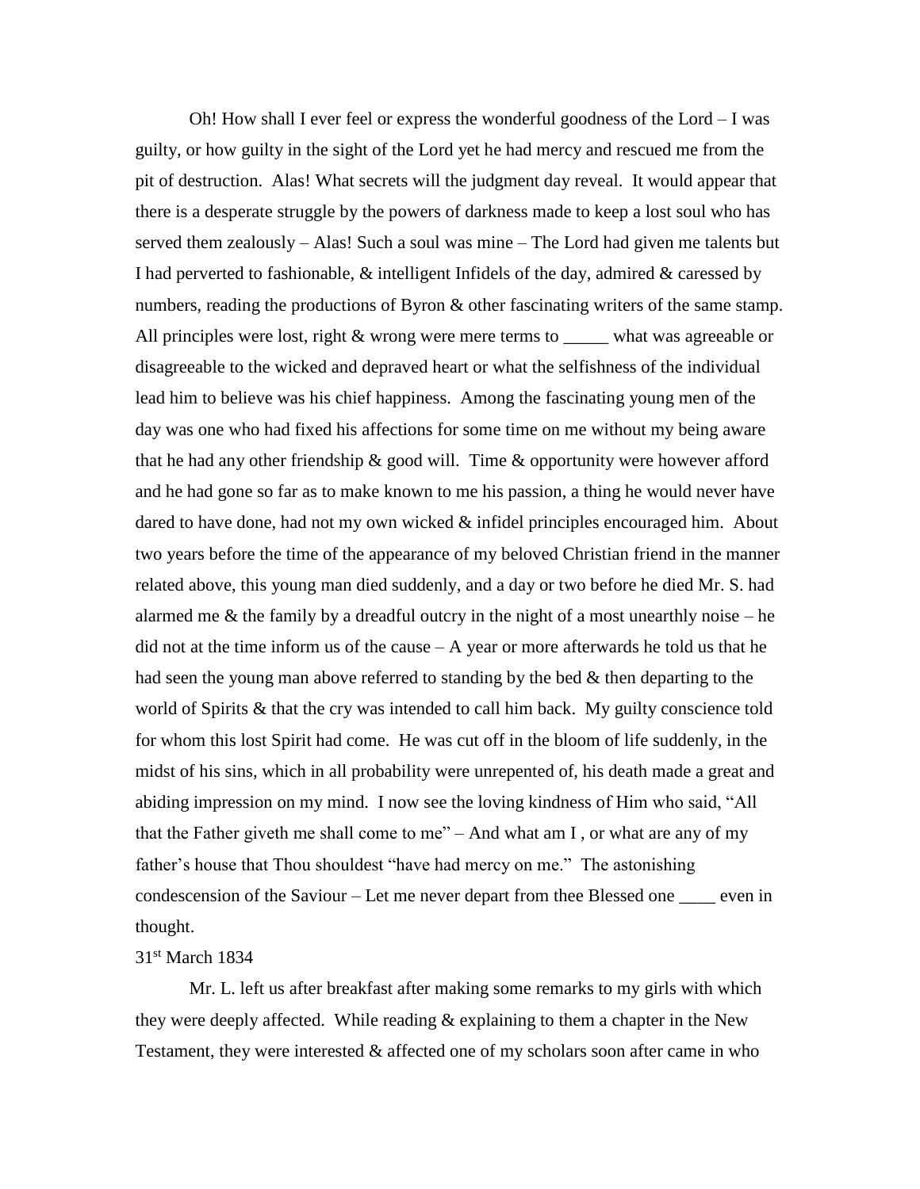Oh! How shall I ever feel or express the wonderful goodness of the Lord – I was guilty, or how guilty in the sight of the Lord yet he had mercy and rescued me from the pit of destruction. Alas! What secrets will the judgment day reveal. It would appear that there is a desperate struggle by the powers of darkness made to keep a lost soul who has served them zealously – Alas! Such a soul was mine – The Lord had given me talents but I had perverted to fashionable, & intelligent Infidels of the day, admired & caressed by numbers, reading the productions of Byron & other fascinating writers of the same stamp. All principles were lost, right & wrong were mere terms to _____ what was agreeable or disagreeable to the wicked and depraved heart or what the selfishness of the individual lead him to believe was his chief happiness. Among the fascinating young men of the day was one who had fixed his affections for some time on me without my being aware that he had any other friendship & good will. Time & opportunity were however afford and he had gone so far as to make known to me his passion, a thing he would never have dared to have done, had not my own wicked & infidel principles encouraged him. About two years before the time of the appearance of my beloved Christian friend in the manner related above, this young man died suddenly, and a day or two before he died Mr. S. had alarmed me & the family by a dreadful outcry in the night of a most unearthly noise – he did not at the time inform us of the cause – A year or more afterwards he told us that he had seen the young man above referred to standing by the bed & then departing to the world of Spirits & that the cry was intended to call him back. My guilty conscience told for whom this lost Spirit had come. He was cut off in the bloom of life suddenly, in the midst of his sins, which in all probability were unrepented of, his death made a great and abiding impression on my mind. I now see the loving kindness of Him who said, "All that the Father giveth me shall come to me" – And what am I , or what are any of my father's house that Thou shouldest "have had mercy on me." The astonishing condescension of the Saviour – Let me never depart from thee Blessed one ____ even in thought.

31st March 1834

Mr. L. left us after breakfast after making some remarks to my girls with which they were deeply affected. While reading & explaining to them a chapter in the New Testament, they were interested & affected one of my scholars soon after came in who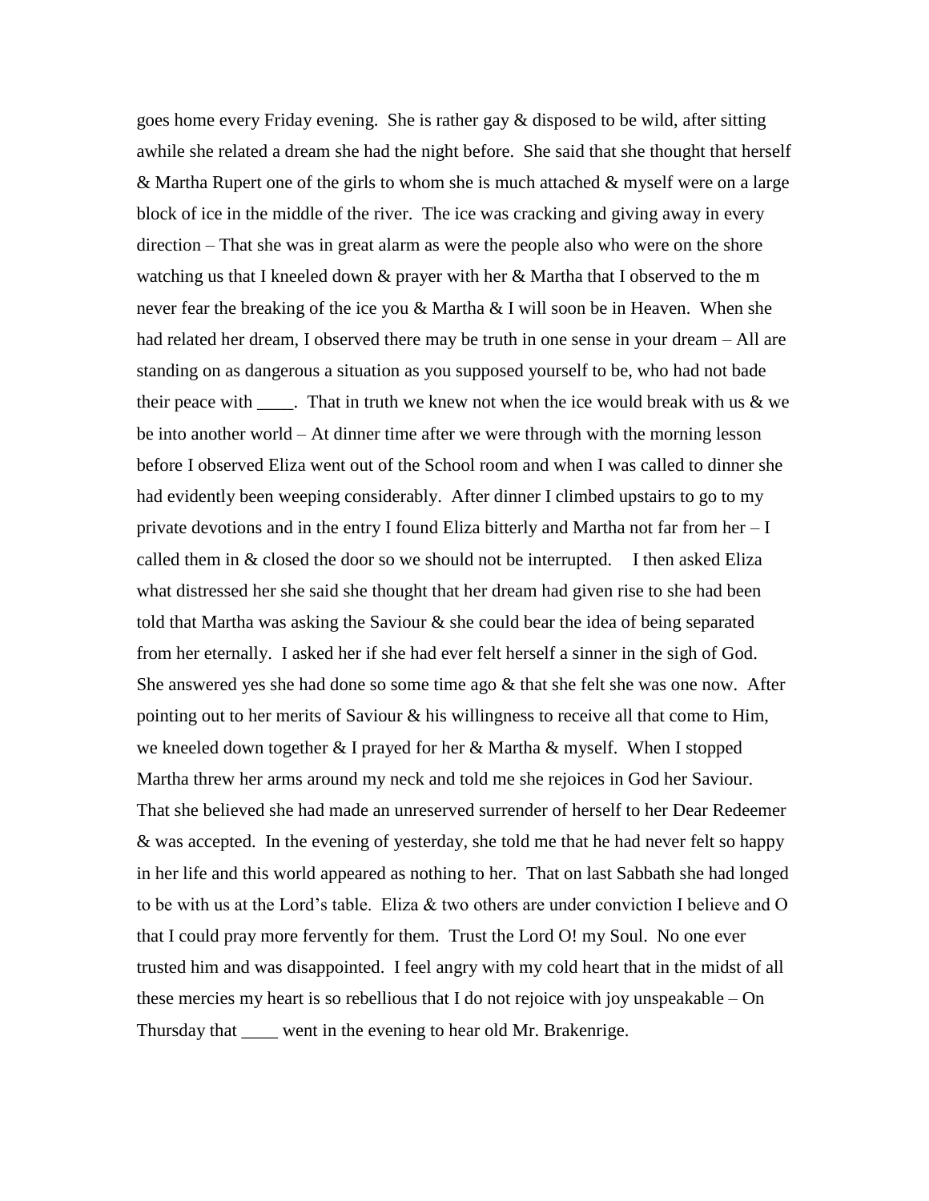goes home every Friday evening. She is rather gay & disposed to be wild, after sitting awhile she related a dream she had the night before. She said that she thought that herself & Martha Rupert one of the girls to whom she is much attached & myself were on a large block of ice in the middle of the river. The ice was cracking and giving away in every direction – That she was in great alarm as were the people also who were on the shore watching us that I kneeled down & prayer with her & Martha that I observed to the m never fear the breaking of the ice you & Martha & I will soon be in Heaven. When she had related her dream, I observed there may be truth in one sense in your dream – All are standing on as dangerous a situation as you supposed yourself to be, who had not bade their peace with ____. That in truth we knew not when the ice would break with us & we be into another world – At dinner time after we were through with the morning lesson before I observed Eliza went out of the School room and when I was called to dinner she had evidently been weeping considerably. After dinner I climbed upstairs to go to my private devotions and in the entry I found Eliza bitterly and Martha not far from her – I called them in & closed the door so we should not be interrupted. I then asked Eliza what distressed her she said she thought that her dream had given rise to she had been told that Martha was asking the Saviour & she could bear the idea of being separated from her eternally. I asked her if she had ever felt herself a sinner in the sigh of God. She answered yes she had done so some time ago & that she felt she was one now. After pointing out to her merits of Saviour & his willingness to receive all that come to Him, we kneeled down together & I prayed for her & Martha & myself. When I stopped Martha threw her arms around my neck and told me she rejoices in God her Saviour. That she believed she had made an unreserved surrender of herself to her Dear Redeemer & was accepted. In the evening of yesterday, she told me that he had never felt so happy in her life and this world appeared as nothing to her. That on last Sabbath she had longed to be with us at the Lord's table. Eliza & two others are under conviction I believe and O that I could pray more fervently for them. Trust the Lord O! my Soul. No one ever trusted him and was disappointed. I feel angry with my cold heart that in the midst of all these mercies my heart is so rebellious that I do not rejoice with joy unspeakable – On Thursday that ____ went in the evening to hear old Mr. Brakenrige.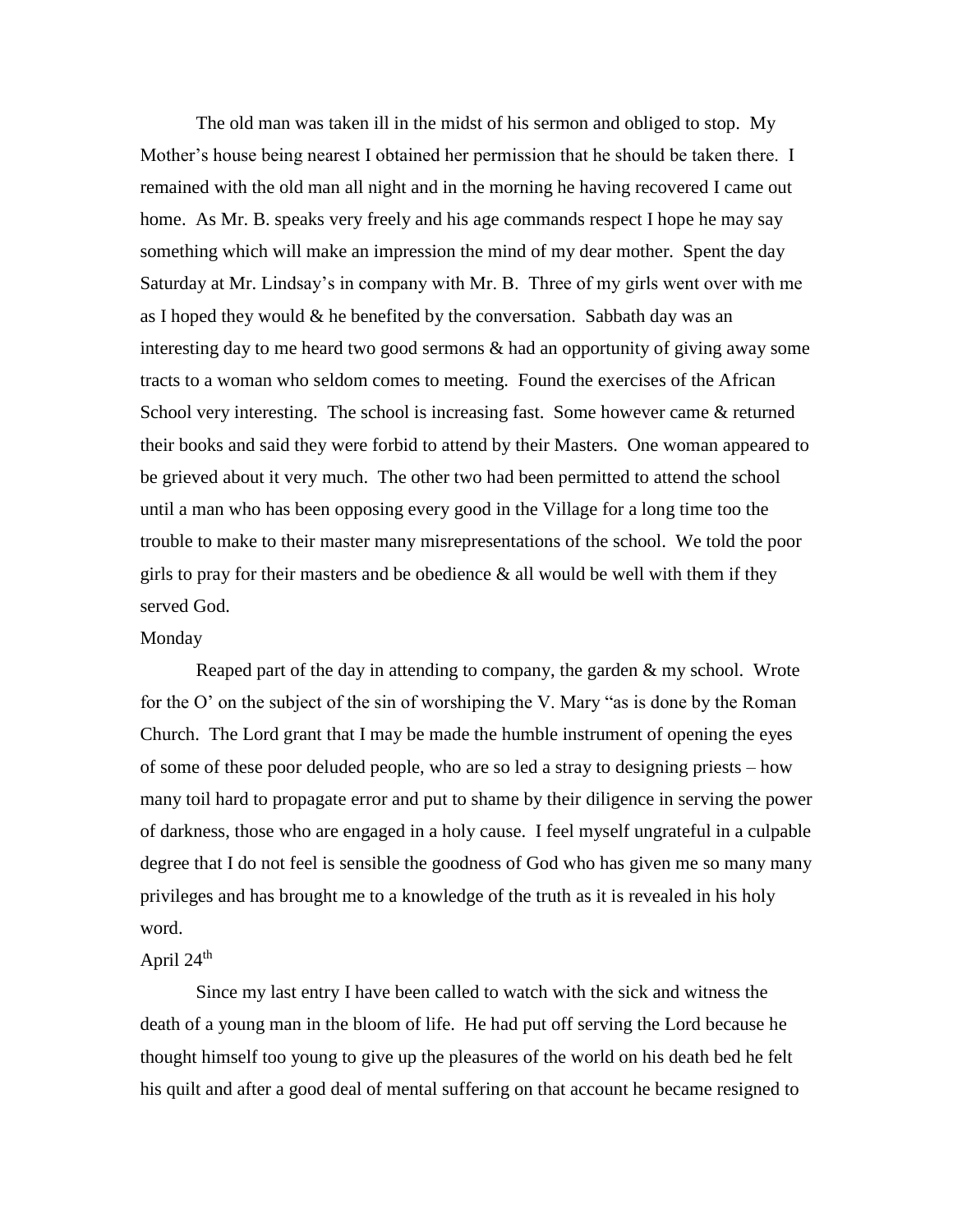The old man was taken ill in the midst of his sermon and obliged to stop. My Mother's house being nearest I obtained her permission that he should be taken there. I remained with the old man all night and in the morning he having recovered I came out home. As Mr. B. speaks very freely and his age commands respect I hope he may say something which will make an impression the mind of my dear mother. Spent the day Saturday at Mr. Lindsay's in company with Mr. B. Three of my girls went over with me as I hoped they would & he benefited by the conversation. Sabbath day was an interesting day to me heard two good sermons & had an opportunity of giving away some tracts to a woman who seldom comes to meeting. Found the exercises of the African School very interesting. The school is increasing fast. Some however came & returned their books and said they were forbid to attend by their Masters. One woman appeared to be grieved about it very much. The other two had been permitted to attend the school until a man who has been opposing every good in the Village for a long time too the trouble to make to their master many misrepresentations of the school. We told the poor girls to pray for their masters and be obedience & all would be well with them if they served God.

Monday

Reaped part of the day in attending to company, the garden & my school. Wrote for the O' on the subject of the sin of worshiping the V. Mary "as is done by the Roman Church. The Lord grant that I may be made the humble instrument of opening the eyes of some of these poor deluded people, who are so led a stray to designing priests – how many toil hard to propagate error and put to shame by their diligence in serving the power of darkness, those who are engaged in a holy cause. I feel myself ungrateful in a culpable degree that I do not feel is sensible the goodness of God who has given me so many many privileges and has brought me to a knowledge of the truth as it is revealed in his holy word.

April 24th

Since my last entry I have been called to watch with the sick and witness the death of a young man in the bloom of life. He had put off serving the Lord because he thought himself too young to give up the pleasures of the world on his death bed he felt his quilt and after a good deal of mental suffering on that account he became resigned to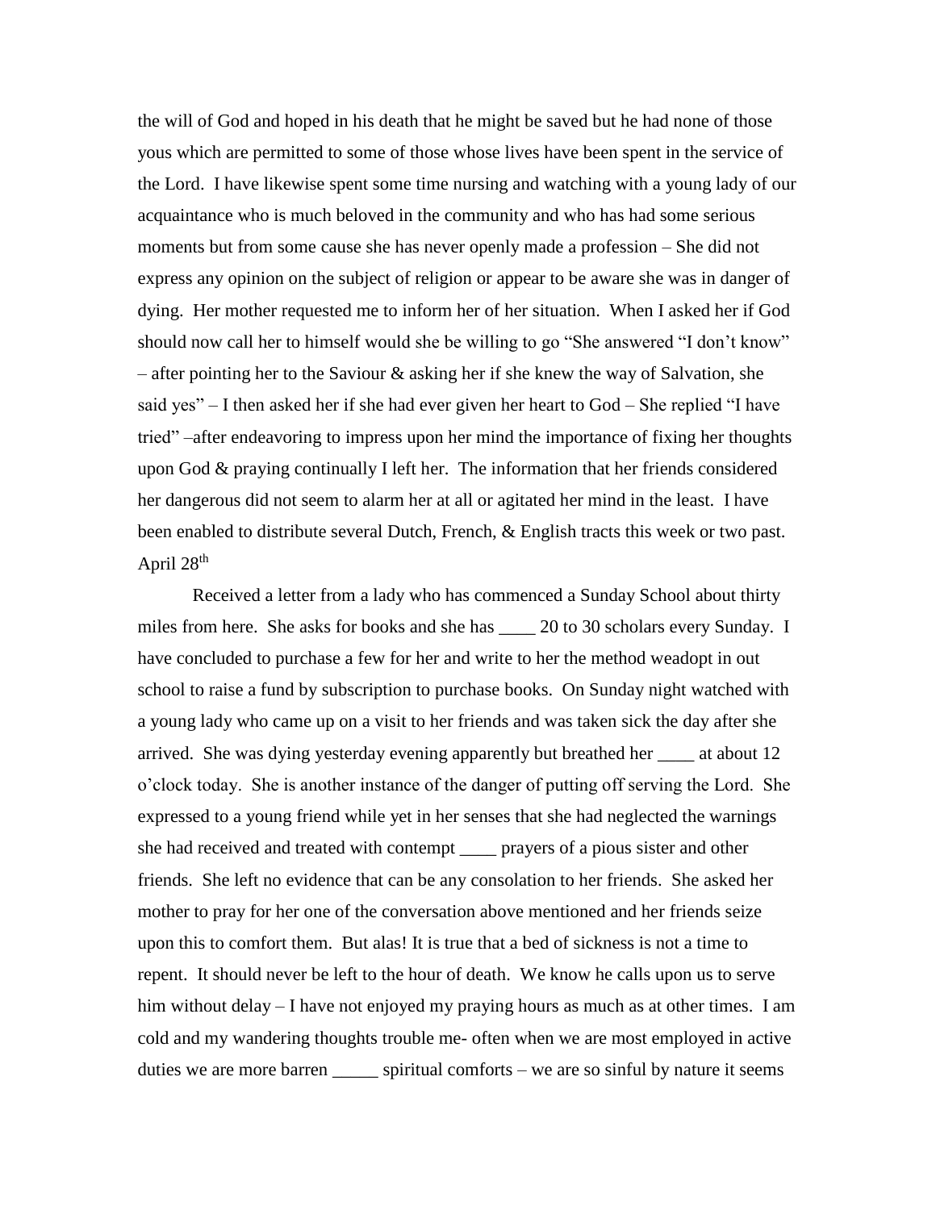the will of God and hoped in his death that he might be saved but he had none of those yous which are permitted to some of those whose lives have been spent in the service of the Lord. I have likewise spent some time nursing and watching with a young lady of our acquaintance who is much beloved in the community and who has had some serious moments but from some cause she has never openly made a profession – She did not express any opinion on the subject of religion or appear to be aware she was in danger of dying. Her mother requested me to inform her of her situation. When I asked her if God should now call her to himself would she be willing to go "She answered "I don't know" – after pointing her to the Saviour & asking her if she knew the way of Salvation, she said yes" – I then asked her if she had ever given her heart to God – She replied "I have tried" –after endeavoring to impress upon her mind the importance of fixing her thoughts upon God & praying continually I left her. The information that her friends considered her dangerous did not seem to alarm her at all or agitated her mind in the least. I have been enabled to distribute several Dutch, French, & English tracts this week or two past. April 28th

Received a letter from a lady who has commenced a Sunday School about thirty miles from here. She asks for books and she has ____ 20 to 30 scholars every Sunday. I have concluded to purchase a few for her and write to her the method weadopt in out school to raise a fund by subscription to purchase books. On Sunday night watched with a young lady who came up on a visit to her friends and was taken sick the day after she arrived. She was dying yesterday evening apparently but breathed her ____ at about 12 o'clock today. She is another instance of the danger of putting off serving the Lord. She expressed to a young friend while yet in her senses that she had neglected the warnings she had received and treated with contempt ____ prayers of a pious sister and other friends. She left no evidence that can be any consolation to her friends. She asked her mother to pray for her one of the conversation above mentioned and her friends seize upon this to comfort them. But alas! It is true that a bed of sickness is not a time to repent. It should never be left to the hour of death. We know he calls upon us to serve him without delay – I have not enjoyed my praying hours as much as at other times. I am cold and my wandering thoughts trouble me- often when we are most employed in active duties we are more barren _____ spiritual comforts – we are so sinful by nature it seems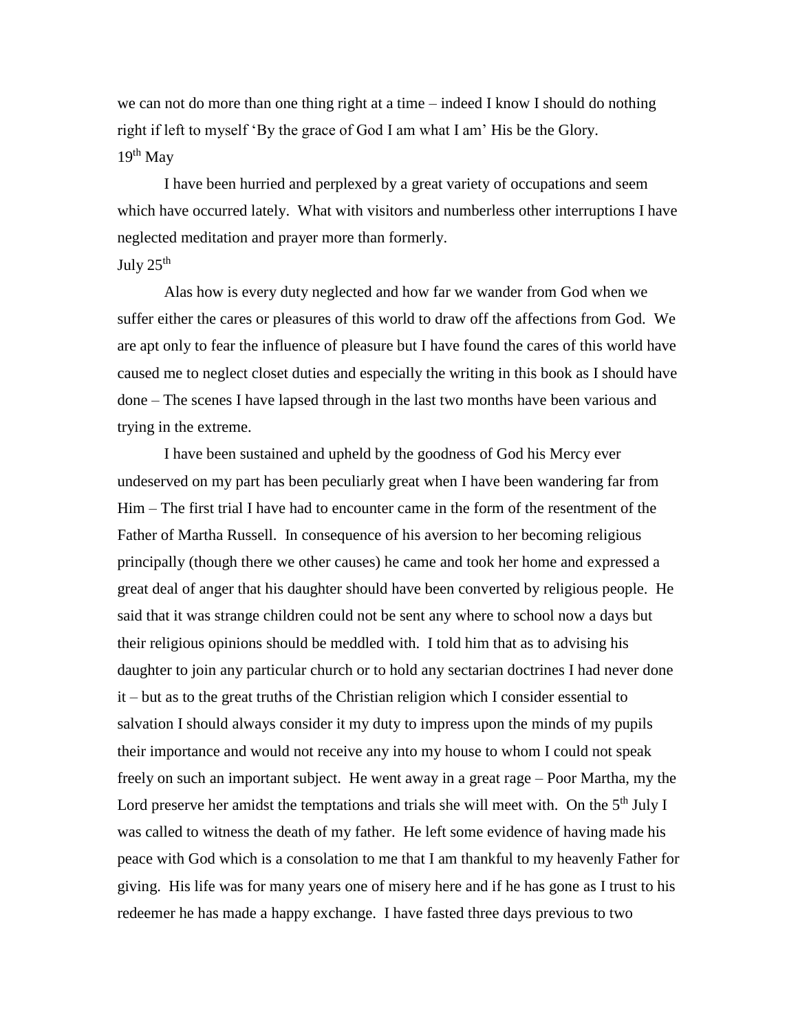we can not do more than one thing right at a time – indeed I know I should do nothing right if left to myself 'By the grace of God I am what I am' His be the Glory.

19th May

I have been hurried and perplexed by a great variety of occupations and seem which have occurred lately. What with visitors and numberless other interruptions I have neglected meditation and prayer more than formerly.

July 25th

Alas how is every duty neglected and how far we wander from God when we suffer either the cares or pleasures of this world to draw off the affections from God. We are apt only to fear the influence of pleasure but I have found the cares of this world have caused me to neglect closet duties and especially the writing in this book as I should have done – The scenes I have lapsed through in the last two months have been various and trying in the extreme.

I have been sustained and upheld by the goodness of God his Mercy ever undeserved on my part has been peculiarly great when I have been wandering far from Him – The first trial I have had to encounter came in the form of the resentment of the Father of Martha Russell. In consequence of his aversion to her becoming religious principally (though there we other causes) he came and took her home and expressed a great deal of anger that his daughter should have been converted by religious people. He said that it was strange children could not be sent any where to school now a days but their religious opinions should be meddled with. I told him that as to advising his daughter to join any particular church or to hold any sectarian doctrines I had never done it – but as to the great truths of the Christian religion which I consider essential to salvation I should always consider it my duty to impress upon the minds of my pupils their importance and would not receive any into my house to whom I could not speak freely on such an important subject. He went away in a great rage – Poor Martha, my the Lord preserve her amidst the temptations and trials she will meet with. On the 5th July I was called to witness the death of my father. He left some evidence of having made his peace with God which is a consolation to me that I am thankful to my heavenly Father for giving. His life was for many years one of misery here and if he has gone as I trust to his redeemer he has made a happy exchange. I have fasted three days previous to two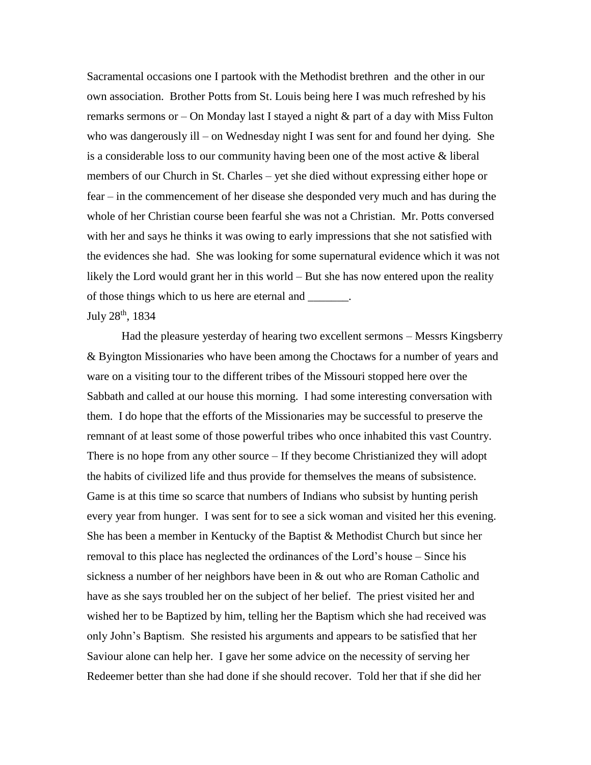Sacramental occasions one I partook with the Methodist brethren and the other in our own association. Brother Potts from St. Louis being here I was much refreshed by his remarks sermons or – On Monday last I stayed a night & part of a day with Miss Fulton who was dangerously ill – on Wednesday night I was sent for and found her dying. She is a considerable loss to our community having been one of the most active & liberal members of our Church in St. Charles – yet she died without expressing either hope or fear – in the commencement of her disease she desponded very much and has during the whole of her Christian course been fearful she was not a Christian. Mr. Potts conversed with her and says he thinks it was owing to early impressions that she not satisfied with the evidences she had. She was looking for some supernatural evidence which it was not likely the Lord would grant her in this world – But she has now entered upon the reality of those things which to us here are eternal and _______.

July 28th, 1834

Had the pleasure yesterday of hearing two excellent sermons – Messrs Kingsberry & Byington Missionaries who have been among the Choctaws for a number of years and ware on a visiting tour to the different tribes of the Missouri stopped here over the Sabbath and called at our house this morning. I had some interesting conversation with them. I do hope that the efforts of the Missionaries may be successful to preserve the remnant of at least some of those powerful tribes who once inhabited this vast Country. There is no hope from any other source – If they become Christianized they will adopt the habits of civilized life and thus provide for themselves the means of subsistence. Game is at this time so scarce that numbers of Indians who subsist by hunting perish every year from hunger. I was sent for to see a sick woman and visited her this evening. She has been a member in Kentucky of the Baptist & Methodist Church but since her removal to this place has neglected the ordinances of the Lord's house – Since his sickness a number of her neighbors have been in & out who are Roman Catholic and have as she says troubled her on the subject of her belief. The priest visited her and wished her to be Baptized by him, telling her the Baptism which she had received was only John's Baptism. She resisted his arguments and appears to be satisfied that her Saviour alone can help her. I gave her some advice on the necessity of serving her Redeemer better than she had done if she should recover. Told her that if she did her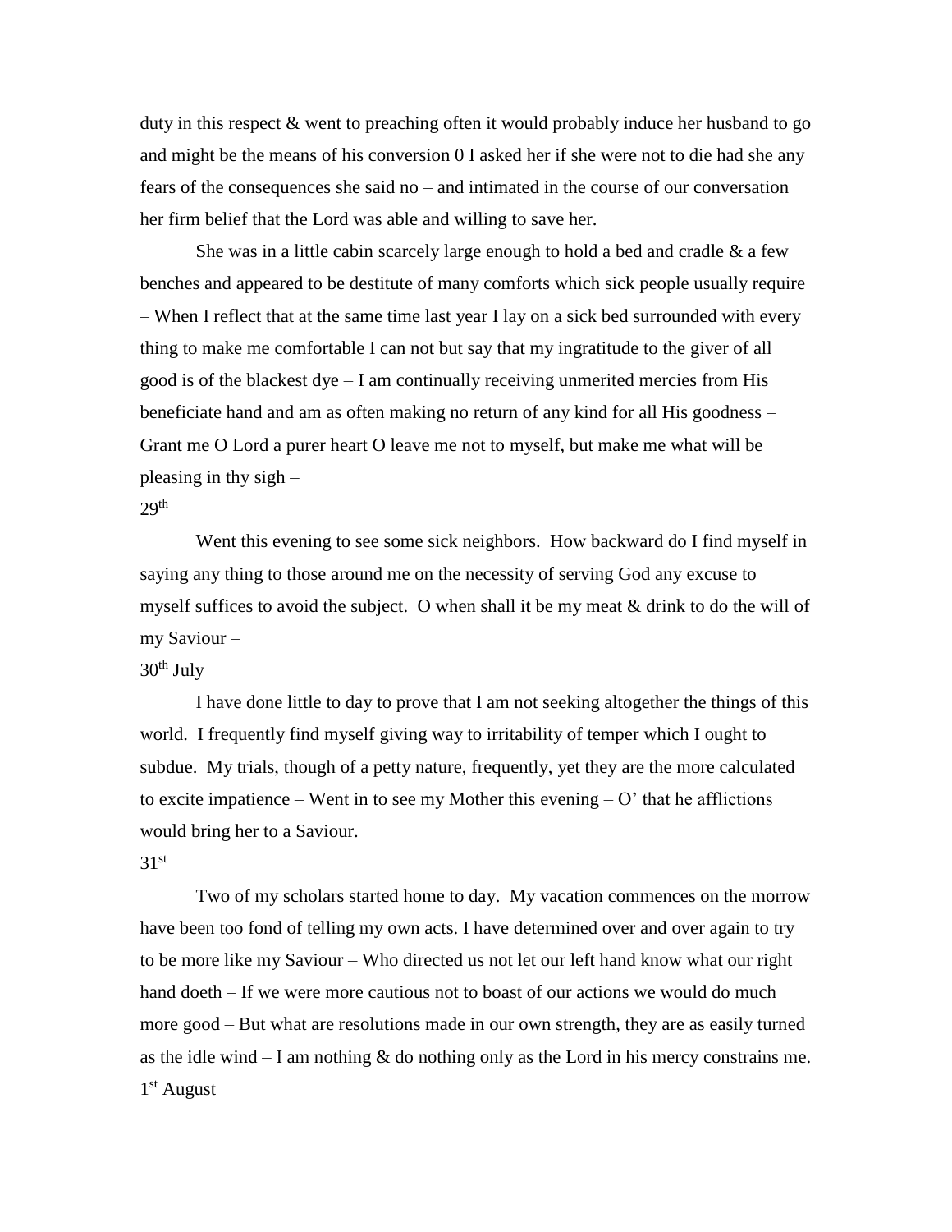duty in this respect & went to preaching often it would probably induce her husband to go and might be the means of his conversion 0 I asked her if she were not to die had she any fears of the consequences she said no – and intimated in the course of our conversation her firm belief that the Lord was able and willing to save her.

She was in a little cabin scarcely large enough to hold a bed and cradle & a few benches and appeared to be destitute of many comforts which sick people usually require – When I reflect that at the same time last year I lay on a sick bed surrounded with every thing to make me comfortable I can not but say that my ingratitude to the giver of all good is of the blackest dye – I am continually receiving unmerited mercies from His beneficiate hand and am as often making no return of any kind for all His goodness – Grant me O Lord a purer heart O leave me not to myself, but make me what will be pleasing in thy sigh –

29th

Went this evening to see some sick neighbors. How backward do I find myself in saying any thing to those around me on the necessity of serving God any excuse to myself suffices to avoid the subject. O when shall it be my meat & drink to do the will of my Saviour –

30th July

I have done little to day to prove that I am not seeking altogether the things of this world. I frequently find myself giving way to irritability of temper which I ought to subdue. My trials, though of a petty nature, frequently, yet they are the more calculated to excite impatience – Went in to see my Mother this evening – O' that he afflictions would bring her to a Saviour.

31st

Two of my scholars started home to day. My vacation commences on the morrow have been too fond of telling my own acts. I have determined over and over again to try to be more like my Saviour – Who directed us not let our left hand know what our right hand doeth – If we were more cautious not to boast of our actions we would do much more good – But what are resolutions made in our own strength, they are as easily turned as the idle wind – I am nothing & do nothing only as the Lord in his mercy constrains me.

1st August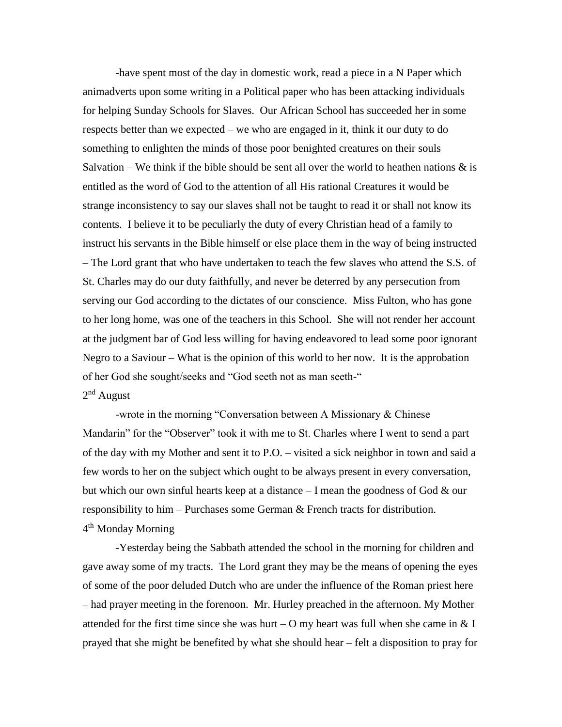-have spent most of the day in domestic work, read a piece in a N Paper which animadverts upon some writing in a Political paper who has been attacking individuals for helping Sunday Schools for Slaves. Our African School has succeeded her in some respects better than we expected – we who are engaged in it, think it our duty to do something to enlighten the minds of those poor benighted creatures on their souls Salvation – We think if the bible should be sent all over the world to heathen nations & is entitled as the word of God to the attention of all His rational Creatures it would be strange inconsistency to say our slaves shall not be taught to read it or shall not know its contents. I believe it to be peculiarly the duty of every Christian head of a family to instruct his servants in the Bible himself or else place them in the way of being instructed – The Lord grant that who have undertaken to teach the few slaves who attend the S.S. of St. Charles may do our duty faithfully, and never be deterred by any persecution from serving our God according to the dictates of our conscience. Miss Fulton, who has gone to her long home, was one of the teachers in this School. She will not render her account at the judgment bar of God less willing for having endeavored to lead some poor ignorant Negro to a Saviour – What is the opinion of this world to her now. It is the approbation of her God she sought/seeks and "God seeth not as man seeth-"

2nd August

-wrote in the morning "Conversation between A Missionary & Chinese Mandarin" for the "Observer" took it with me to St. Charles where I went to send a part of the day with my Mother and sent it to P.O. – visited a sick neighbor in town and said a few words to her on the subject which ought to be always present in every conversation, but which our own sinful hearts keep at a distance – I mean the goodness of God & our responsibility to him – Purchases some German & French tracts for distribution.

4th Monday Morning

-Yesterday being the Sabbath attended the school in the morning for children and gave away some of my tracts. The Lord grant they may be the means of opening the eyes of some of the poor deluded Dutch who are under the influence of the Roman priest here – had prayer meeting in the forenoon. Mr. Hurley preached in the afternoon. My Mother attended for the first time since she was hurt – O my heart was full when she came in & I prayed that she might be benefited by what she should hear – felt a disposition to pray for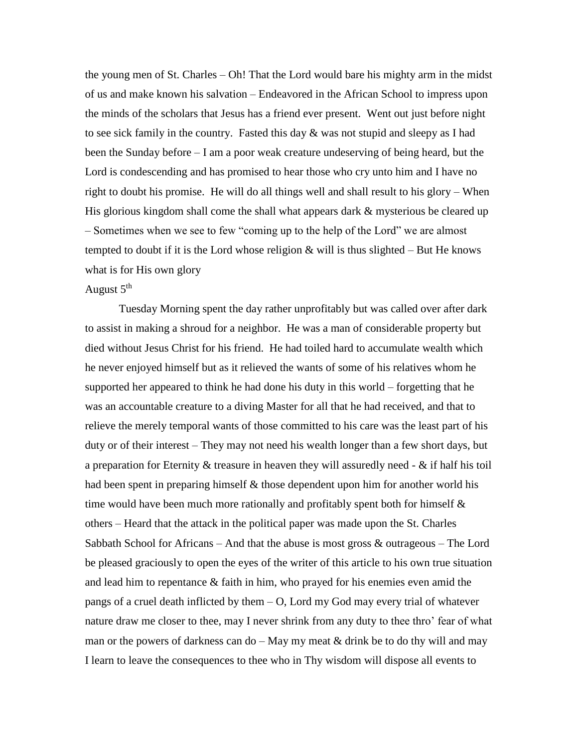the young men of St. Charles – Oh! That the Lord would bare his mighty arm in the midst of us and make known his salvation – Endeavored in the African School to impress upon the minds of the scholars that Jesus has a friend ever present. Went out just before night to see sick family in the country. Fasted this day & was not stupid and sleepy as I had been the Sunday before – I am a poor weak creature undeserving of being heard, but the Lord is condescending and has promised to hear those who cry unto him and I have no right to doubt his promise. He will do all things well and shall result to his glory – When His glorious kingdom shall come the shall what appears dark & mysterious be cleared up – Sometimes when we see to few "coming up to the help of the Lord" we are almost tempted to doubt if it is the Lord whose religion & will is thus slighted – But He knows what is for His own glory

August 5th

Tuesday Morning spent the day rather unprofitably but was called over after dark to assist in making a shroud for a neighbor. He was a man of considerable property but died without Jesus Christ for his friend. He had toiled hard to accumulate wealth which he never enjoyed himself but as it relieved the wants of some of his relatives whom he supported her appeared to think he had done his duty in this world – forgetting that he was an accountable creature to a diving Master for all that he had received, and that to relieve the merely temporal wants of those committed to his care was the least part of his duty or of their interest – They may not need his wealth longer than a few short days, but a preparation for Eternity & treasure in heaven they will assuredly need - & if half his toil had been spent in preparing himself & those dependent upon him for another world his time would have been much more rationally and profitably spent both for himself & others – Heard that the attack in the political paper was made upon the St. Charles Sabbath School for Africans – And that the abuse is most gross & outrageous – The Lord be pleased graciously to open the eyes of the writer of this article to his own true situation and lead him to repentance & faith in him, who prayed for his enemies even amid the pangs of a cruel death inflicted by them – O, Lord my God may every trial of whatever nature draw me closer to thee, may I never shrink from any duty to thee thro' fear of what man or the powers of darkness can do – May my meat & drink be to do thy will and may I learn to leave the consequences to thee who in Thy wisdom will dispose all events to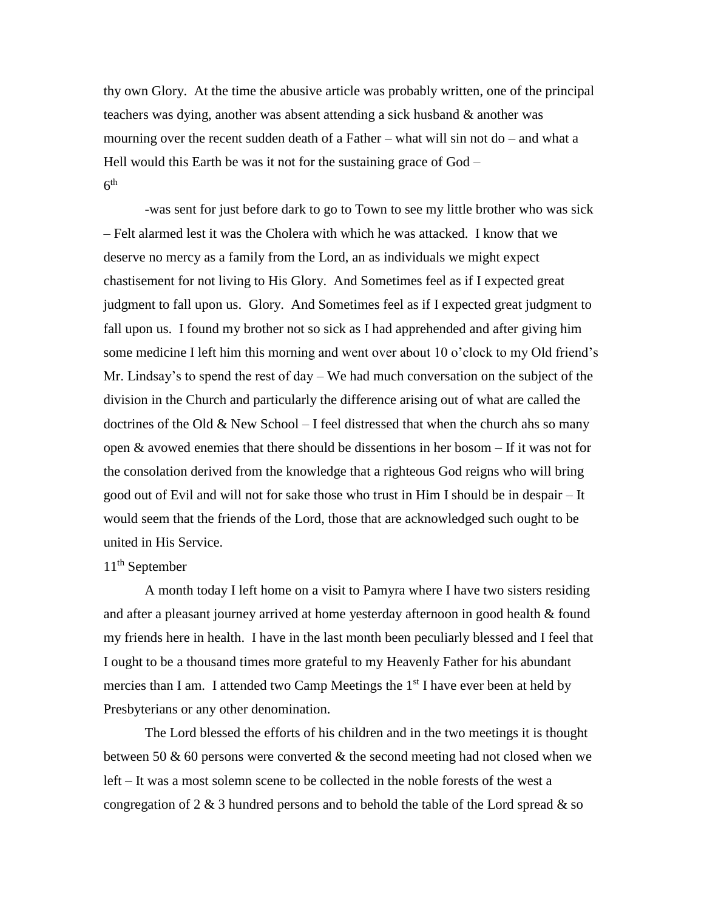thy own Glory. At the time the abusive article was probably written, one of the principal teachers was dying, another was absent attending a sick husband & another was mourning over the recent sudden death of a Father – what will sin not do – and what a Hell would this Earth be was it not for the sustaining grace of God –

6th

-was sent for just before dark to go to Town to see my little brother who was sick – Felt alarmed lest it was the Cholera with which he was attacked. I know that we deserve no mercy as a family from the Lord, an as individuals we might expect chastisement for not living to His Glory. And Sometimes feel as if I expected great judgment to fall upon us. Glory. And Sometimes feel as if I expected great judgment to fall upon us. I found my brother not so sick as I had apprehended and after giving him some medicine I left him this morning and went over about 10 o'clock to my Old friend's Mr. Lindsay's to spend the rest of day – We had much conversation on the subject of the division in the Church and particularly the difference arising out of what are called the doctrines of the Old & New School – I feel distressed that when the church ahs so many open & avowed enemies that there should be dissentions in her bosom – If it was not for the consolation derived from the knowledge that a righteous God reigns who will bring good out of Evil and will not for sake those who trust in Him I should be in despair – It would seem that the friends of the Lord, those that are acknowledged such ought to be united in His Service.

11th September

A month today I left home on a visit to Pamyra where I have two sisters residing and after a pleasant journey arrived at home yesterday afternoon in good health & found my friends here in health. I have in the last month been peculiarly blessed and I feel that I ought to be a thousand times more grateful to my Heavenly Father for his abundant mercies than I am. I attended two Camp Meetings the 1st I have ever been at held by Presbyterians or any other denomination.

The Lord blessed the efforts of his children and in the two meetings it is thought between 50 & 60 persons were converted & the second meeting had not closed when we left – It was a most solemn scene to be collected in the noble forests of the west a congregation of 2 & 3 hundred persons and to behold the table of the Lord spread & so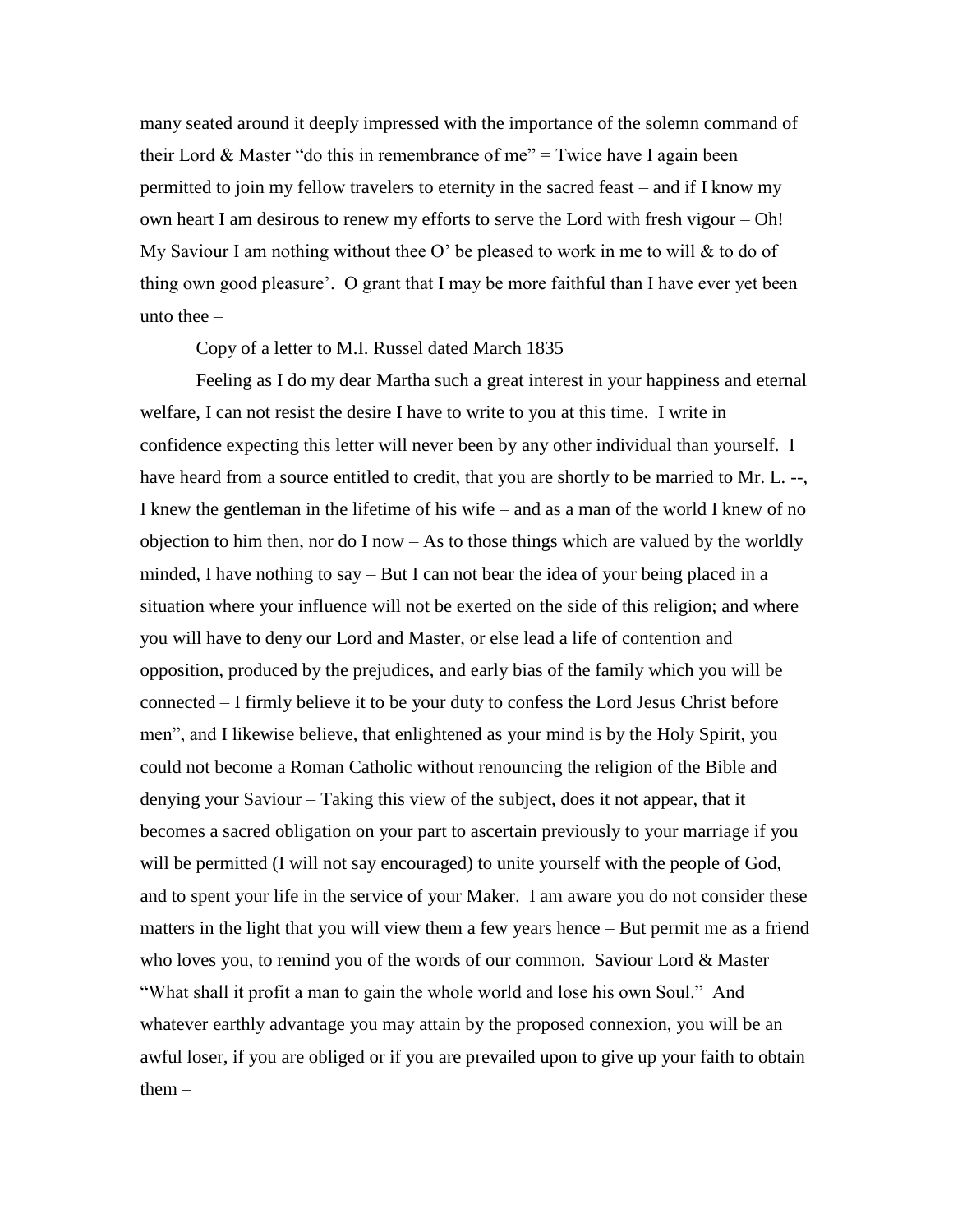many seated around it deeply impressed with the importance of the solemn command of their Lord & Master "do this in remembrance of me" = Twice have I again been permitted to join my fellow travelers to eternity in the sacred feast – and if I know my own heart I am desirous to renew my efforts to serve the Lord with fresh vigour – Oh! My Saviour I am nothing without thee O' be pleased to work in me to will & to do of thing own good pleasure'. O grant that I may be more faithful than I have ever yet been unto thee –

Copy of a letter to M.I. Russel dated March 1835

Feeling as I do my dear Martha such a great interest in your happiness and eternal welfare, I can not resist the desire I have to write to you at this time. I write in confidence expecting this letter will never been by any other individual than yourself. I have heard from a source entitled to credit, that you are shortly to be married to Mr. L. --, I knew the gentleman in the lifetime of his wife – and as a man of the world I knew of no objection to him then, nor do I now – As to those things which are valued by the worldly minded, I have nothing to say – But I can not bear the idea of your being placed in a situation where your influence will not be exerted on the side of this religion; and where you will have to deny our Lord and Master, or else lead a life of contention and opposition, produced by the prejudices, and early bias of the family which you will be connected – I firmly believe it to be your duty to confess the Lord Jesus Christ before men", and I likewise believe, that enlightened as your mind is by the Holy Spirit, you could not become a Roman Catholic without renouncing the religion of the Bible and denying your Saviour – Taking this view of the subject, does it not appear, that it becomes a sacred obligation on your part to ascertain previously to your marriage if you will be permitted (I will not say encouraged) to unite yourself with the people of God, and to spent your life in the service of your Maker. I am aware you do not consider these matters in the light that you will view them a few years hence – But permit me as a friend who loves you, to remind you of the words of our common. Saviour Lord & Master "What shall it profit a man to gain the whole world and lose his own Soul." And whatever earthly advantage you may attain by the proposed connexion, you will be an awful loser, if you are obliged or if you are prevailed upon to give up your faith to obtain them –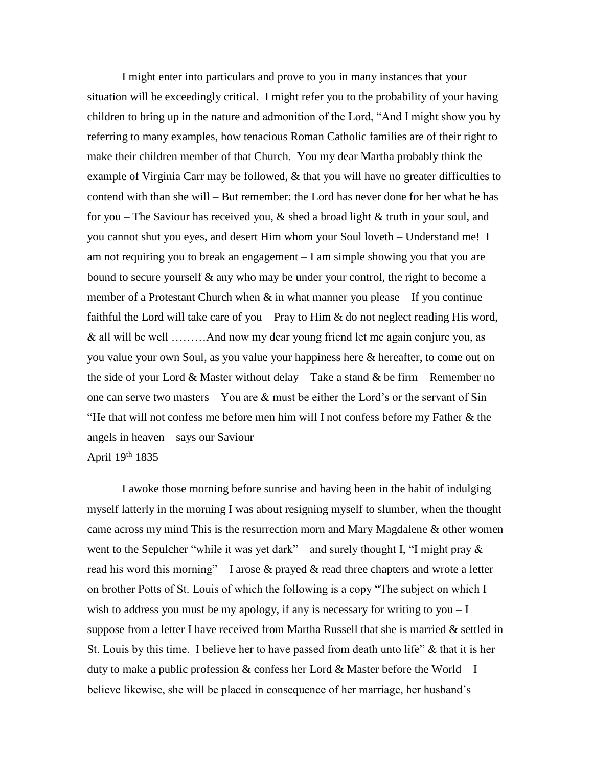I might enter into particulars and prove to you in many instances that your situation will be exceedingly critical. I might refer you to the probability of your having children to bring up in the nature and admonition of the Lord, "And I might show you by referring to many examples, how tenacious Roman Catholic families are of their right to make their children member of that Church. You my dear Martha probably think the example of Virginia Carr may be followed, & that you will have no greater difficulties to contend with than she will – But remember: the Lord has never done for her what he has for you – The Saviour has received you, & shed a broad light & truth in your soul, and you cannot shut you eyes, and desert Him whom your Soul loveth – Understand me! I am not requiring you to break an engagement – I am simple showing you that you are bound to secure yourself & any who may be under your control, the right to become a member of a Protestant Church when & in what manner you please – If you continue faithful the Lord will take care of you – Pray to Him & do not neglect reading His word, & all will be well ………And now my dear young friend let me again conjure you, as you value your own Soul, as you value your happiness here & hereafter, to come out on the side of your Lord & Master without delay – Take a stand & be firm – Remember no one can serve two masters – You are & must be either the Lord's or the servant of Sin – "He that will not confess me before men him will I not confess before my Father & the angels in heaven – says our Saviour –

April 19th 1835

I awoke those morning before sunrise and having been in the habit of indulging myself latterly in the morning I was about resigning myself to slumber, when the thought came across my mind This is the resurrection morn and Mary Magdalene & other women went to the Sepulcher "while it was yet dark" – and surely thought I, "I might pray & read his word this morning" – I arose & prayed & read three chapters and wrote a letter on brother Potts of St. Louis of which the following is a copy "The subject on which I wish to address you must be my apology, if any is necessary for writing to you – I suppose from a letter I have received from Martha Russell that she is married & settled in St. Louis by this time. I believe her to have passed from death unto life" & that it is her duty to make a public profession & confess her Lord & Master before the World – I believe likewise, she will be placed in consequence of her marriage, her husband's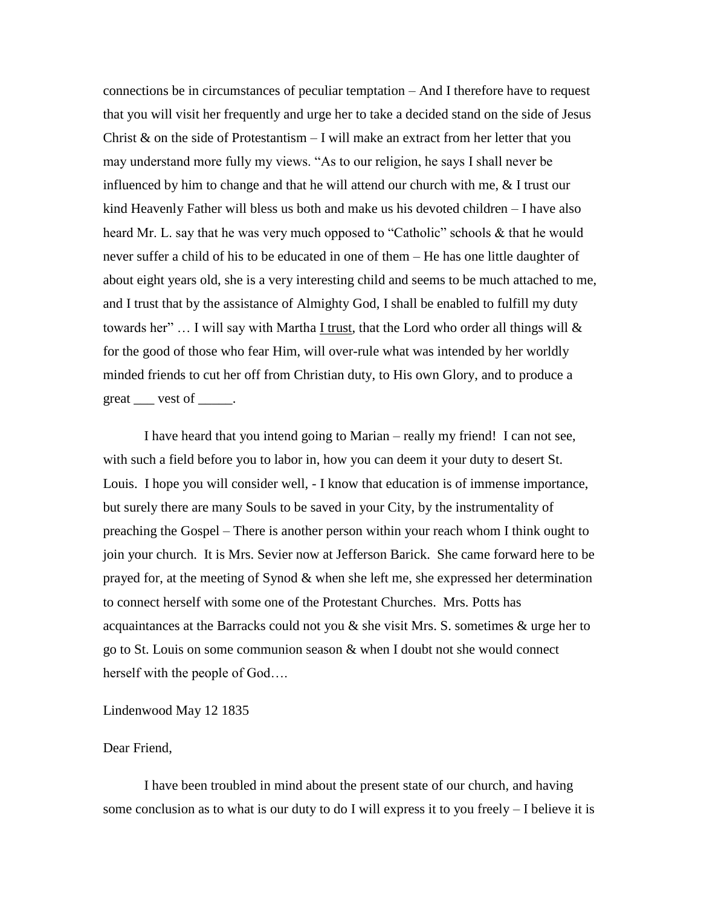connections be in circumstances of peculiar temptation – And I therefore have to request that you will visit her frequently and urge her to take a decided stand on the side of Jesus Christ & on the side of Protestantism – I will make an extract from her letter that you may understand more fully my views. "As to our religion, he says I shall never be influenced by him to change and that he will attend our church with me, & I trust our kind Heavenly Father will bless us both and make us his devoted children – I have also heard Mr. L. say that he was very much opposed to "Catholic" schools & that he would never suffer a child of his to be educated in one of them – He has one little daughter of about eight years old, she is a very interesting child and seems to be much attached to me, and I trust that by the assistance of Almighty God, I shall be enabled to fulfill my duty towards her" … I will say with Martha <u>I trust</u>, that the Lord who order all things will & for the good of those who fear Him, will over-rule what was intended by her worldly minded friends to cut her off from Christian duty, to His own Glory, and to produce a great ___ vest of _____.

I have heard that you intend going to Marian – really my friend! I can not see, with such a field before you to labor in, how you can deem it your duty to desert St. Louis. I hope you will consider well, - I know that education is of immense importance, but surely there are many Souls to be saved in your City, by the instrumentality of preaching the Gospel – There is another person within your reach whom I think ought to join your church. It is Mrs. Sevier now at Jefferson Barick. She came forward here to be prayed for, at the meeting of Synod & when she left me, she expressed her determination to connect herself with some one of the Protestant Churches. Mrs. Potts has acquaintances at the Barracks could not you & she visit Mrs. S. sometimes & urge her to go to St. Louis on some communion season & when I doubt not she would connect herself with the people of God….

Lindenwood May 12 1835

Dear Friend,

I have been troubled in mind about the present state of our church, and having some conclusion as to what is our duty to do I will express it to you freely – I believe it is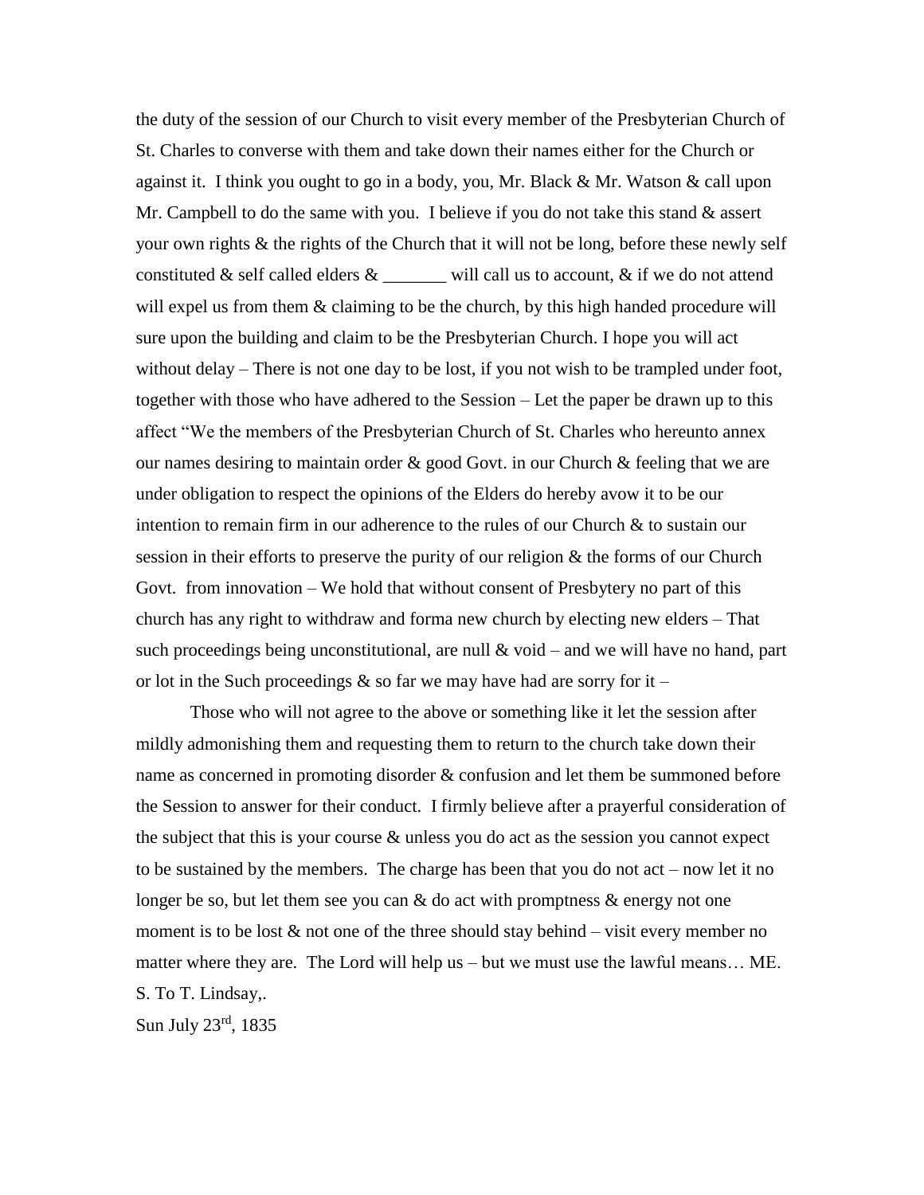the duty of the session of our Church to visit every member of the Presbyterian Church of St. Charles to converse with them and take down their names either for the Church or against it. I think you ought to go in a body, you, Mr. Black & Mr. Watson & call upon Mr. Campbell to do the same with you. I believe if you do not take this stand & assert your own rights & the rights of the Church that it will not be long, before these newly self constituted & self called elders & _______ will call us to account, & if we do not attend will expel us from them & claiming to be the church, by this high handed procedure will sure upon the building and claim to be the Presbyterian Church. I hope you will act without delay – There is not one day to be lost, if you not wish to be trampled under foot, together with those who have adhered to the Session – Let the paper be drawn up to this affect "We the members of the Presbyterian Church of St. Charles who hereunto annex our names desiring to maintain order & good Govt. in our Church & feeling that we are under obligation to respect the opinions of the Elders do hereby avow it to be our intention to remain firm in our adherence to the rules of our Church & to sustain our session in their efforts to preserve the purity of our religion & the forms of our Church Govt. from innovation – We hold that without consent of Presbytery no part of this church has any right to withdraw and forma new church by electing new elders – That such proceedings being unconstitutional, are null & void – and we will have no hand, part or lot in the Such proceedings & so far we may have had are sorry for it –

Those who will not agree to the above or something like it let the session after mildly admonishing them and requesting them to return to the church take down their name as concerned in promoting disorder & confusion and let them be summoned before the Session to answer for their conduct. I firmly believe after a prayerful consideration of the subject that this is your course & unless you do act as the session you cannot expect to be sustained by the members. The charge has been that you do not act – now let it no longer be so, but let them see you can & do act with promptness & energy not one moment is to be lost & not one of the three should stay behind – visit every member no matter where they are. The Lord will help us – but we must use the lawful means… ME. S. To T. Lindsay,.

Sun July 23rd, 1835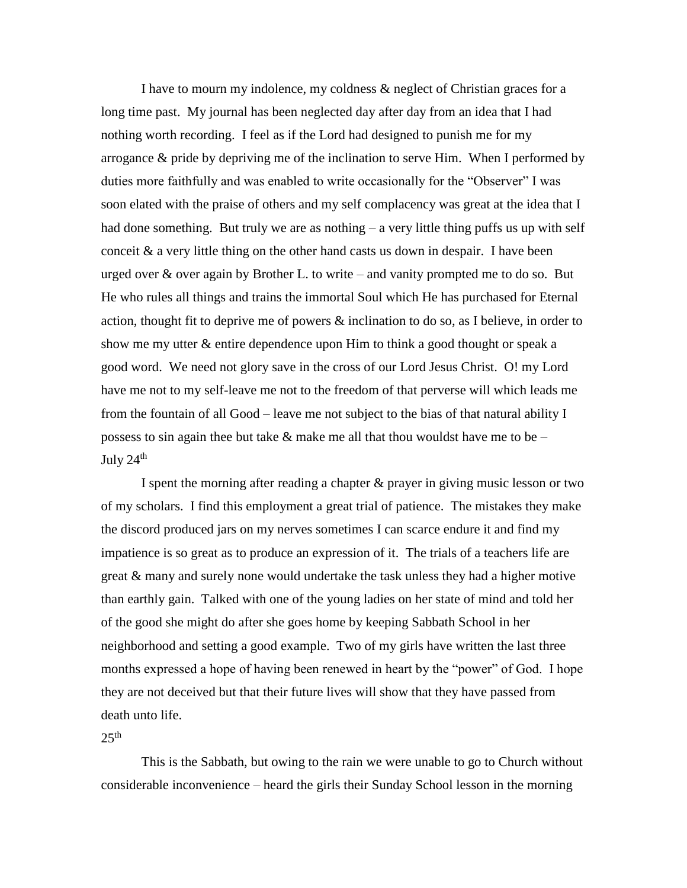I have to mourn my indolence, my coldness & neglect of Christian graces for a long time past. My journal has been neglected day after day from an idea that I had nothing worth recording. I feel as if the Lord had designed to punish me for my arrogance & pride by depriving me of the inclination to serve Him. When I performed by duties more faithfully and was enabled to write occasionally for the "Observer" I was soon elated with the praise of others and my self complacency was great at the idea that I had done something. But truly we are as nothing – a very little thing puffs us up with self conceit & a very little thing on the other hand casts us down in despair. I have been urged over & over again by Brother L. to write – and vanity prompted me to do so. But He who rules all things and trains the immortal Soul which He has purchased for Eternal action, thought fit to deprive me of powers & inclination to do so, as I believe, in order to show me my utter & entire dependence upon Him to think a good thought or speak a good word. We need not glory save in the cross of our Lord Jesus Christ. O! my Lord have me not to my self-leave me not to the freedom of that perverse will which leads me from the fountain of all Good – leave me not subject to the bias of that natural ability I possess to sin again thee but take & make me all that thou wouldst have me to be –

July 24th

I spent the morning after reading a chapter & prayer in giving music lesson or two of my scholars. I find this employment a great trial of patience. The mistakes they make the discord produced jars on my nerves sometimes I can scarce endure it and find my impatience is so great as to produce an expression of it. The trials of a teachers life are great & many and surely none would undertake the task unless they had a higher motive than earthly gain. Talked with one of the young ladies on her state of mind and told her of the good she might do after she goes home by keeping Sabbath School in her neighborhood and setting a good example. Two of my girls have written the last three months expressed a hope of having been renewed in heart by the "power" of God. I hope they are not deceived but that their future lives will show that they have passed from death unto life.

25th

This is the Sabbath, but owing to the rain we were unable to go to Church without considerable inconvenience – heard the girls their Sunday School lesson in the morning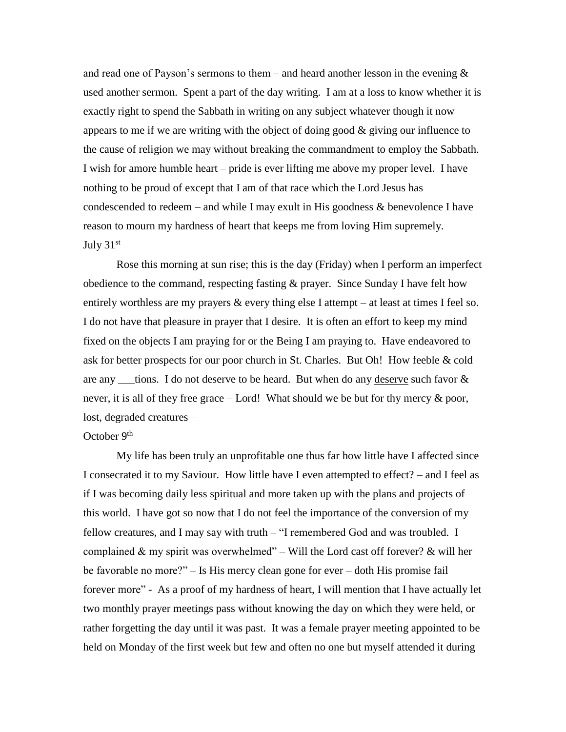and read one of Payson's sermons to them – and heard another lesson in the evening & used another sermon. Spent a part of the day writing. I am at a loss to know whether it is exactly right to spend the Sabbath in writing on any subject whatever though it now appears to me if we are writing with the object of doing good & giving our influence to the cause of religion we may without breaking the commandment to employ the Sabbath. I wish for amore humble heart – pride is ever lifting me above my proper level. I have nothing to be proud of except that I am of that race which the Lord Jesus has condescended to redeem – and while I may exult in His goodness & benevolence I have reason to mourn my hardness of heart that keeps me from loving Him supremely.

July 31st

Rose this morning at sun rise; this is the day (Friday) when I perform an imperfect obedience to the command, respecting fasting & prayer. Since Sunday I have felt how entirely worthless are my prayers & every thing else I attempt – at least at times I feel so. I do not have that pleasure in prayer that I desire. It is often an effort to keep my mind fixed on the objects I am praying for or the Being I am praying to. Have endeavored to ask for better prospects for our poor church in St. Charles. But Oh! How feeble & cold are any ___tions. I do not deserve to be heard. But when do any <u>deserve</u> such favor & never, it is all of they free grace – Lord! What should we be but for thy mercy & poor, lost, degraded creatures –

October 9th

My life has been truly an unprofitable one thus far how little have I affected since I consecrated it to my Saviour. How little have I even attempted to effect? – and I feel as if I was becoming daily less spiritual and more taken up with the plans and projects of this world. I have got so now that I do not feel the importance of the conversion of my fellow creatures, and I may say with truth – "I remembered God and was troubled. I complained & my spirit was overwhelmed" – Will the Lord cast off forever? & will her be favorable no more?" – Is His mercy clean gone for ever – doth His promise fail forever more" - As a proof of my hardness of heart, I will mention that I have actually let two monthly prayer meetings pass without knowing the day on which they were held, or rather forgetting the day until it was past. It was a female prayer meeting appointed to be held on Monday of the first week but few and often no one but myself attended it during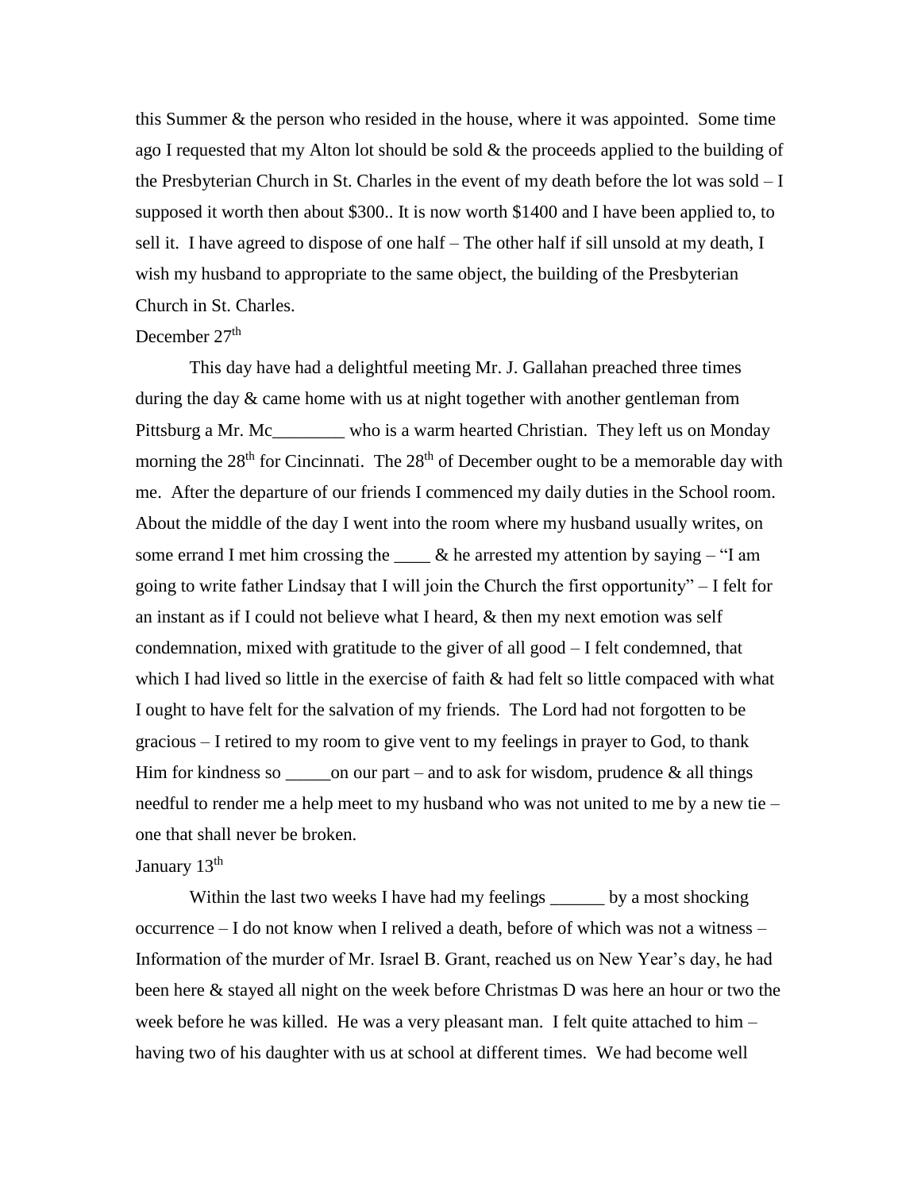this Summer & the person who resided in the house, where it was appointed. Some time ago I requested that my Alton lot should be sold & the proceeds applied to the building of the Presbyterian Church in St. Charles in the event of my death before the lot was sold – I supposed it worth then about $300.. It is now worth $1400 and I have been applied to, to sell it. I have agreed to dispose of one half – The other half if sill unsold at my death, I wish my husband to appropriate to the same object, the building of the Presbyterian Church in St. Charles.

December 27th

This day have had a delightful meeting Mr. J. Gallahan preached three times during the day & came home with us at night together with another gentleman from Pittsburg a Mr. Mc________ who is a warm hearted Christian. They left us on Monday morning the 28th for Cincinnati. The 28th of December ought to be a memorable day with me. After the departure of our friends I commenced my daily duties in the School room. About the middle of the day I went into the room where my husband usually writes, on some errand I met him crossing the ____ & he arrested my attention by saying – "I am going to write father Lindsay that I will join the Church the first opportunity" – I felt for an instant as if I could not believe what I heard, & then my next emotion was self condemnation, mixed with gratitude to the giver of all good – I felt condemned, that which I had lived so little in the exercise of faith & had felt so little compaced with what I ought to have felt for the salvation of my friends. The Lord had not forgotten to be gracious – I retired to my room to give vent to my feelings in prayer to God, to thank Him for kindness so _____on our part – and to ask for wisdom, prudence & all things needful to render me a help meet to my husband who was not united to me by a new tie – one that shall never be broken.

January 13th

Within the last two weeks I have had my feelings ______ by a most shocking occurrence – I do not know when I relived a death, before of which was not a witness – Information of the murder of Mr. Israel B. Grant, reached us on New Year's day, he had been here & stayed all night on the week before Christmas D was here an hour or two the week before he was killed. He was a very pleasant man. I felt quite attached to him – having two of his daughter with us at school at different times. We had become well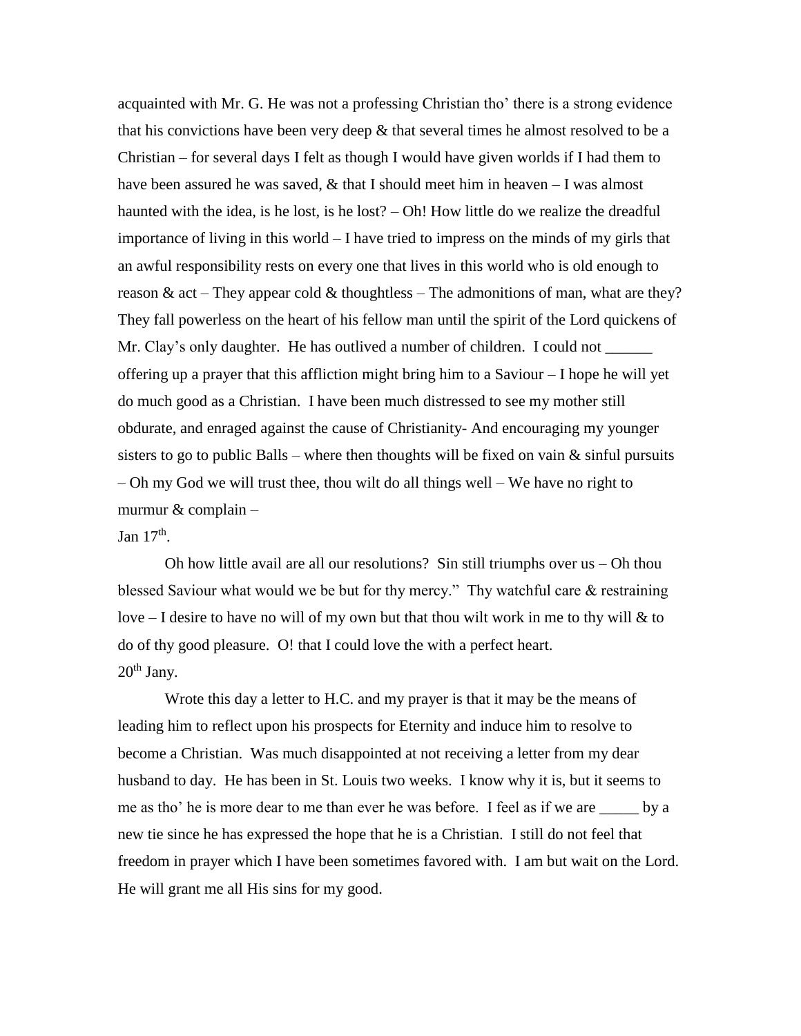acquainted with Mr. G. He was not a professing Christian tho' there is a strong evidence that his convictions have been very deep & that several times he almost resolved to be a Christian – for several days I felt as though I would have given worlds if I had them to have been assured he was saved, & that I should meet him in heaven – I was almost haunted with the idea, is he lost, is he lost? – Oh! How little do we realize the dreadful importance of living in this world – I have tried to impress on the minds of my girls that an awful responsibility rests on every one that lives in this world who is old enough to reason & act – They appear cold & thoughtless – The admonitions of man, what are they? They fall powerless on the heart of his fellow man until the spirit of the Lord quickens of Mr. Clay's only daughter. He has outlived a number of children. I could not ______ offering up a prayer that this affliction might bring him to a Saviour – I hope he will yet do much good as a Christian. I have been much distressed to see my mother still obdurate, and enraged against the cause of Christianity- And encouraging my younger sisters to go to public Balls – where then thoughts will be fixed on vain & sinful pursuits – Oh my God we will trust thee, thou wilt do all things well – We have no right to murmur & complain –

Jan 17th.

Oh how little avail are all our resolutions? Sin still triumphs over us – Oh thou blessed Saviour what would we be but for thy mercy." Thy watchful care & restraining love – I desire to have no will of my own but that thou wilt work in me to thy will & to do of thy good pleasure. O! that I could love the with a perfect heart.

20th Jany.

Wrote this day a letter to H.C. and my prayer is that it may be the means of leading him to reflect upon his prospects for Eternity and induce him to resolve to become a Christian. Was much disappointed at not receiving a letter from my dear husband to day. He has been in St. Louis two weeks. I know why it is, but it seems to me as tho' he is more dear to me than ever he was before. I feel as if we are _____ by a new tie since he has expressed the hope that he is a Christian. I still do not feel that freedom in prayer which I have been sometimes favored with. I am but wait on the Lord. He will grant me all His sins for my good.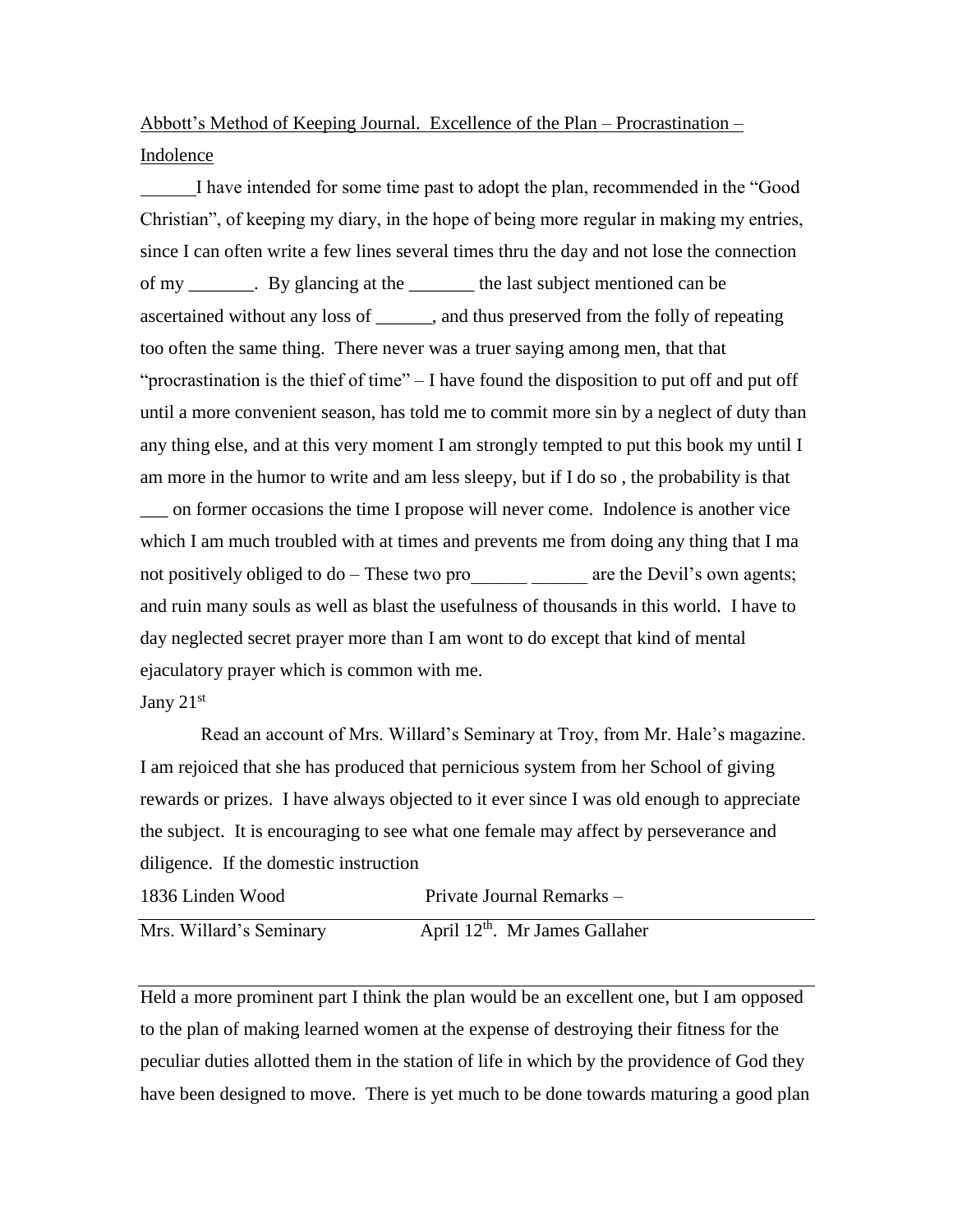Abbott's Method of Keeping Journal. Excellence of the Plan – Procrastination – Indolence

______I have intended for some time past to adopt the plan, recommended in the "Good Christian", of keeping my diary, in the hope of being more regular in making my entries, since I can often write a few lines several times thru the day and not lose the connection of my _______. By glancing at the _______ the last subject mentioned can be ascertained without any loss of ______, and thus preserved from the folly of repeating too often the same thing. There never was a truer saying among men, that that "procrastination is the thief of time" – I have found the disposition to put off and put off until a more convenient season, has told me to commit more sin by a neglect of duty than any thing else, and at this very moment I am strongly tempted to put this book my until I am more in the humor to write and am less sleepy, but if I do so , the probability is that ___ on former occasions the time I propose will never come. Indolence is another vice which I am much troubled with at times and prevents me from doing any thing that I ma not positively obliged to do – These two pro______ ______ are the Devil's own agents; and ruin many souls as well as blast the usefulness of thousands in this world. I have to day neglected secret prayer more than I am wont to do except that kind of mental ejaculatory prayer which is common with me.

Jany 21st

Read an account of Mrs. Willard's Seminary at Troy, from Mr. Hale's magazine. I am rejoiced that she has produced that pernicious system from her School of giving rewards or prizes. I have always objected to it ever since I was old enough to appreciate the subject. It is encouraging to see what one female may affect by perseverance and diligence. If the domestic instruction

| | |
|---|---|
| 1836 Linden Wood | Private Journal Remarks – |
| Mrs. Willard's Seminary | April 12th. Mr James Gallaher |

Held a more prominent part I think the plan would be an excellent one, but I am opposed to the plan of making learned women at the expense of destroying their fitness for the peculiar duties allotted them in the station of life in which by the providence of God they have been designed to move. There is yet much to be done towards maturing a good plan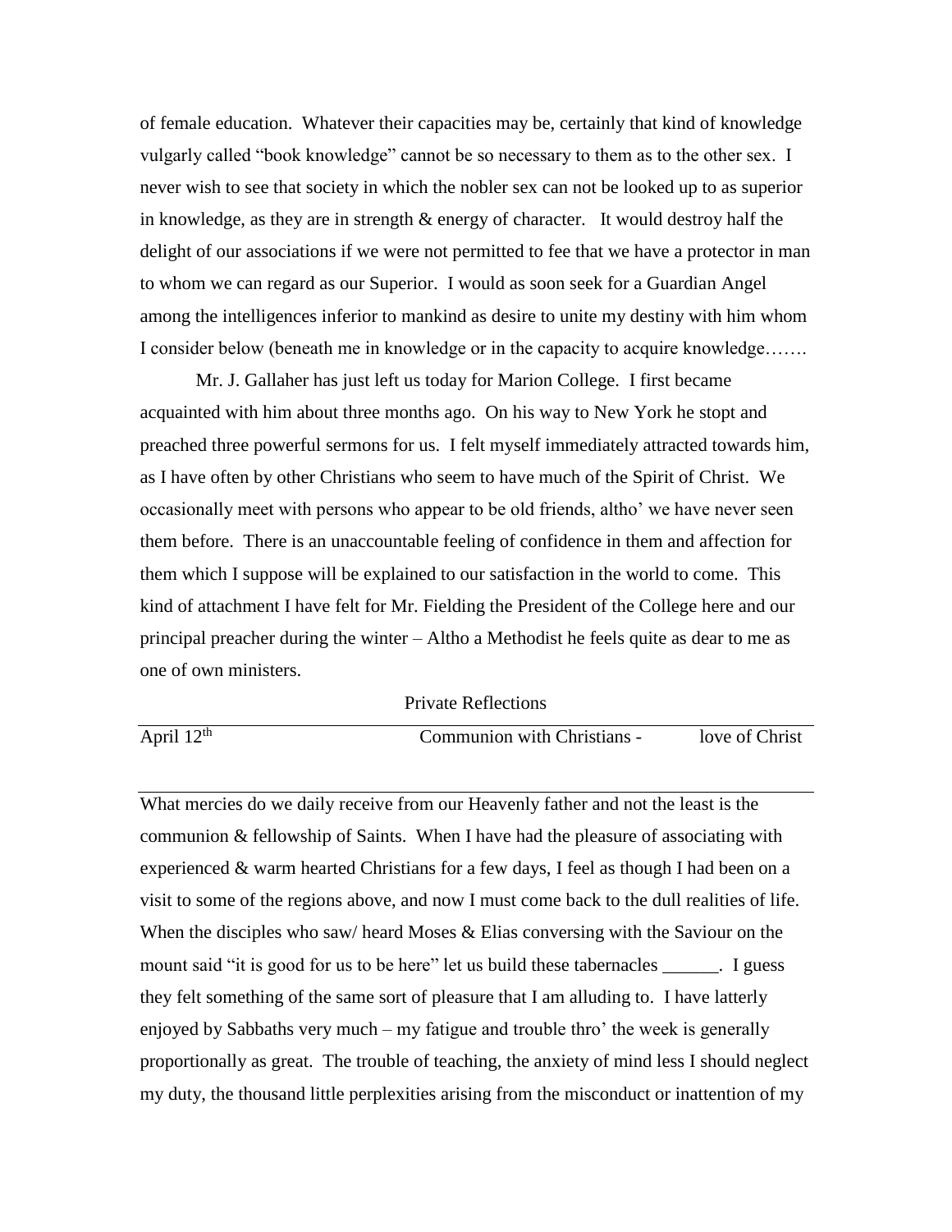of female education. Whatever their capacities may be, certainly that kind of knowledge vulgarly called "book knowledge" cannot be so necessary to them as to the other sex. I never wish to see that society in which the nobler sex can not be looked up to as superior in knowledge, as they are in strength & energy of character. It would destroy half the delight of our associations if we were not permitted to fee that we have a protector in man to whom we can regard as our Superior. I would as soon seek for a Guardian Angel among the intelligences inferior to mankind as desire to unite my destiny with him whom I consider below (beneath me in knowledge or in the capacity to acquire knowledge…….

Mr. J. Gallaher has just left us today for Marion College. I first became acquainted with him about three months ago. On his way to New York he stopt and preached three powerful sermons for us. I felt myself immediately attracted towards him, as I have often by other Christians who seem to have much of the Spirit of Christ. We occasionally meet with persons who appear to be old friends, altho' we have never seen them before. There is an unaccountable feeling of confidence in them and affection for them which I suppose will be explained to our satisfaction in the world to come. This kind of attachment I have felt for Mr. Fielding the President of the College here and our principal preacher during the winter – Altho a Methodist he feels quite as dear to me as one of own ministers.

Private Reflections

| | | |
|---|---|---|
| April 12th | Communion with Christians - | love of Christ |

What mercies do we daily receive from our Heavenly father and not the least is the communion & fellowship of Saints. When I have had the pleasure of associating with experienced & warm hearted Christians for a few days, I feel as though I had been on a visit to some of the regions above, and now I must come back to the dull realities of life. When the disciples who saw/ heard Moses & Elias conversing with the Saviour on the mount said "it is good for us to be here" let us build these tabernacles ______. I guess they felt something of the same sort of pleasure that I am alluding to. I have latterly enjoyed by Sabbaths very much – my fatigue and trouble thro' the week is generally proportionally as great. The trouble of teaching, the anxiety of mind less I should neglect my duty, the thousand little perplexities arising from the misconduct or inattention of my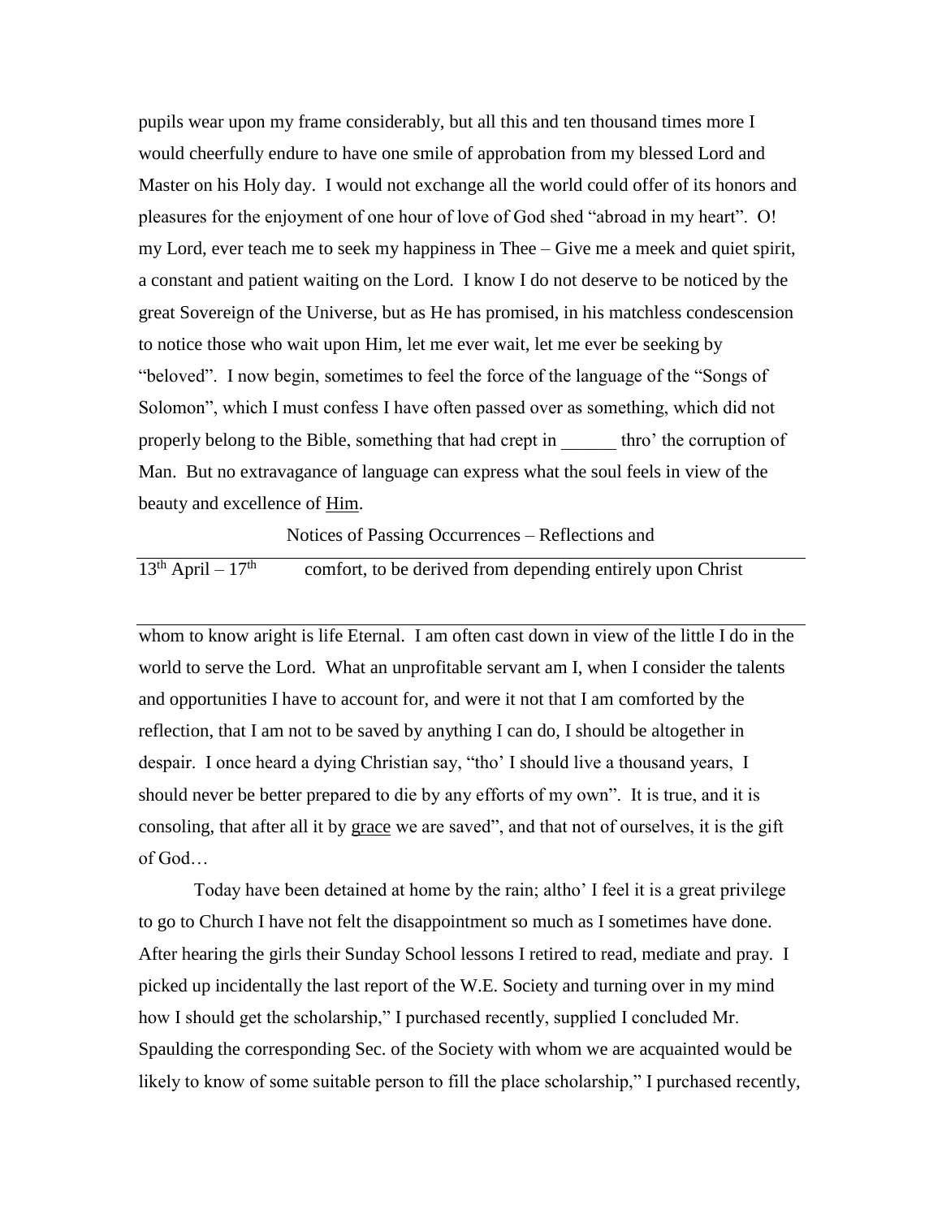pupils wear upon my frame considerably, but all this and ten thousand times more I would cheerfully endure to have one smile of approbation from my blessed Lord and Master on his Holy day. I would not exchange all the world could offer of its honors and pleasures for the enjoyment of one hour of love of God shed "abroad in my heart". O! my Lord, ever teach me to seek my happiness in Thee – Give me a meek and quiet spirit, a constant and patient waiting on the Lord. I know I do not deserve to be noticed by the great Sovereign of the Universe, but as He has promised, in his matchless condescension to notice those who wait upon Him, let me ever wait, let me ever be seeking by "beloved". I now begin, sometimes to feel the force of the language of the "Songs of Solomon", which I must confess I have often passed over as something, which did not properly belong to the Bible, something that had crept in ______ thro' the corruption of Man. But no extravagance of language can express what the soul feels in view of the beauty and excellence of <u>Him</u>.

Notices of Passing Occurrences – Reflections and

13th April – 17th comfort, to be derived from depending entirely upon Christ

whom to know aright is life Eternal. I am often cast down in view of the little I do in the world to serve the Lord. What an unprofitable servant am I, when I consider the talents and opportunities I have to account for, and were it not that I am comforted by the reflection, that I am not to be saved by anything I can do, I should be altogether in despair. I once heard a dying Christian say, "tho' I should live a thousand years, I should never be better prepared to die by any efforts of my own". It is true, and it is consoling, that after all it by <u>grace</u> we are saved", and that not of ourselves, it is the gift of God…

Today have been detained at home by the rain; altho' I feel it is a great privilege to go to Church I have not felt the disappointment so much as I sometimes have done. After hearing the girls their Sunday School lessons I retired to read, mediate and pray. I picked up incidentally the last report of the W.E. Society and turning over in my mind how I should get the scholarship," I purchased recently, supplied I concluded Mr. Spaulding the corresponding Sec. of the Society with whom we are acquainted would be likely to know of some suitable person to fill the place scholarship," I purchased recently,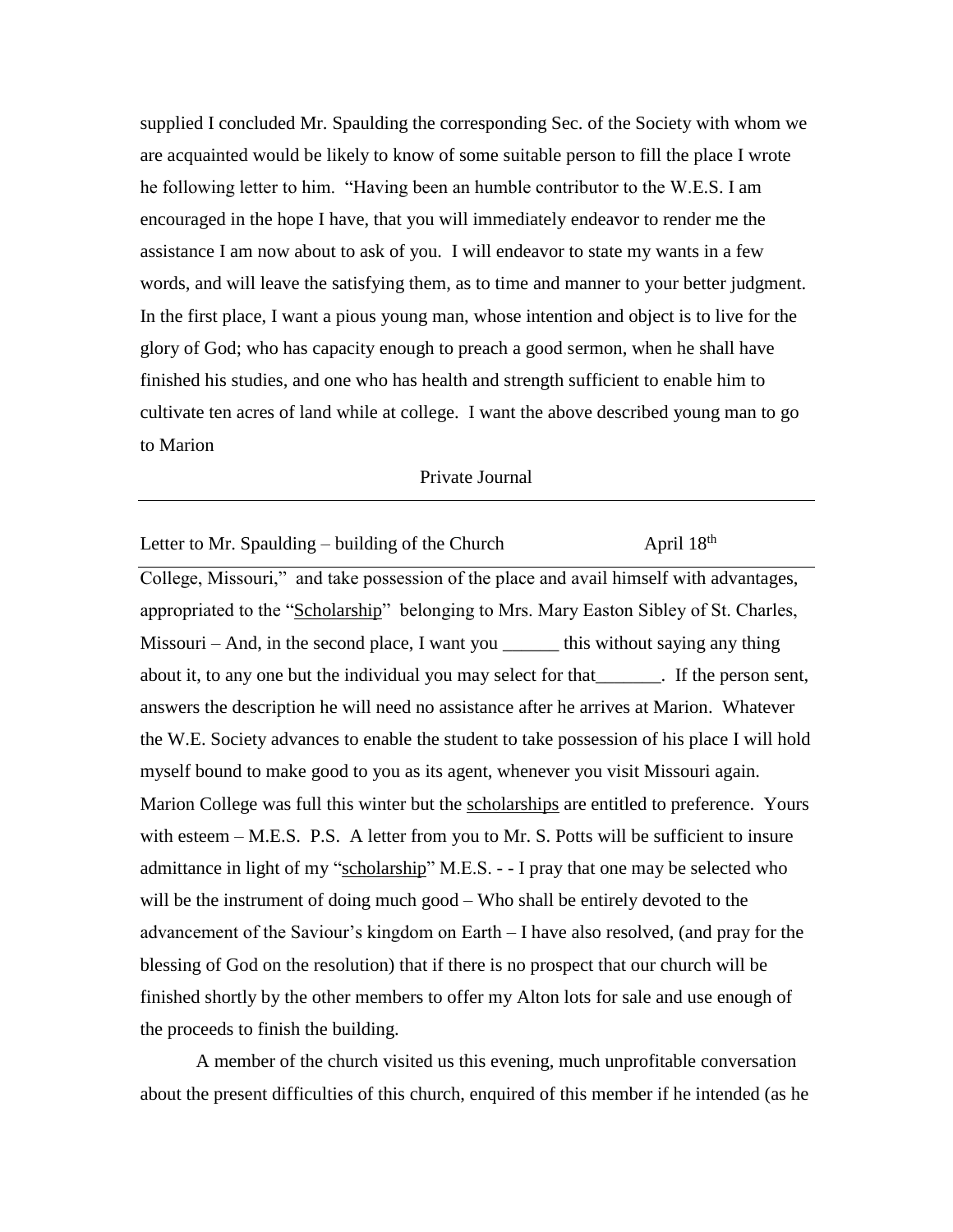supplied I concluded Mr. Spaulding the corresponding Sec. of the Society with whom we are acquainted would be likely to know of some suitable person to fill the place I wrote he following letter to him. "Having been an humble contributor to the W.E.S. I am encouraged in the hope I have, that you will immediately endeavor to render me the assistance I am now about to ask of you. I will endeavor to state my wants in a few words, and will leave the satisfying them, as to time and manner to your better judgment. In the first place, I want a pious young man, whose intention and object is to live for the glory of God; who has capacity enough to preach a good sermon, when he shall have finished his studies, and one who has health and strength sufficient to enable him to cultivate ten acres of land while at college. I want the above described young man to go to Marion

Private Journal

---

Letter to Mr. Spaulding – building of the Church April 18th

---

College, Missouri," and take possession of the place and avail himself with advantages, appropriated to the "<u>Scholarship</u>" belonging to Mrs. Mary Easton Sibley of St. Charles, Missouri – And, in the second place, I want you ______ this without saying any thing about it, to any one but the individual you may select for that_______. If the person sent, answers the description he will need no assistance after he arrives at Marion. Whatever the W.E. Society advances to enable the student to take possession of his place I will hold myself bound to make good to you as its agent, whenever you visit Missouri again. Marion College was full this winter but the <u>scholarships</u> are entitled to preference. Yours with esteem – M.E.S. P.S. A letter from you to Mr. S. Potts will be sufficient to insure admittance in light of my "<u>scholarship</u>" M.E.S. - - I pray that one may be selected who will be the instrument of doing much good – Who shall be entirely devoted to the advancement of the Saviour's kingdom on Earth – I have also resolved, (and pray for the blessing of God on the resolution) that if there is no prospect that our church will be finished shortly by the other members to offer my Alton lots for sale and use enough of the proceeds to finish the building.

A member of the church visited us this evening, much unprofitable conversation about the present difficulties of this church, enquired of this member if he intended (as he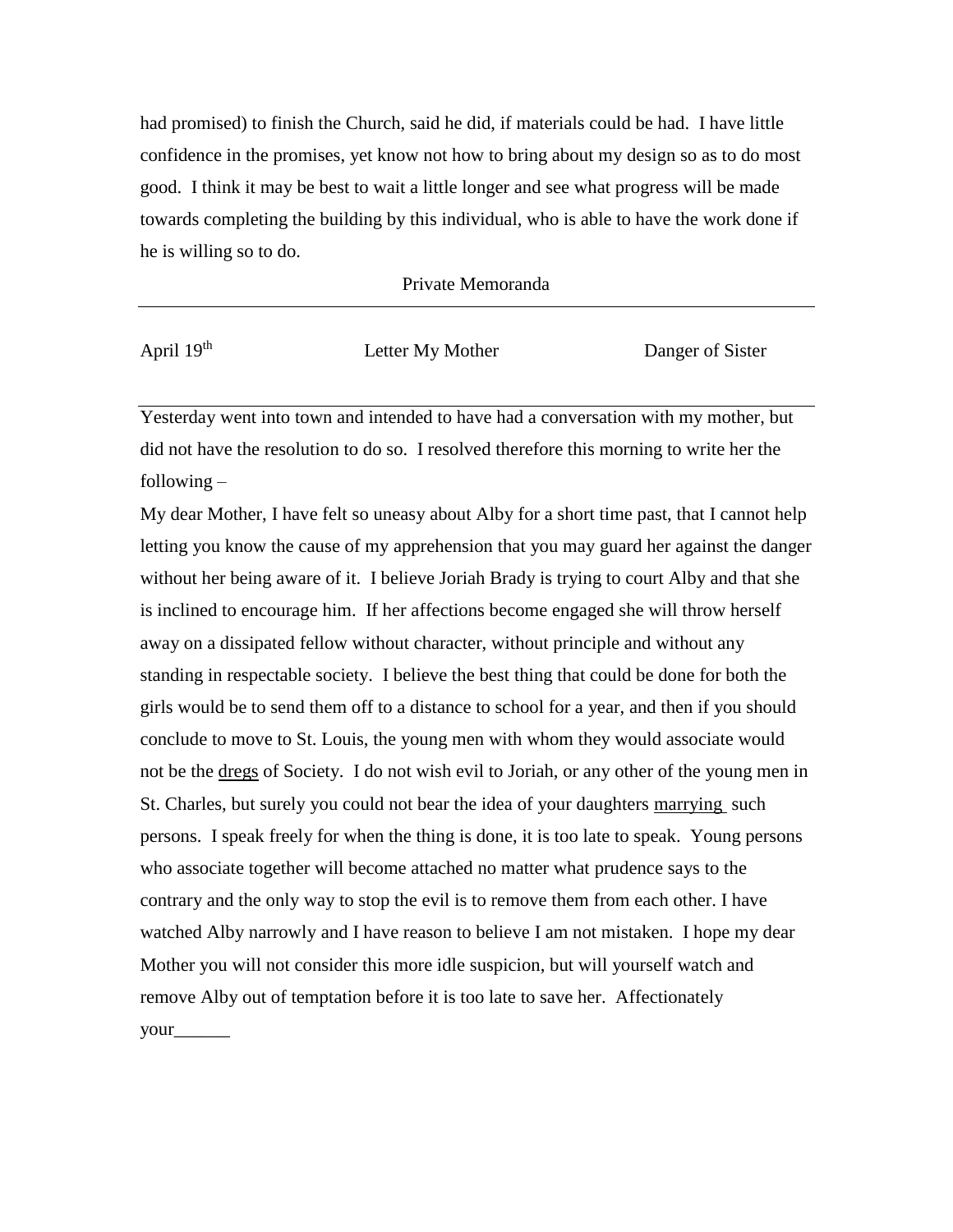had promised) to finish the Church, said he did, if materials could be had. I have little confidence in the promises, yet know not how to bring about my design so as to do most good. I think it may be best to wait a little longer and see what progress will be made towards completing the building by this individual, who is able to have the work done if he is willing so to do.

Private Memoranda

---

April 19th Letter My Mother Danger of Sister

---

Yesterday went into town and intended to have had a conversation with my mother, but did not have the resolution to do so. I resolved therefore this morning to write her the following –

My dear Mother, I have felt so uneasy about Alby for a short time past, that I cannot help letting you know the cause of my apprehension that you may guard her against the danger without her being aware of it. I believe Joriah Brady is trying to court Alby and that she is inclined to encourage him. If her affections become engaged she will throw herself away on a dissipated fellow without character, without principle and without any standing in respectable society. I believe the best thing that could be done for both the girls would be to send them off to a distance to school for a year, and then if you should conclude to move to St. Louis, the young men with whom they would associate would not be the <u>dregs</u> of Society. I do not wish evil to Joriah, or any other of the young men in St. Charles, but surely you could not bear the idea of your daughters <u>marrying</u> such persons. I speak freely for when the thing is done, it is too late to speak. Young persons who associate together will become attached no matter what prudence says to the contrary and the only way to stop the evil is to remove them from each other. I have watched Alby narrowly and I have reason to believe I am not mistaken. I hope my dear Mother you will not consider this more idle suspicion, but will yourself watch and remove Alby out of temptation before it is too late to save her. Affectionately your______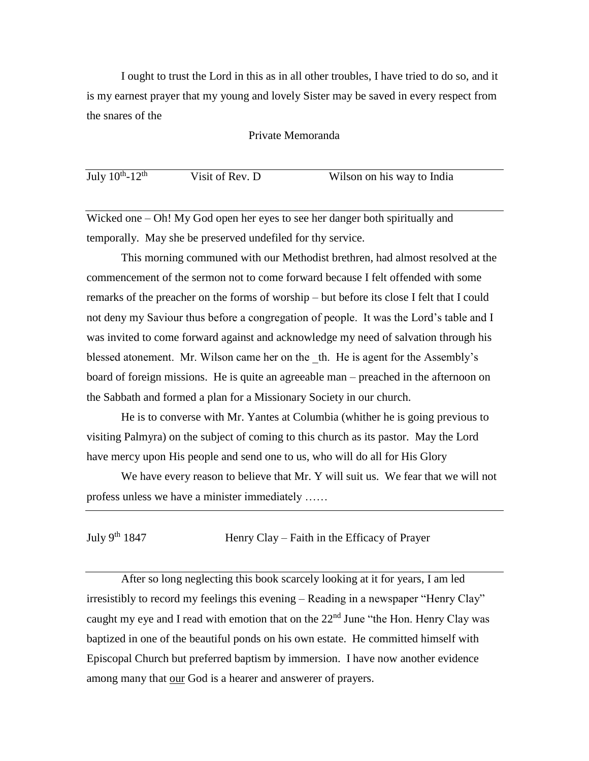I ought to trust the Lord in this as in all other troubles, I have tried to do so, and it is my earnest prayer that my young and lovely Sister may be saved in every respect from the snares of the

Private Memoranda

| | | |
|---|---|---|
| July 10th-12th | Visit of Rev. D | Wilson on his way to India |

Wicked one – Oh! My God open her eyes to see her danger both spiritually and temporally. May she be preserved undefiled for thy service.

This morning communed with our Methodist brethren, had almost resolved at the commencement of the sermon not to come forward because I felt offended with some remarks of the preacher on the forms of worship – but before its close I felt that I could not deny my Saviour thus before a congregation of people. It was the Lord's table and I was invited to come forward against and acknowledge my need of salvation through his blessed atonement. Mr. Wilson came her on the _th. He is agent for the Assembly's board of foreign missions. He is quite an agreeable man – preached in the afternoon on the Sabbath and formed a plan for a Missionary Society in our church.

He is to converse with Mr. Yantes at Columbia (whither he is going previous to visiting Palmyra) on the subject of coming to this church as its pastor. May the Lord have mercy upon His people and send one to us, who will do all for His Glory

We have every reason to believe that Mr. Y will suit us. We fear that we will not profess unless we have a minister immediately ……

| | |
|---|---|
| July 9th 1847 | Henry Clay – Faith in the Efficacy of Prayer |

After so long neglecting this book scarcely looking at it for years, I am led irresistibly to record my feelings this evening – Reading in a newspaper "Henry Clay" caught my eye and I read with emotion that on the 22nd June "the Hon. Henry Clay was baptized in one of the beautiful ponds on his own estate. He committed himself with Episcopal Church but preferred baptism by immersion. I have now another evidence among many that <u>our</u> God is a hearer and answerer of prayers.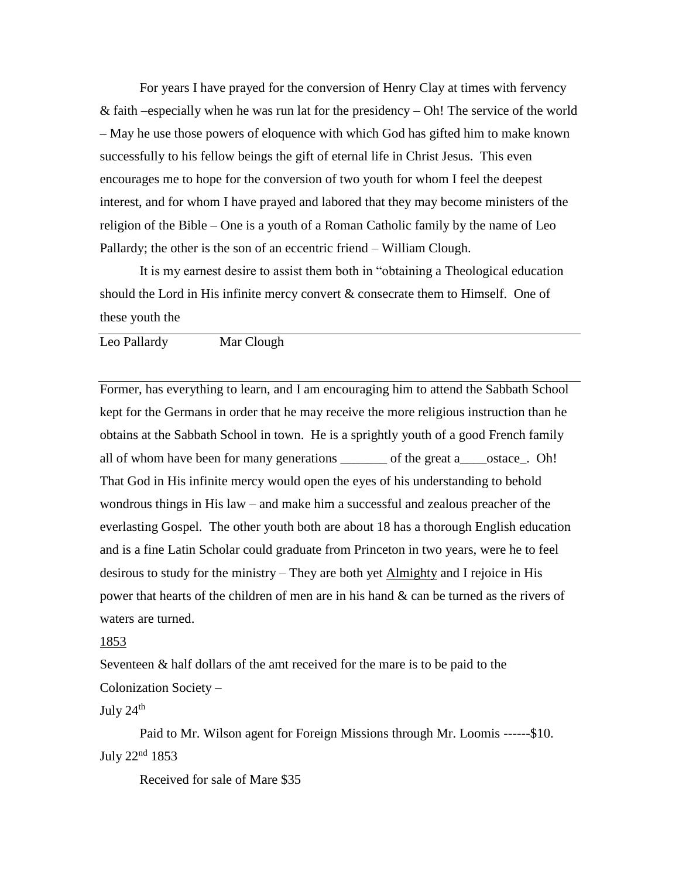For years I have prayed for the conversion of Henry Clay at times with fervency & faith –especially when he was run lat for the presidency – Oh! The service of the world – May he use those powers of eloquence with which God has gifted him to make known successfully to his fellow beings the gift of eternal life in Christ Jesus. This even encourages me to hope for the conversion of two youth for whom I feel the deepest interest, and for whom I have prayed and labored that they may become ministers of the religion of the Bible – One is a youth of a Roman Catholic family by the name of Leo Pallardy; the other is the son of an eccentric friend – William Clough.

It is my earnest desire to assist them both in "obtaining a Theological education should the Lord in His infinite mercy convert & consecrate them to Himself. One of these youth the

---

Leo Pallardy Mar Clough

---

Former, has everything to learn, and I am encouraging him to attend the Sabbath School kept for the Germans in order that he may receive the more religious instruction than he obtains at the Sabbath School in town. He is a sprightly youth of a good French family all of whom have been for many generations _______ of the great a____ostace_. Oh! That God in His infinite mercy would open the eyes of his understanding to behold wondrous things in His law – and make him a successful and zealous preacher of the everlasting Gospel. The other youth both are about 18 has a thorough English education and is a fine Latin Scholar could graduate from Princeton in two years, were he to feel desirous to study for the ministry – They are both yet <u>Almighty</u> and I rejoice in His power that hearts of the children of men are in his hand & can be turned as the rivers of waters are turned.

<u>1853</u>

Seventeen & half dollars of the amt received for the mare is to be paid to the Colonization Society –

July 24th

Paid to Mr. Wilson agent for Foreign Missions through Mr. Loomis ------$10.

July 22nd 1853

Received for sale of Mare $35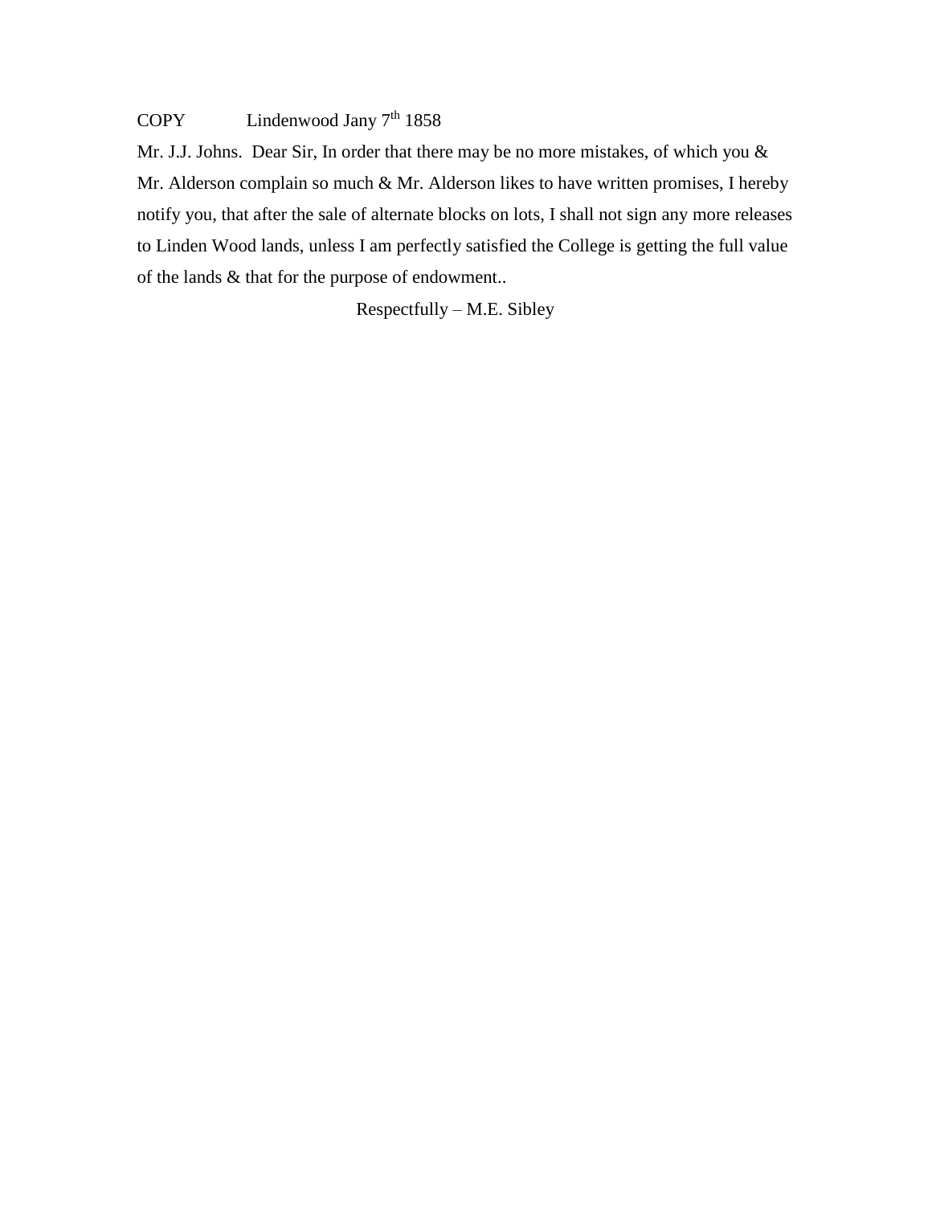COPY Lindenwood Jany 7th 1858

Mr. J.J. Johns. Dear Sir, In order that there may be no more mistakes, of which you & Mr. Alderson complain so much & Mr. Alderson likes to have written promises, I hereby notify you, that after the sale of alternate blocks on lots, I shall not sign any more releases to Linden Wood lands, unless I am perfectly satisfied the College is getting the full value of the lands & that for the purpose of endowment..

Respectfully – M.E. Sibley